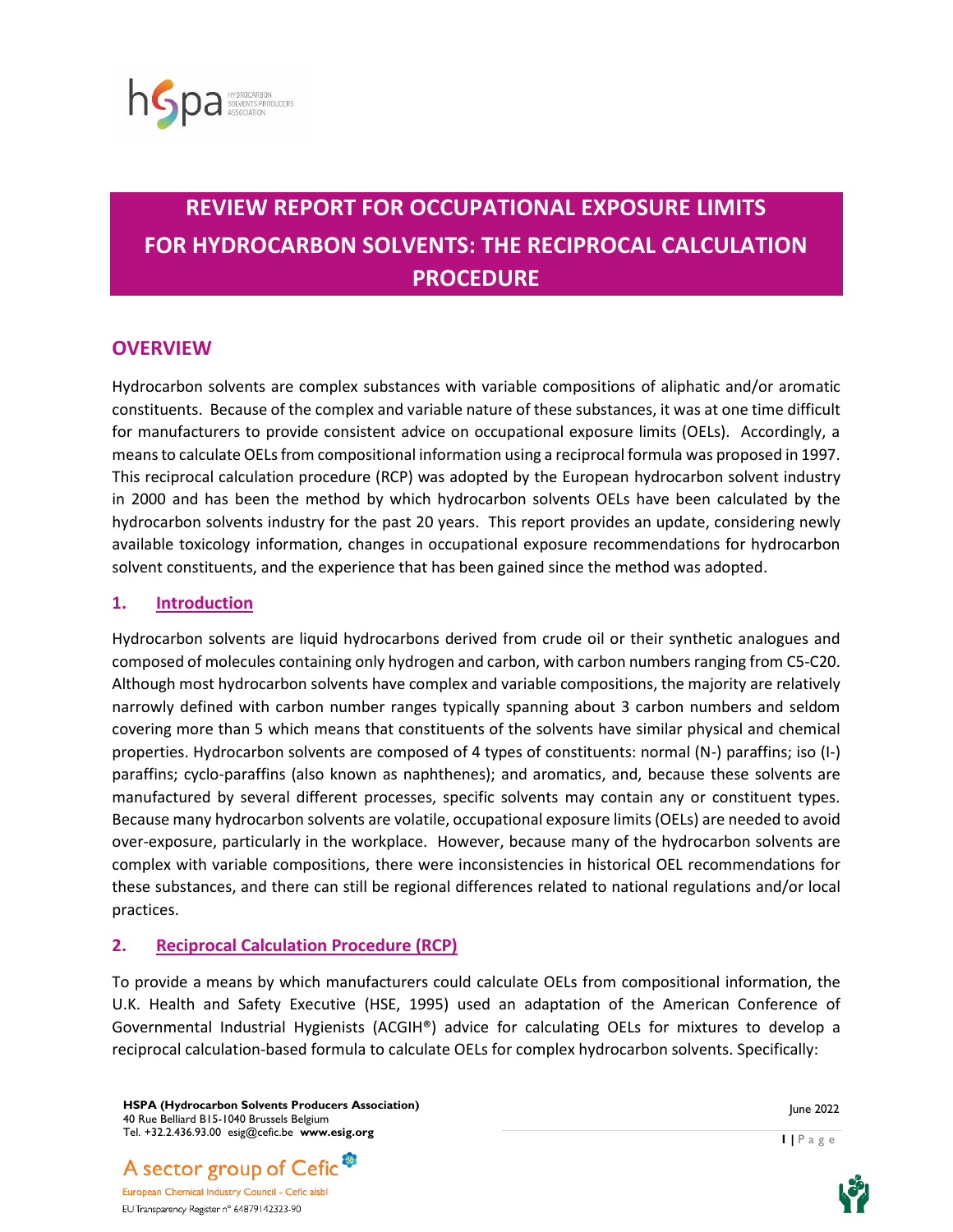# REVIEW REPORT FOR OCCUPATIONAL EXPOSURE LIMITS FOR HYDROCARBON SOLVENTS: THE RECIPROCAL CALCULATION PROCEDURE

## OVERVIEW

Hydrocarbon solvents are complex substances with variable compositions of aliphatic and/or aromatic constituents. Because of the complex and variable nature of these substances, it was at one time difficult for manufacturers to provide consistent advice on occupational exposure limits (OELs). Accordingly, a means to calculate OELs from compositional information using a reciprocal formula was proposed in 1997. This reciprocal calculation procedure (RCP) was adopted by the European hydrocarbon solvent industry in 2000 and has been the method by which hydrocarbon solvents OELs have been calculated by the hydrocarbon solvents industry for the past 20 years. This report provides an update, considering newly available toxicology information, changes in occupational exposure recommendations for hydrocarbon solvent constituents, and the experience that has been gained since the method was adopted.

### 1. Introduction

Hydrocarbon solvents are liquid hydrocarbons derived from crude oil or their synthetic analogues and composed of molecules containing only hydrogen and carbon, with carbon numbers ranging from C5-C20. Although most hydrocarbon solvents have complex and variable compositions, the majority are relatively narrowly defined with carbon number ranges typically spanning about 3 carbon numbers and seldom covering more than 5 which means that constituents of the solvents have similar physical and chemical properties. Hydrocarbon solvents are composed of 4 types of constituents: normal (N-) paraffins; iso (I-) paraffins; cyclo-paraffins (also known as naphthenes); and aromatics, and, because these solvents are manufactured by several different processes, specific solvents may contain any or constituent types. Because many hydrocarbon solvents are volatile, occupational exposure limits (OELs) are needed to avoid over-exposure, particularly in the workplace. However, because many of the hydrocarbon solvents are complex with variable compositions, there were inconsistencies in historical OEL recommendations for these substances, and there can still be regional differences related to national regulations and/or local practices.

### 2. Reciprocal Calculation Procedure (RCP)

To provide a means by which manufacturers could calculate OELs from compositional information, the U.K. Health and Safety Executive (HSE, 1995) used an adaptation of the American Conference of Governmental Industrial Hygienists (ACGIH®) advice for calculating OELs for mixtures to develop a reciprocal calculation-based formula to calculate OELs for complex hydrocarbon solvents. Specifically: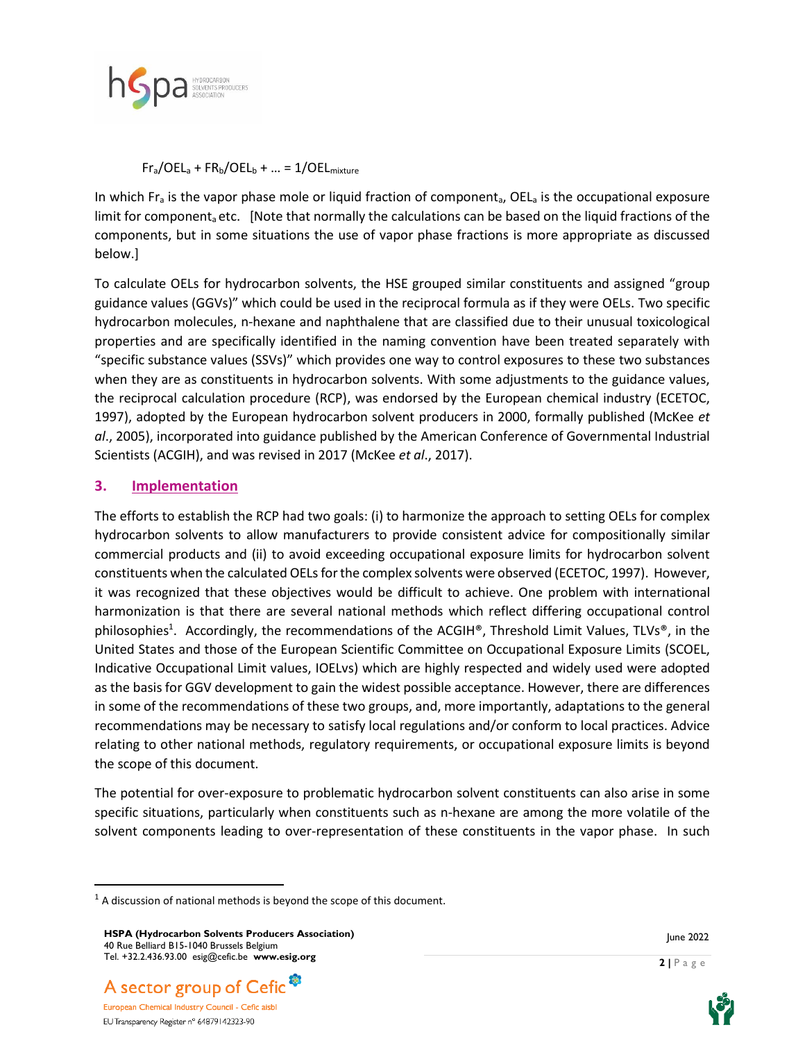$$Fr_a/OEL_a + FR_b/OEL_b + \ldots = 1/OEL_{mixture}$$

In which $Fr_a$ is the vapor phase mole or liquid fraction of $component_a$, $OEL_a$ is the occupational exposure limit for $component_a$ etc. [Note that normally the calculations can be based on the liquid fractions of the components, but in some situations the use of vapor phase fractions is more appropriate as discussed below.]

To calculate OELs for hydrocarbon solvents, the HSE grouped similar constituents and assigned "group guidance values (GGVs)" which could be used in the reciprocal formula as if they were OELs. Two specific hydrocarbon molecules, n-hexane and naphthalene that are classified due to their unusual toxicological properties and are specifically identified in the naming convention have been treated separately with "specific substance values (SSVs)" which provides one way to control exposures to these two substances when they are as constituents in hydrocarbon solvents. With some adjustments to the guidance values, the reciprocal calculation procedure (RCP), was endorsed by the European chemical industry (ECETOC, 1997), adopted by the European hydrocarbon solvent producers in 2000, formally published (McKee *et al*., 2005), incorporated into guidance published by the American Conference of Governmental Industrial Scientists (ACGIH), and was revised in 2017 (McKee *et al*., 2017).

## 3. Implementation

The efforts to establish the RCP had two goals: (i) to harmonize the approach to setting OELs for complex hydrocarbon solvents to allow manufacturers to provide consistent advice for compositionally similar commercial products and (ii) to avoid exceeding occupational exposure limits for hydrocarbon solvent constituents when the calculated OELs for the complex solvents were observed (ECETOC, 1997). However, it was recognized that these objectives would be difficult to achieve. One problem with international harmonization is that there are several national methods which reflect differing occupational control philosophies[1]. Accordingly, the recommendations of the ACGIH®, Threshold Limit Values, TLVs®, in the United States and those of the European Scientific Committee on Occupational Exposure Limits (SCOEL, Indicative Occupational Limit values, IOELvs) which are highly respected and widely used were adopted as the basis for GGV development to gain the widest possible acceptance. However, there are differences in some of the recommendations of these two groups, and, more importantly, adaptations to the general recommendations may be necessary to satisfy local regulations and/or conform to local practices. Advice relating to other national methods, regulatory requirements, or occupational exposure limits is beyond the scope of this document.

The potential for over-exposure to problematic hydrocarbon solvent constituents can also arise in some specific situations, particularly when constituents such as n-hexane are among the more volatile of the solvent components leading to over-representation of these constituents in the vapor phase. In such

[1] A discussion of national methods is beyond the scope of this document.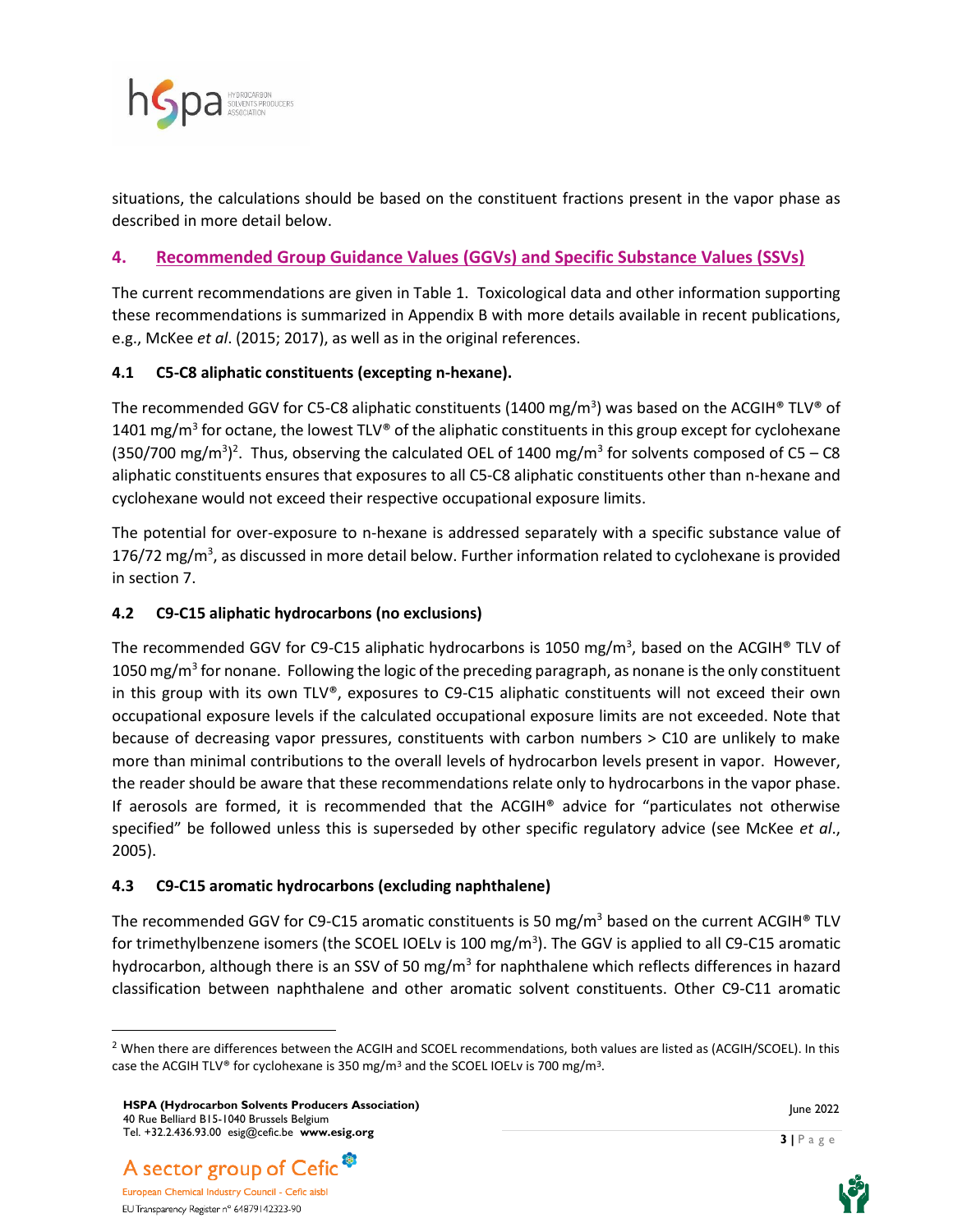situations, the calculations should be based on the constituent fractions present in the vapor phase as described in more detail below.

## 4. Recommended Group Guidance Values (GGVs) and Specific Substance Values (SSVs)

The current recommendations are given in Table 1. Toxicological data and other information supporting these recommendations is summarized in Appendix B with more details available in recent publications, e.g., McKee *et al*. (2015; 2017), as well as in the original references.

### 4.1 C5-C8 aliphatic constituents (excepting n-hexane).

The recommended GGV for C5-C8 aliphatic constituents (1400 mg/m$^3$) was based on the ACGIH® TLV® of 1401 mg/m$^3$ for octane, the lowest TLV® of the aliphatic constituents in this group except for cyclohexane (350/700 mg/m$^3$)[2]. Thus, observing the calculated OEL of 1400 mg/m$^3$ for solvents composed of C5 – C8 aliphatic constituents ensures that exposures to all C5-C8 aliphatic constituents other than n-hexane and cyclohexane would not exceed their respective occupational exposure limits.

The potential for over-exposure to n-hexane is addressed separately with a specific substance value of 176/72 mg/m$^3$, as discussed in more detail below. Further information related to cyclohexane is provided in section 7.

### 4.2 C9-C15 aliphatic hydrocarbons (no exclusions)

The recommended GGV for C9-C15 aliphatic hydrocarbons is 1050 mg/m$^3$, based on the ACGIH® TLV of 1050 mg/m$^3$ for nonane. Following the logic of the preceding paragraph, as nonane is the only constituent in this group with its own TLV®, exposures to C9-C15 aliphatic constituents will not exceed their own occupational exposure levels if the calculated occupational exposure limits are not exceeded. Note that because of decreasing vapor pressures, constituents with carbon numbers > C10 are unlikely to make more than minimal contributions to the overall levels of hydrocarbon levels present in vapor. However, the reader should be aware that these recommendations relate only to hydrocarbons in the vapor phase. If aerosols are formed, it is recommended that the ACGIH® advice for "particulates not otherwise specified" be followed unless this is superseded by other specific regulatory advice (see McKee *et al*., 2005).

### 4.3 C9-C15 aromatic hydrocarbons (excluding naphthalene)

The recommended GGV for C9-C15 aromatic constituents is 50 mg/m$^3$ based on the current ACGIH® TLV for trimethylbenzene isomers (the SCOEL IOELv is 100 mg/m$^3$). The GGV is applied to all C9-C15 aromatic hydrocarbon, although there is an SSV of 50 mg/m$^3$ for naphthalene which reflects differences in hazard classification between naphthalene and other aromatic solvent constituents. Other C9-C11 aromatic

---

[2] When there are differences between the ACGIH and SCOEL recommendations, both values are listed as (ACGIH/SCOEL). In this case the ACGIH TLV® for cyclohexane is 350 mg/m$^3$ and the SCOEL IOELv is 700 mg/m$^3$.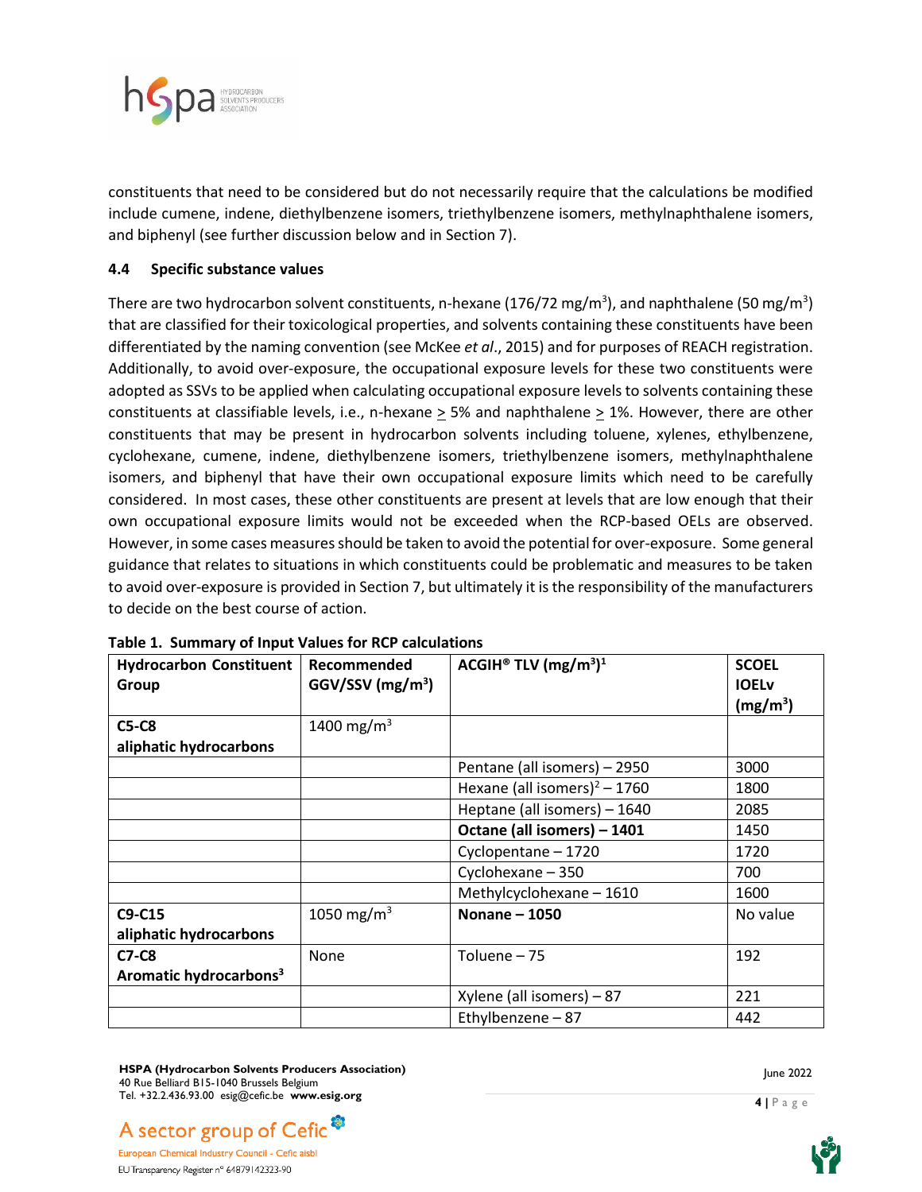constituents that need to be considered but do not necessarily require that the calculations be modified include cumene, indene, diethylbenzene isomers, triethylbenzene isomers, methylnaphthalene isomers, and biphenyl (see further discussion below and in Section 7).

### 4.4 Specific substance values

There are two hydrocarbon solvent constituents, n-hexane (176/72 mg/m$^3$), and naphthalene (50 mg/m$^3$) that are classified for their toxicological properties, and solvents containing these constituents have been differentiated by the naming convention (see McKee *et al*., 2015) and for purposes of REACH registration. Additionally, to avoid over-exposure, the occupational exposure levels for these two constituents were adopted as SSVs to be applied when calculating occupational exposure levels to solvents containing these constituents at classifiable levels, i.e., n-hexane $\geq$ 5% and naphthalene $\geq$ 1%. However, there are other constituents that may be present in hydrocarbon solvents including toluene, xylenes, ethylbenzene, cyclohexane, cumene, indene, diethylbenzene isomers, triethylbenzene isomers, methylnaphthalene isomers, and biphenyl that have their own occupational exposure limits which need to be carefully considered. In most cases, these other constituents are present at levels that are low enough that their own occupational exposure limits would not be exceeded when the RCP-based OELs are observed. However, in some cases measures should be taken to avoid the potential for over-exposure. Some general guidance that relates to situations in which constituents could be problematic and measures to be taken to avoid over-exposure is provided in Section 7, but ultimately it is the responsibility of the manufacturers to decide on the best course of action.

**Table 1. Summary of Input Values for RCP calculations**

| Hydrocarbon Constituent Group | Recommended GGV/SSV (mg/m$^3$) | ACGIH® TLV (mg/m$^3$)[1] | SCOEL IOELv (mg/m$^3$) |
|---|---|---|---|
| **C5-C8 aliphatic hydrocarbons** | 1400 mg/m$^3$ | | |
| | | Pentane (all isomers) – 2950 | 3000 |
| | | Hexane (all isomers)[2] – 1760 | 1800 |
| | | Heptane (all isomers) – 1640 | 2085 |
| | | **Octane (all isomers) – 1401** | 1450 |
| | | Cyclopentane – 1720 | 1720 |
| | | Cyclohexane – 350 | 700 |
| | | Methylcyclohexane – 1610 | 1600 |
| **C9-C15 aliphatic hydrocarbons** | 1050 mg/m$^3$ | **Nonane – 1050** | No value |
| **C7-C8 Aromatic hydrocarbons[3]** | None | Toluene – 75 | 192 |
| | | Xylene (all isomers) – 87 | 221 |
| | | Ethylbenzene – 87 | 442 |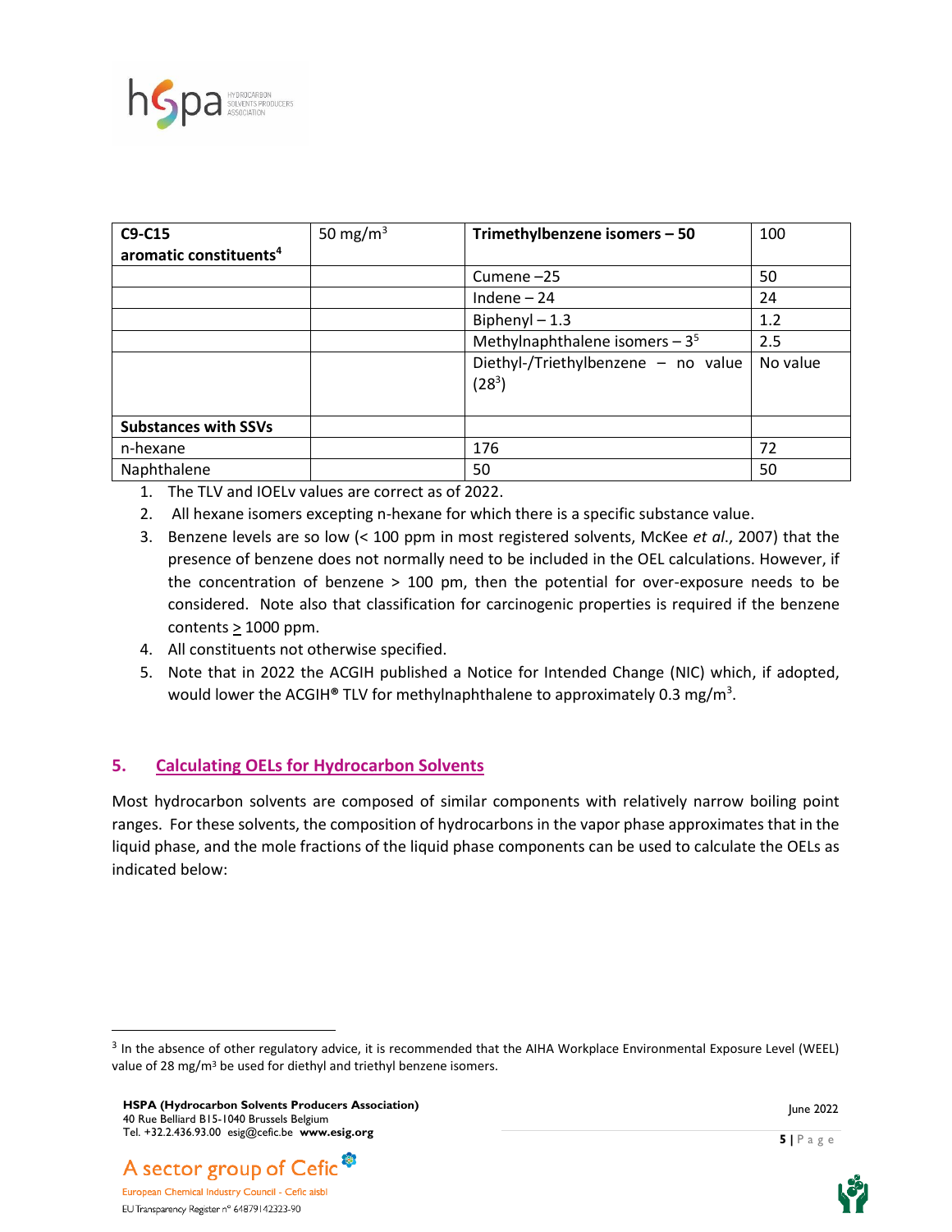| C9-C15 aromatic constituents[4] | 50 mg/m$^3$ | **Trimethylbenzene isomers – 50** | 100 |
|---|---|---|---|
| | | Cumene –25 | 50 |
| | | Indene – 24 | 24 |
| | | Biphenyl – 1.3 | 1.2 |
| | | Methylnaphthalene isomers – 3[5] | 2.5 |
| | | Diethyl-/Triethylbenzene – no value (28[3]) | No value |
| **Substances with SSVs** | | | |
| n-hexane | | 176 | 72 |
| Naphthalene | | 50 | 50 |

1. The TLV and IOELv values are correct as of 2022.
2. All hexane isomers excepting n-hexane for which there is a specific substance value.
3. Benzene levels are so low (< 100 ppm in most registered solvents, McKee *et al*., 2007) that the presence of benzene does not normally need to be included in the OEL calculations. However, if the concentration of benzene > 100 pm, then the potential for over-exposure needs to be considered. Note also that classification for carcinogenic properties is required if the benzene contents ≥ 1000 ppm.
4. All constituents not otherwise specified.
5. Note that in 2022 the ACGIH published a Notice for Intended Change (NIC) which, if adopted, would lower the ACGIH® TLV for methylnaphthalene to approximately 0.3 mg/m$^3$.

## 5. Calculating OELs for Hydrocarbon Solvents

Most hydrocarbon solvents are composed of similar components with relatively narrow boiling point ranges. For these solvents, the composition of hydrocarbons in the vapor phase approximates that in the liquid phase, and the mole fractions of the liquid phase components can be used to calculate the OELs as indicated below:

[3] In the absence of other regulatory advice, it is recommended that the AIHA Workplace Environmental Exposure Level (WEEL) value of 28 mg/m$^3$ be used for diethyl and triethyl benzene isomers.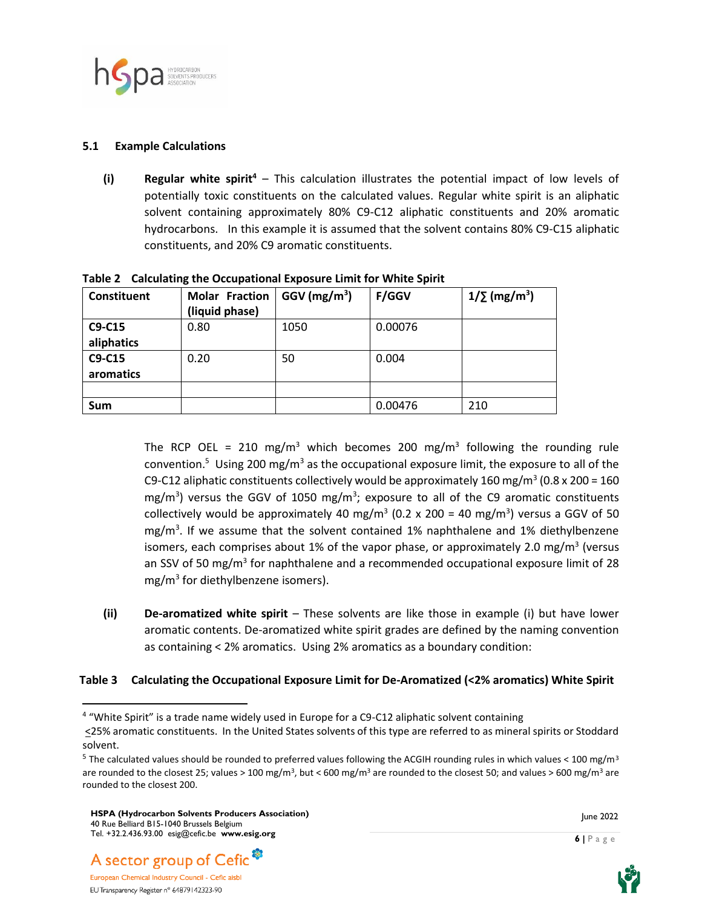### 5.1 Example Calculations

**(i)** **Regular white spirit**[4] – This calculation illustrates the potential impact of low levels of potentially toxic constituents on the calculated values. Regular white spirit is an aliphatic solvent containing approximately 80% C9-C12 aliphatic constituents and 20% aromatic hydrocarbons. In this example it is assumed that the solvent contains 80% C9-C15 aliphatic constituents, and 20% C9 aromatic constituents.

**Table 2 Calculating the Occupational Exposure Limit for White Spirit**

| Constituent | Molar Fraction (liquid phase) | GGV ($mg/m^3$) | F/GGV | $1/\Sigma$ ($mg/m^3$) |
|---|---|---|---|---|
| **C9-C15 aliphatics** | 0.80 | 1050 | 0.00076 | |
| **C9-C15 aromatics** | 0.20 | 50 | 0.004 | |
| | | | | |
| **Sum** | | | 0.00476 | 210 |

The RCP OEL = 210 $mg/m^3$ which becomes 200 $mg/m^3$ following the rounding rule convention.[5] Using 200 $mg/m^3$ as the occupational exposure limit, the exposure to all of the C9-C12 aliphatic constituents collectively would be approximately 160 $mg/m^3$ (0.8 x 200 = 160 $mg/m^3$) versus the GGV of 1050 $mg/m^3$; exposure to all of the C9 aromatic constituents collectively would be approximately 40 $mg/m^3$ (0.2 x 200 = 40 $mg/m^3$) versus a GGV of 50 $mg/m^3$. If we assume that the solvent contained 1% naphthalene and 1% diethylbenzene isomers, each comprises about 1% of the vapor phase, or approximately 2.0 $mg/m^3$ (versus an SSV of 50 $mg/m^3$ for naphthalene and a recommended occupational exposure limit of 28 $mg/m^3$ for diethylbenzene isomers).

**(ii)** **De-aromatized white spirit** – These solvents are like those in example (i) but have lower aromatic contents. De-aromatized white spirit grades are defined by the naming convention as containing < 2% aromatics. Using 2% aromatics as a boundary condition:

**Table 3 Calculating the Occupational Exposure Limit for De-Aromatized (<2% aromatics) White Spirit**

---

[4] "White Spirit" is a trade name widely used in Europe for a C9-C12 aliphatic solvent containing ≤25% aromatic constituents. In the United States solvents of this type are referred to as mineral spirits or Stoddard solvent.

[5] The calculated values should be rounded to preferred values following the ACGIH rounding rules in which values < 100 $mg/m^3$ are rounded to the closest 25; values > 100 $mg/m^3$, but < 600 $mg/m^3$ are rounded to the closest 50; and values > 600 $mg/m^3$ are rounded to the closest 200.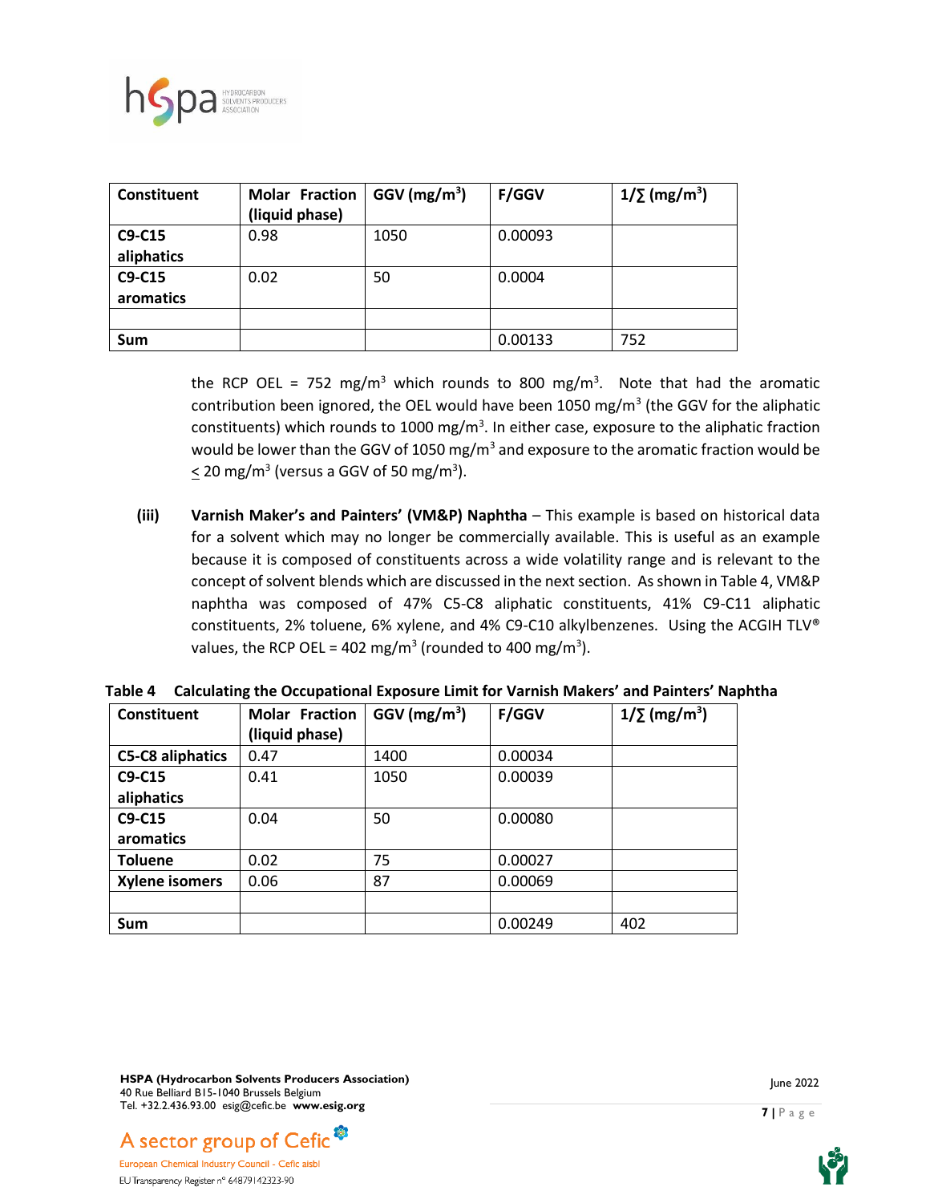| Constituent | Molar Fraction (liquid phase) | GGV ($mg/m^3$) | F/GGV | 1/∑ ($mg/m^3$) |
|---|---|---|---|---|
| **C9-C15 aliphatics** | 0.98 | 1050 | 0.00093 | |
| **C9-C15 aromatics** | 0.02 | 50 | 0.0004 | |
| | | | | |
| **Sum** | | | 0.00133 | 752 |

the RCP OEL = 752 $mg/m^3$ which rounds to 800 $mg/m^3$. Note that had the aromatic contribution been ignored, the OEL would have been 1050 $mg/m^3$ (the GGV for the aliphatic constituents) which rounds to 1000 $mg/m^3$. In either case, exposure to the aliphatic fraction would be lower than the GGV of 1050 $mg/m^3$ and exposure to the aromatic fraction would be $\leq$ 20 $mg/m^3$ (versus a GGV of 50 $mg/m^3$).

**(iii)** **Varnish Maker's and Painters' (VM&P) Naphtha** – This example is based on historical data for a solvent which may no longer be commercially available. This is useful as an example because it is composed of constituents across a wide volatility range and is relevant to the concept of solvent blends which are discussed in the next section. As shown in Table 4, VM&P naphtha was composed of 47% C5-C8 aliphatic constituents, 41% C9-C11 aliphatic constituents, 2% toluene, 6% xylene, and 4% C9-C10 alkylbenzenes. Using the ACGIH TLV® values, the RCP OEL = 402 $mg/m^3$ (rounded to 400 $mg/m^3$).

**Table 4 Calculating the Occupational Exposure Limit for Varnish Makers' and Painters' Naphtha**

| Constituent | Molar Fraction (liquid phase) | GGV ($mg/m^3$) | F/GGV | 1/∑ ($mg/m^3$) |
|---|---|---|---|---|
| **C5-C8 aliphatics** | 0.47 | 1400 | 0.00034 | |
| **C9-C15 aliphatics** | 0.41 | 1050 | 0.00039 | |
| **C9-C15 aromatics** | 0.04 | 50 | 0.00080 | |
| **Toluene** | 0.02 | 75 | 0.00027 | |
| **Xylene isomers** | 0.06 | 87 | 0.00069 | |
| | | | | |
| **Sum** | | | 0.00249 | 402 |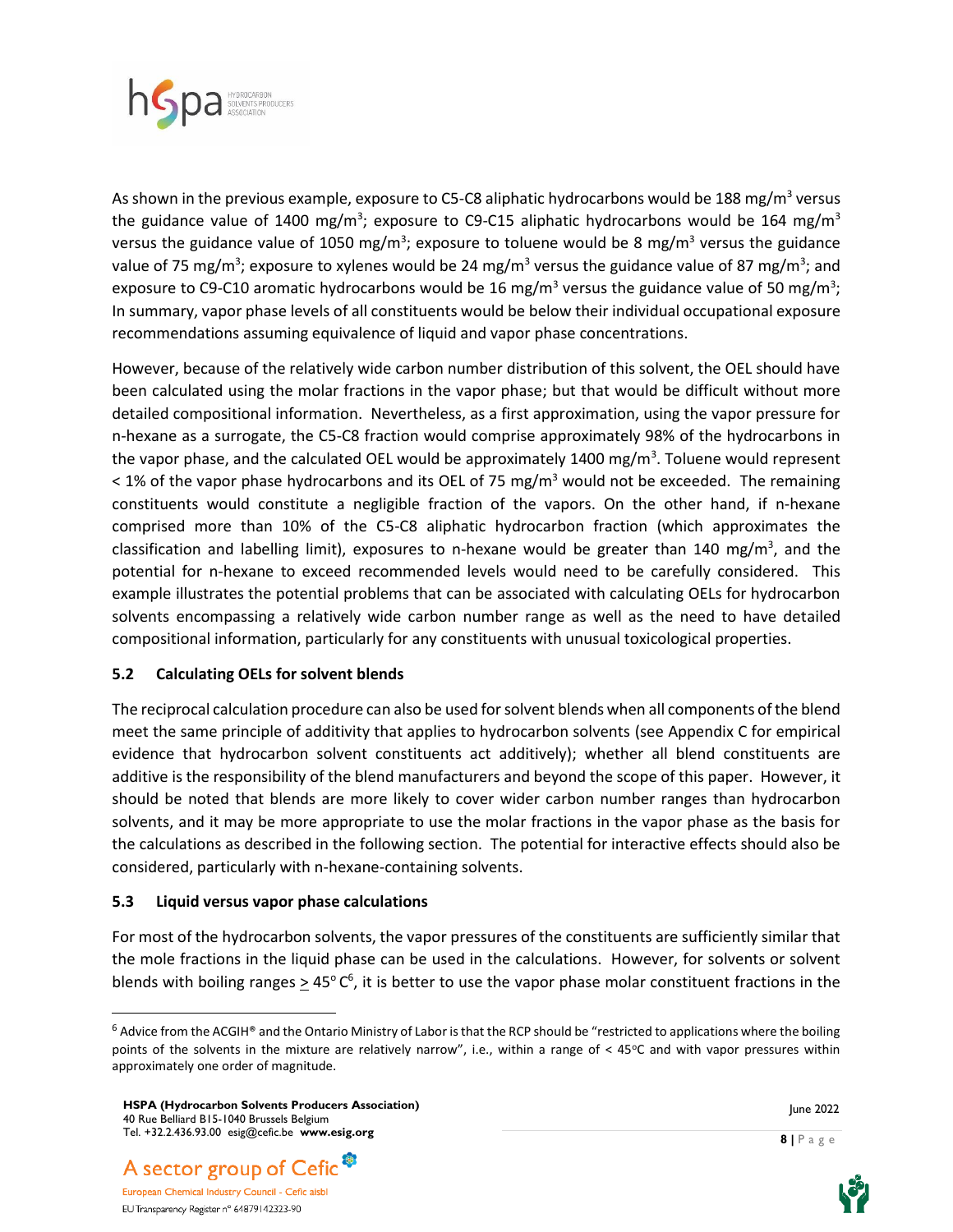As shown in the previous example, exposure to C5-C8 aliphatic hydrocarbons would be 188 $mg/m^3$ versus the guidance value of 1400 $mg/m^3$; exposure to C9-C15 aliphatic hydrocarbons would be 164 $mg/m^3$ versus the guidance value of 1050 $mg/m^3$; exposure to toluene would be 8 $mg/m^3$ versus the guidance value of 75 $mg/m^3$; exposure to xylenes would be 24 $mg/m^3$ versus the guidance value of 87 $mg/m^3$; and exposure to C9-C10 aromatic hydrocarbons would be 16 $mg/m^3$ versus the guidance value of 50 $mg/m^3$; In summary, vapor phase levels of all constituents would be below their individual occupational exposure recommendations assuming equivalence of liquid and vapor phase concentrations.

However, because of the relatively wide carbon number distribution of this solvent, the OEL should have been calculated using the molar fractions in the vapor phase; but that would be difficult without more detailed compositional information. Nevertheless, as a first approximation, using the vapor pressure for n-hexane as a surrogate, the C5-C8 fraction would comprise approximately 98% of the hydrocarbons in the vapor phase, and the calculated OEL would be approximately 1400 $mg/m^3$. Toluene would represent < 1% of the vapor phase hydrocarbons and its OEL of 75 $mg/m^3$ would not be exceeded. The remaining constituents would constitute a negligible fraction of the vapors. On the other hand, if n-hexane comprised more than 10% of the C5-C8 aliphatic hydrocarbon fraction (which approximates the classification and labelling limit), exposures to n-hexane would be greater than 140 $mg/m^3$, and the potential for n-hexane to exceed recommended levels would need to be carefully considered. This example illustrates the potential problems that can be associated with calculating OELs for hydrocarbon solvents encompassing a relatively wide carbon number range as well as the need to have detailed compositional information, particularly for any constituents with unusual toxicological properties.

### 5.2 Calculating OELs for solvent blends

The reciprocal calculation procedure can also be used for solvent blends when all components of the blend meet the same principle of additivity that applies to hydrocarbon solvents (see Appendix C for empirical evidence that hydrocarbon solvent constituents act additively); whether all blend constituents are additive is the responsibility of the blend manufacturers and beyond the scope of this paper. However, it should be noted that blends are more likely to cover wider carbon number ranges than hydrocarbon solvents, and it may be more appropriate to use the molar fractions in the vapor phase as the basis for the calculations as described in the following section. The potential for interactive effects should also be considered, particularly with n-hexane-containing solvents.

### 5.3 Liquid versus vapor phase calculations

For most of the hydrocarbon solvents, the vapor pressures of the constituents are sufficiently similar that the mole fractions in the liquid phase can be used in the calculations. However, for solvents or solvent blends with boiling ranges ≥ 45° C[6], it is better to use the vapor phase molar constituent fractions in the

[6] Advice from the ACGIH® and the Ontario Ministry of Labor is that the RCP should be "restricted to applications where the boiling points of the solvents in the mixture are relatively narrow", i.e., within a range of < 45°C and with vapor pressures within approximately one order of magnitude.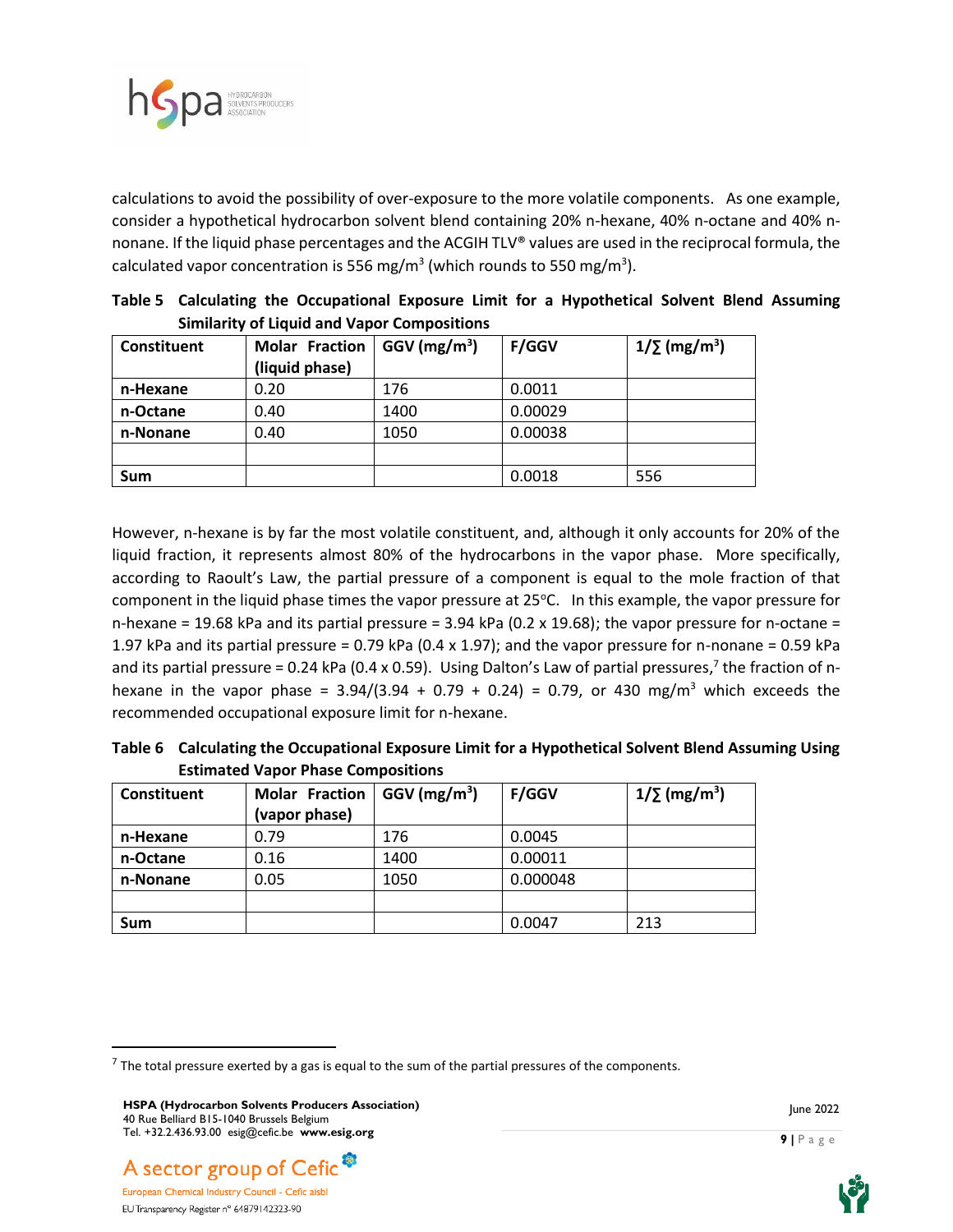calculations to avoid the possibility of over-exposure to the more volatile components. As one example, consider a hypothetical hydrocarbon solvent blend containing 20% n-hexane, 40% n-octane and 40% n-nonane. If the liquid phase percentages and the ACGIH TLV® values are used in the reciprocal formula, the calculated vapor concentration is 556 mg/m$^3$ (which rounds to 550 mg/m$^3$).

**Table 5 Calculating the Occupational Exposure Limit for a Hypothetical Solvent Blend Assuming Similarity of Liquid and Vapor Compositions**

| Constituent | Molar Fraction (liquid phase) | GGV (mg/m$^3$) | F/GGV | 1/∑ (mg/m$^3$) |
|---|---|---|---|---|
| **n-Hexane** | 0.20 | 176 | 0.0011 | |
| **n-Octane** | 0.40 | 1400 | 0.00029 | |
| **n-Nonane** | 0.40 | 1050 | 0.00038 | |
| | | | | |
| **Sum** | | | 0.0018 | 556 |

However, n-hexane is by far the most volatile constituent, and, although it only accounts for 20% of the liquid fraction, it represents almost 80% of the hydrocarbons in the vapor phase. More specifically, according to Raoult's Law, the partial pressure of a component is equal to the mole fraction of that component in the liquid phase times the vapor pressure at 25°C. In this example, the vapor pressure for n-hexane = 19.68 kPa and its partial pressure = 3.94 kPa (0.2 x 19.68); the vapor pressure for n-octane = 1.97 kPa and its partial pressure = 0.79 kPa (0.4 x 1.97); and the vapor pressure for n-nonane = 0.59 kPa and its partial pressure = 0.24 kPa (0.4 x 0.59). Using Dalton's Law of partial pressures,[7] the fraction of n-hexane in the vapor phase = 3.94/(3.94 + 0.79 + 0.24) = 0.79, or 430 mg/m$^3$ which exceeds the recommended occupational exposure limit for n-hexane.

**Table 6 Calculating the Occupational Exposure Limit for a Hypothetical Solvent Blend Assuming Using Estimated Vapor Phase Compositions**

| Constituent | Molar Fraction (vapor phase) | GGV (mg/m$^3$) | F/GGV | 1/∑ (mg/m$^3$) |
|---|---|---|---|---|
| **n-Hexane** | 0.79 | 176 | 0.0045 | |
| **n-Octane** | 0.16 | 1400 | 0.00011 | |
| **n-Nonane** | 0.05 | 1050 | 0.000048 | |
| | | | | |
| **Sum** | | | 0.0047 | 213 |

[7] The total pressure exerted by a gas is equal to the sum of the partial pressures of the components.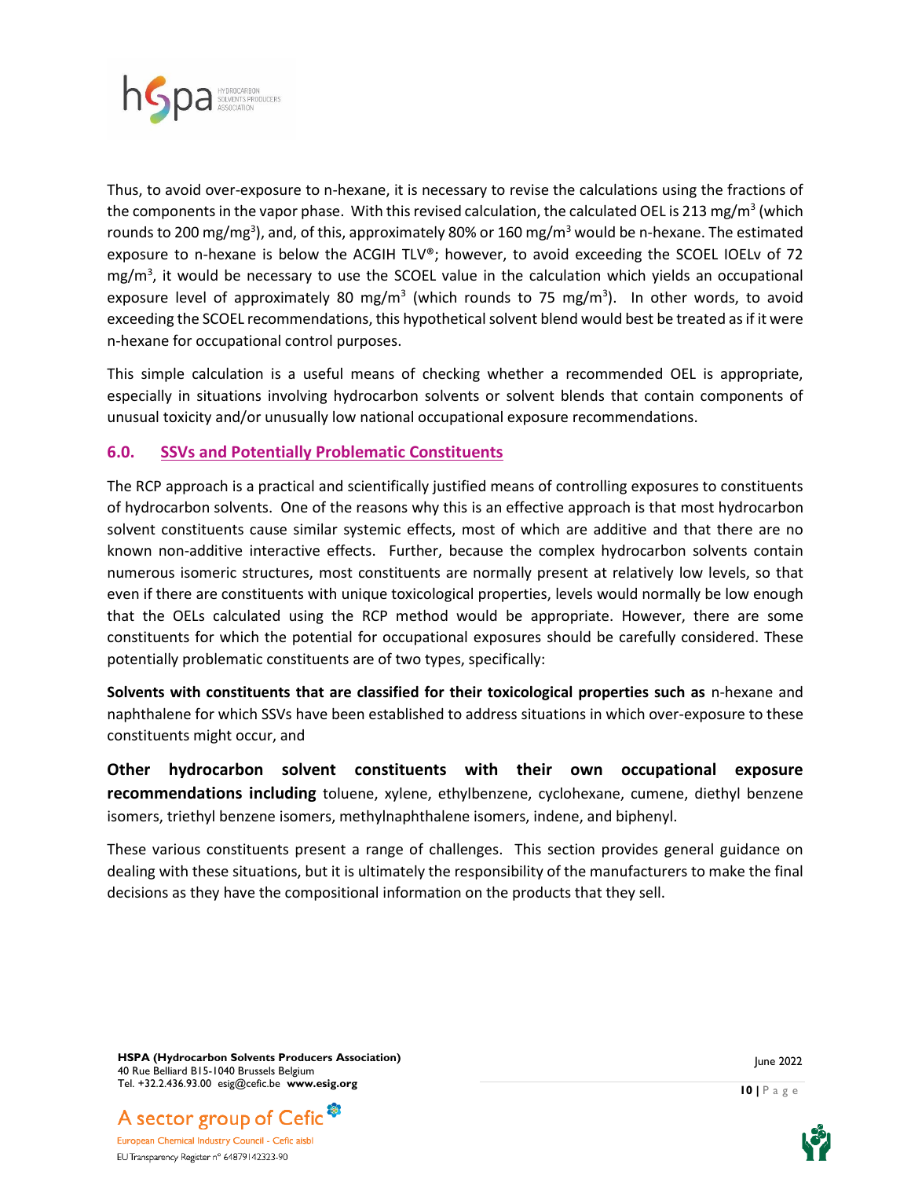Thus, to avoid over-exposure to n-hexane, it is necessary to revise the calculations using the fractions of the components in the vapor phase. With this revised calculation, the calculated OEL is 213 mg/m$^3$ (which rounds to 200 mg/mg$^3$), and, of this, approximately 80% or 160 mg/m$^3$ would be n-hexane. The estimated exposure to n-hexane is below the ACGIH TLV®; however, to avoid exceeding the SCOEL IOELv of 72 mg/m$^3$, it would be necessary to use the SCOEL value in the calculation which yields an occupational exposure level of approximately 80 mg/m$^3$ (which rounds to 75 mg/m$^3$). In other words, to avoid exceeding the SCOEL recommendations, this hypothetical solvent blend would best be treated as if it were n-hexane for occupational control purposes.

This simple calculation is a useful means of checking whether a recommended OEL is appropriate, especially in situations involving hydrocarbon solvents or solvent blends that contain components of unusual toxicity and/or unusually low national occupational exposure recommendations.

## 6.0. SSVs and Potentially Problematic Constituents

The RCP approach is a practical and scientifically justified means of controlling exposures to constituents of hydrocarbon solvents. One of the reasons why this is an effective approach is that most hydrocarbon solvent constituents cause similar systemic effects, most of which are additive and that there are no known non-additive interactive effects. Further, because the complex hydrocarbon solvents contain numerous isomeric structures, most constituents are normally present at relatively low levels, so that even if there are constituents with unique toxicological properties, levels would normally be low enough that the OELs calculated using the RCP method would be appropriate. However, there are some constituents for which the potential for occupational exposures should be carefully considered. These potentially problematic constituents are of two types, specifically:

**Solvents with constituents that are classified for their toxicological properties such as** n-hexane and naphthalene for which SSVs have been established to address situations in which over-exposure to these constituents might occur, and

**Other hydrocarbon solvent constituents with their own occupational exposure recommendations including** toluene, xylene, ethylbenzene, cyclohexane, cumene, diethyl benzene isomers, triethyl benzene isomers, methylnaphthalene isomers, indene, and biphenyl.

These various constituents present a range of challenges. This section provides general guidance on dealing with these situations, but it is ultimately the responsibility of the manufacturers to make the final decisions as they have the compositional information on the products that they sell.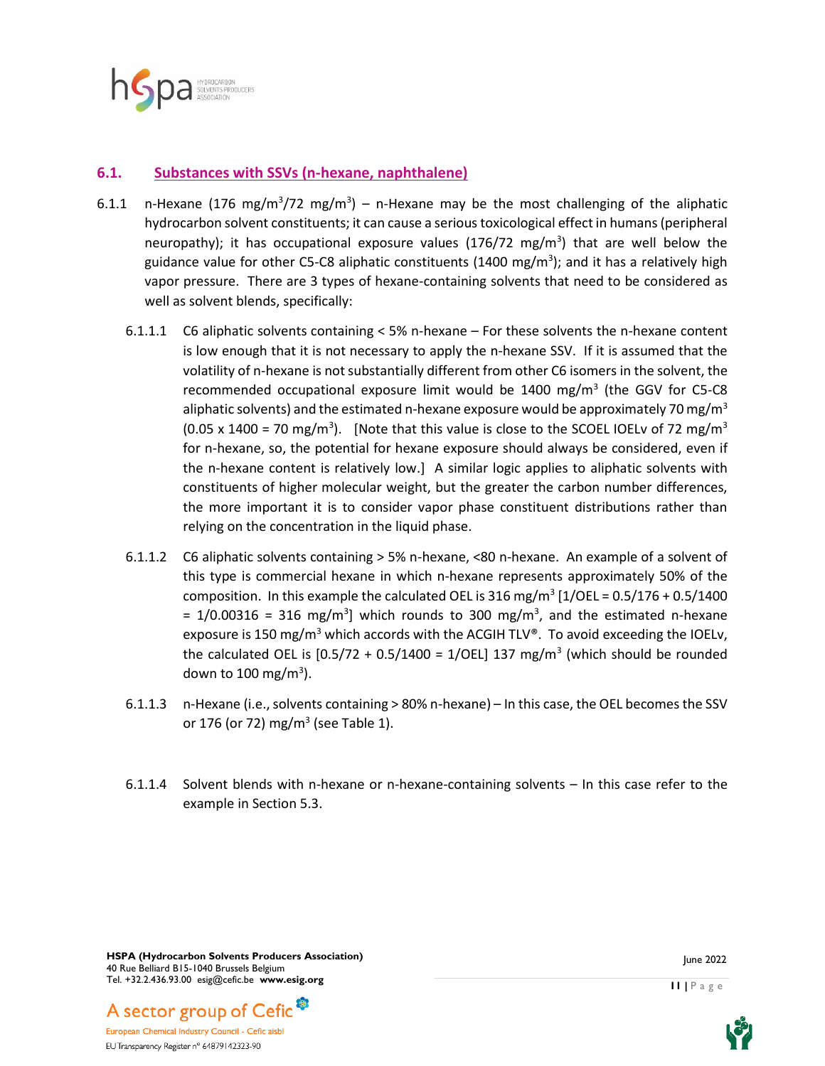## 6.1. Substances with SSVs (n-hexane, naphthalene)

6.1.1 n-Hexane (176 $mg/m^3$/72 $mg/m^3$) – n-Hexane may be the most challenging of the aliphatic hydrocarbon solvent constituents; it can cause a serious toxicological effect in humans (peripheral neuropathy); it has occupational exposure values (176/72 $mg/m^3$) that are well below the guidance value for other C5-C8 aliphatic constituents (1400 $mg/m^3$); and it has a relatively high vapor pressure. There are 3 types of hexane-containing solvents that need to be considered as well as solvent blends, specifically:

6.1.1.1 C6 aliphatic solvents containing < 5% n-hexane – For these solvents the n-hexane content is low enough that it is not necessary to apply the n-hexane SSV. If it is assumed that the volatility of n-hexane is not substantially different from other C6 isomers in the solvent, the recommended occupational exposure limit would be 1400 $mg/m^3$ (the GGV for C5-C8 aliphatic solvents) and the estimated n-hexane exposure would be approximately 70 $mg/m^3$ (0.05 x 1400 = 70 $mg/m^3$). [Note that this value is close to the SCOEL IOELv of 72 $mg/m^3$ for n-hexane, so, the potential for hexane exposure should always be considered, even if the n-hexane content is relatively low.] A similar logic applies to aliphatic solvents with constituents of higher molecular weight, but the greater the carbon number differences, the more important it is to consider vapor phase constituent distributions rather than relying on the concentration in the liquid phase.

6.1.1.2 C6 aliphatic solvents containing > 5% n-hexane, <80 n-hexane. An example of a solvent of this type is commercial hexane in which n-hexane represents approximately 50% of the composition. In this example the calculated OEL is 316 $mg/m^3$ [1/OEL = 0.5/176 + 0.5/1400 = 1/0.00316 = 316 $mg/m^3$] which rounds to 300 $mg/m^3$, and the estimated n-hexane exposure is 150 $mg/m^3$ which accords with the ACGIH TLV®. To avoid exceeding the IOELv, the calculated OEL is [0.5/72 + 0.5/1400 = 1/OEL] 137 $mg/m^3$ (which should be rounded down to 100 $mg/m^3$).

6.1.1.3 n-Hexane (i.e., solvents containing > 80% n-hexane) – In this case, the OEL becomes the SSV or 176 (or 72) $mg/m^3$ (see Table 1).

6.1.1.4 Solvent blends with n-hexane or n-hexane-containing solvents – In this case refer to the example in Section 5.3.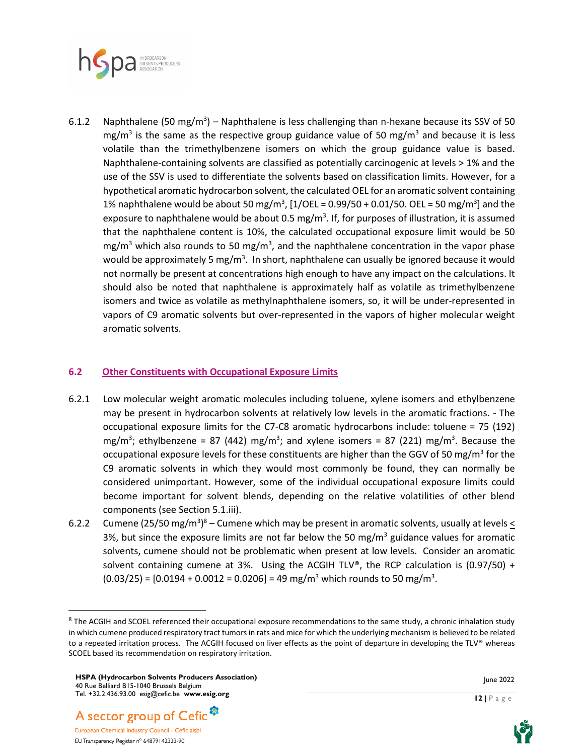6.1.2 Naphthalene (50 mg/m$^3$) – Naphthalene is less challenging than n-hexane because its SSV of 50 mg/m$^3$ is the same as the respective group guidance value of 50 mg/m$^3$ and because it is less volatile than the trimethylbenzene isomers on which the group guidance value is based. Naphthalene-containing solvents are classified as potentially carcinogenic at levels > 1% and the use of the SSV is used to differentiate the solvents based on classification limits. However, for a hypothetical aromatic hydrocarbon solvent, the calculated OEL for an aromatic solvent containing 1% naphthalene would be about 50 mg/m$^3$, [1/OEL = 0.99/50 + 0.01/50. OEL = 50 mg/m$^3$] and the exposure to naphthalene would be about 0.5 mg/m$^3$. If, for purposes of illustration, it is assumed that the naphthalene content is 10%, the calculated occupational exposure limit would be 50 mg/m$^3$ which also rounds to 50 mg/m$^3$, and the naphthalene concentration in the vapor phase would be approximately 5 mg/m$^3$. In short, naphthalene can usually be ignored because it would not normally be present at concentrations high enough to have any impact on the calculations. It should also be noted that naphthalene is approximately half as volatile as trimethylbenzene isomers and twice as volatile as methylnaphthalene isomers, so, it will be under-represented in vapors of C9 aromatic solvents but over-represented in the vapors of higher molecular weight aromatic solvents.

## 6.2 Other Constituents with Occupational Exposure Limits

6.2.1 Low molecular weight aromatic molecules including toluene, xylene isomers and ethylbenzene may be present in hydrocarbon solvents at relatively low levels in the aromatic fractions. - The occupational exposure limits for the C7-C8 aromatic hydrocarbons include: toluene = 75 (192) mg/m$^3$; ethylbenzene = 87 (442) mg/m$^3$; and xylene isomers = 87 (221) mg/m$^3$. Because the occupational exposure levels for these constituents are higher than the GGV of 50 mg/m$^3$ for the C9 aromatic solvents in which they would most commonly be found, they can normally be considered unimportant. However, some of the individual occupational exposure limits could become important for solvent blends, depending on the relative volatilities of other blend components (see Section 5.1.iii).

6.2.2 Cumene (25/50 mg/m$^3$)[8] – Cumene which may be present in aromatic solvents, usually at levels ≤ 3%, but since the exposure limits are not far below the 50 mg/m$^3$ guidance values for aromatic solvents, cumene should not be problematic when present at low levels. Consider an aromatic solvent containing cumene at 3%. Using the ACGIH TLV®, the RCP calculation is (0.97/50) + (0.03/25) = [0.0194 + 0.0012 = 0.0206] = 49 mg/m$^3$ which rounds to 50 mg/m$^3$.

[8] The ACGIH and SCOEL referenced their occupational exposure recommendations to the same study, a chronic inhalation study in which cumene produced respiratory tract tumors in rats and mice for which the underlying mechanism is believed to be related to a repeated irritation process. The ACGIH focused on liver effects as the point of departure in developing the TLV® whereas SCOEL based its recommendation on respiratory irritation.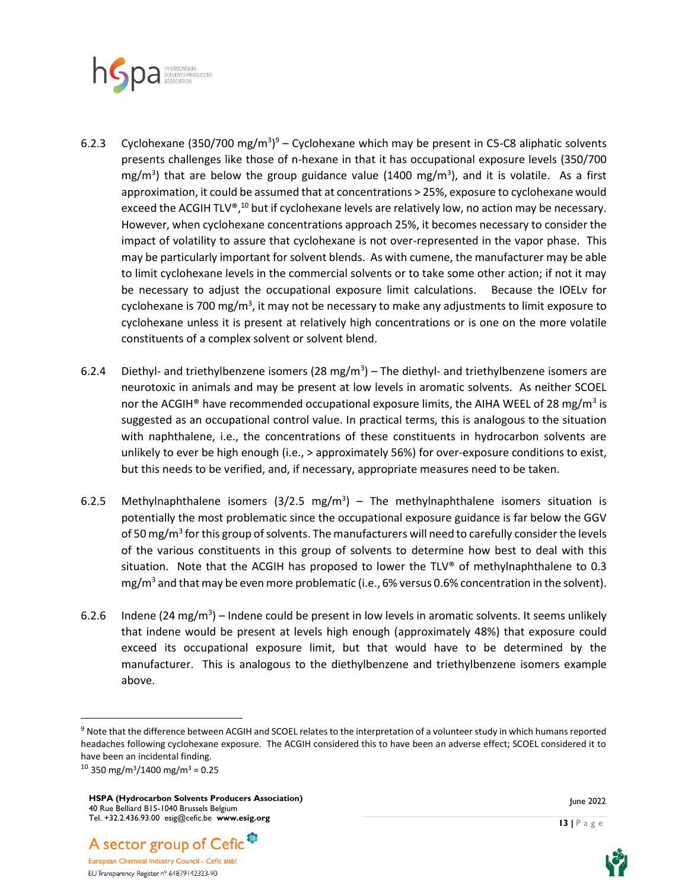6.2.3 Cyclohexane (350/700 mg/m$^3$)[9] – Cyclohexane which may be present in C5-C8 aliphatic solvents presents challenges like those of n-hexane in that it has occupational exposure levels (350/700 mg/m$^3$) that are below the group guidance value (1400 mg/m$^3$), and it is volatile. As a first approximation, it could be assumed that at concentrations > 25%, exposure to cyclohexane would exceed the ACGIH TLV®,[10] but if cyclohexane levels are relatively low, no action may be necessary. However, when cyclohexane concentrations approach 25%, it becomes necessary to consider the impact of volatility to assure that cyclohexane is not over-represented in the vapor phase. This may be particularly important for solvent blends. As with cumene, the manufacturer may be able to limit cyclohexane levels in the commercial solvents or to take some other action; if not it may be necessary to adjust the occupational exposure limit calculations. Because the IOELv for cyclohexane is 700 mg/m$^3$, it may not be necessary to make any adjustments to limit exposure to cyclohexane unless it is present at relatively high concentrations or is one on the more volatile constituents of a complex solvent or solvent blend.

6.2.4 Diethyl- and triethylbenzene isomers (28 mg/m$^3$) – The diethyl- and triethylbenzene isomers are neurotoxic in animals and may be present at low levels in aromatic solvents. As neither SCOEL nor the ACGIH® have recommended occupational exposure limits, the AIHA WEEL of 28 mg/m$^3$ is suggested as an occupational control value. In practical terms, this is analogous to the situation with naphthalene, i.e., the concentrations of these constituents in hydrocarbon solvents are unlikely to ever be high enough (i.e., > approximately 56%) for over-exposure conditions to exist, but this needs to be verified, and, if necessary, appropriate measures need to be taken.

6.2.5 Methylnaphthalene isomers (3/2.5 mg/m$^3$) – The methylnaphthalene isomers situation is potentially the most problematic since the occupational exposure guidance is far below the GGV of 50 mg/m$^3$ for this group of solvents. The manufacturers will need to carefully consider the levels of the various constituents in this group of solvents to determine how best to deal with this situation. Note that the ACGIH has proposed to lower the TLV® of methylnaphthalene to 0.3 mg/m$^3$ and that may be even more problematic (i.e., 6% versus 0.6% concentration in the solvent).

6.2.6 Indene (24 mg/m$^3$) – Indene could be present in low levels in aromatic solvents. It seems unlikely that indene would be present at levels high enough (approximately 48%) that exposure could exceed its occupational exposure limit, but that would have to be determined by the manufacturer. This is analogous to the diethylbenzene and triethylbenzene isomers example above.

---

[9] Note that the difference between ACGIH and SCOEL relates to the interpretation of a volunteer study in which humans reported headaches following cyclohexane exposure. The ACGIH considered this to have been an adverse effect; SCOEL considered it to have been an incidental finding.

[10] 350 mg/m$^3$/1400 mg/m$^3$ = 0.25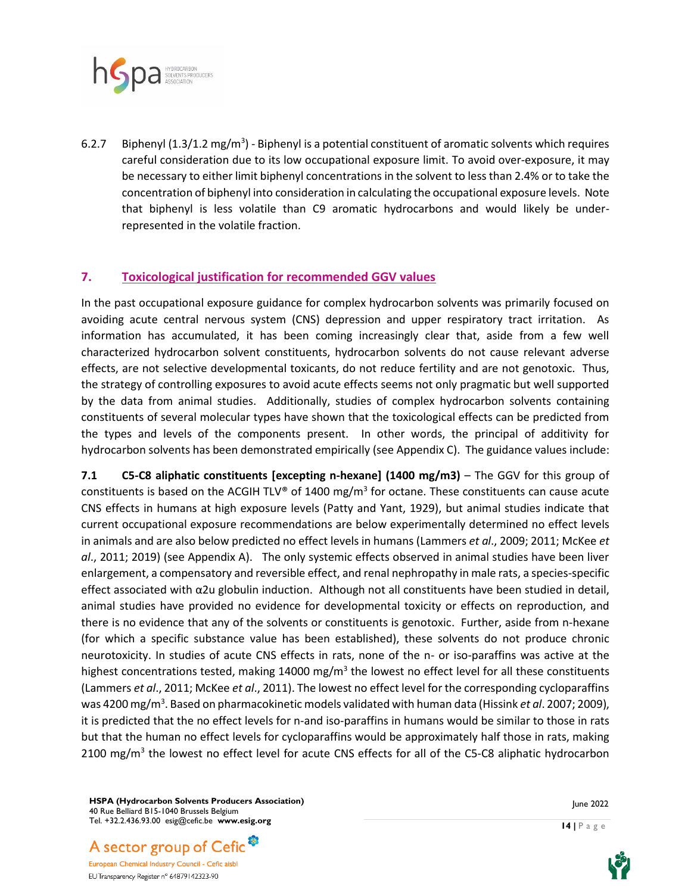6.2.7 Biphenyl (1.3/1.2 mg/m$^3$) - Biphenyl is a potential constituent of aromatic solvents which requires careful consideration due to its low occupational exposure limit. To avoid over-exposure, it may be necessary to either limit biphenyl concentrations in the solvent to less than 2.4% or to take the concentration of biphenyl into consideration in calculating the occupational exposure levels. Note that biphenyl is less volatile than C9 aromatic hydrocarbons and would likely be under-represented in the volatile fraction.

## 7. Toxicological justification for recommended GGV values

In the past occupational exposure guidance for complex hydrocarbon solvents was primarily focused on avoiding acute central nervous system (CNS) depression and upper respiratory tract irritation. As information has accumulated, it has been coming increasingly clear that, aside from a few well characterized hydrocarbon solvent constituents, hydrocarbon solvents do not cause relevant adverse effects, are not selective developmental toxicants, do not reduce fertility and are not genotoxic. Thus, the strategy of controlling exposures to avoid acute effects seems not only pragmatic but well supported by the data from animal studies. Additionally, studies of complex hydrocarbon solvents containing constituents of several molecular types have shown that the toxicological effects can be predicted from the types and levels of the components present. In other words, the principal of additivity for hydrocarbon solvents has been demonstrated empirically (see Appendix C). The guidance values include:

**7.1 C5-C8 aliphatic constituents [excepting n-hexane] (1400 mg/m3)** – The GGV for this group of constituents is based on the ACGIH TLV® of 1400 mg/m$^3$ for octane. These constituents can cause acute CNS effects in humans at high exposure levels (Patty and Yant, 1929), but animal studies indicate that current occupational exposure recommendations are below experimentally determined no effect levels in animals and are also below predicted no effect levels in humans (Lammers *et al*., 2009; 2011; McKee *et al*., 2011; 2019) (see Appendix A). The only systemic effects observed in animal studies have been liver enlargement, a compensatory and reversible effect, and renal nephropathy in male rats, a species-specific effect associated with α2u globulin induction. Although not all constituents have been studied in detail, animal studies have provided no evidence for developmental toxicity or effects on reproduction, and there is no evidence that any of the solvents or constituents is genotoxic. Further, aside from n-hexane (for which a specific substance value has been established), these solvents do not produce chronic neurotoxicity. In studies of acute CNS effects in rats, none of the n- or iso-paraffins was active at the highest concentrations tested, making 14000 mg/m$^3$ the lowest no effect level for all these constituents (Lammers *et al*., 2011; McKee *et al*., 2011). The lowest no effect level for the corresponding cycloparaffins was 4200 mg/m$^3$. Based on pharmacokinetic models validated with human data (Hissink *et al*. 2007; 2009), it is predicted that the no effect levels for n-and iso-paraffins in humans would be similar to those in rats but that the human no effect levels for cycloparaffins would be approximately half those in rats, making 2100 mg/m$^3$ the lowest no effect level for acute CNS effects for all of the C5-C8 aliphatic hydrocarbon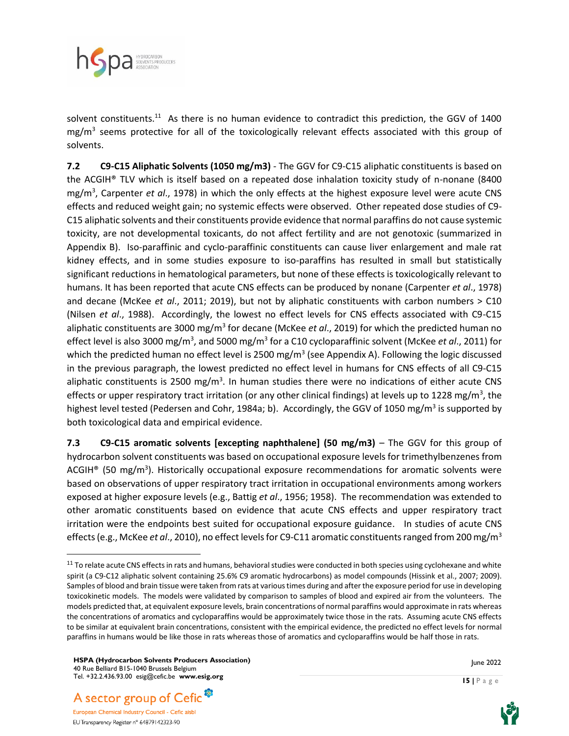solvent constituents.[11] As there is no human evidence to contradict this prediction, the GGV of 1400 mg/m$^3$ seems protective for all of the toxicologically relevant effects associated with this group of solvents.

**7.2 C9-C15 Aliphatic Solvents (1050 mg/m3)** - The GGV for C9-C15 aliphatic constituents is based on the ACGIH® TLV which is itself based on a repeated dose inhalation toxicity study of n-nonane (8400 mg/m$^3$, Carpenter *et al*., 1978) in which the only effects at the highest exposure level were acute CNS effects and reduced weight gain; no systemic effects were observed. Other repeated dose studies of C9-C15 aliphatic solvents and their constituents provide evidence that normal paraffins do not cause systemic toxicity, are not developmental toxicants, do not affect fertility and are not genotoxic (summarized in Appendix B). Iso-paraffinic and cyclo-paraffinic constituents can cause liver enlargement and male rat kidney effects, and in some studies exposure to iso-paraffins has resulted in small but statistically significant reductions in hematological parameters, but none of these effects is toxicologically relevant to humans. It has been reported that acute CNS effects can be produced by nonane (Carpenter *et al*., 1978) and decane (McKee *et al*., 2011; 2019), but not by aliphatic constituents with carbon numbers > C10 (Nilsen *et al*., 1988). Accordingly, the lowest no effect levels for CNS effects associated with C9-C15 aliphatic constituents are 3000 mg/m$^3$ for decane (McKee *et al*., 2019) for which the predicted human no effect level is also 3000 mg/m$^3$, and 5000 mg/m$^3$ for a C10 cycloparaffinic solvent (McKee *et al*., 2011) for which the predicted human no effect level is 2500 mg/m$^3$ (see Appendix A). Following the logic discussed in the previous paragraph, the lowest predicted no effect level in humans for CNS effects of all C9-C15 aliphatic constituents is 2500 mg/m$^3$. In human studies there were no indications of either acute CNS effects or upper respiratory tract irritation (or any other clinical findings) at levels up to 1228 mg/m$^3$, the highest level tested (Pedersen and Cohr, 1984a; b). Accordingly, the GGV of 1050 mg/m$^3$ is supported by both toxicological data and empirical evidence.

**7.3 C9-C15 aromatic solvents [excepting naphthalene] (50 mg/m3)** – The GGV for this group of hydrocarbon solvent constituents was based on occupational exposure levels for trimethylbenzenes from ACGIH® (50 mg/m$^3$). Historically occupational exposure recommendations for aromatic solvents were based on observations of upper respiratory tract irritation in occupational environments among workers exposed at higher exposure levels (e.g., Battig *et al*., 1956; 1958). The recommendation was extended to other aromatic constituents based on evidence that acute CNS effects and upper respiratory tract irritation were the endpoints best suited for occupational exposure guidance. In studies of acute CNS effects (e.g., McKee *et al*., 2010), no effect levels for C9-C11 aromatic constituents ranged from 200 mg/m$^3$

[11] To relate acute CNS effects in rats and humans, behavioral studies were conducted in both species using cyclohexane and white spirit (a C9-C12 aliphatic solvent containing 25.6% C9 aromatic hydrocarbons) as model compounds (Hissink et al., 2007; 2009). Samples of blood and brain tissue were taken from rats at various times during and after the exposure period for use in developing toxicokinetic models. The models were validated by comparison to samples of blood and expired air from the volunteers. The models predicted that, at equivalent exposure levels, brain concentrations of normal paraffins would approximate in rats whereas the concentrations of aromatics and cycloparaffins would be approximately twice those in the rats. Assuming acute CNS effects to be similar at equivalent brain concentrations, consistent with the empirical evidence, the predicted no effect levels for normal paraffins in humans would be like those in rats whereas those of aromatics and cycloparaffins would be half those in rats.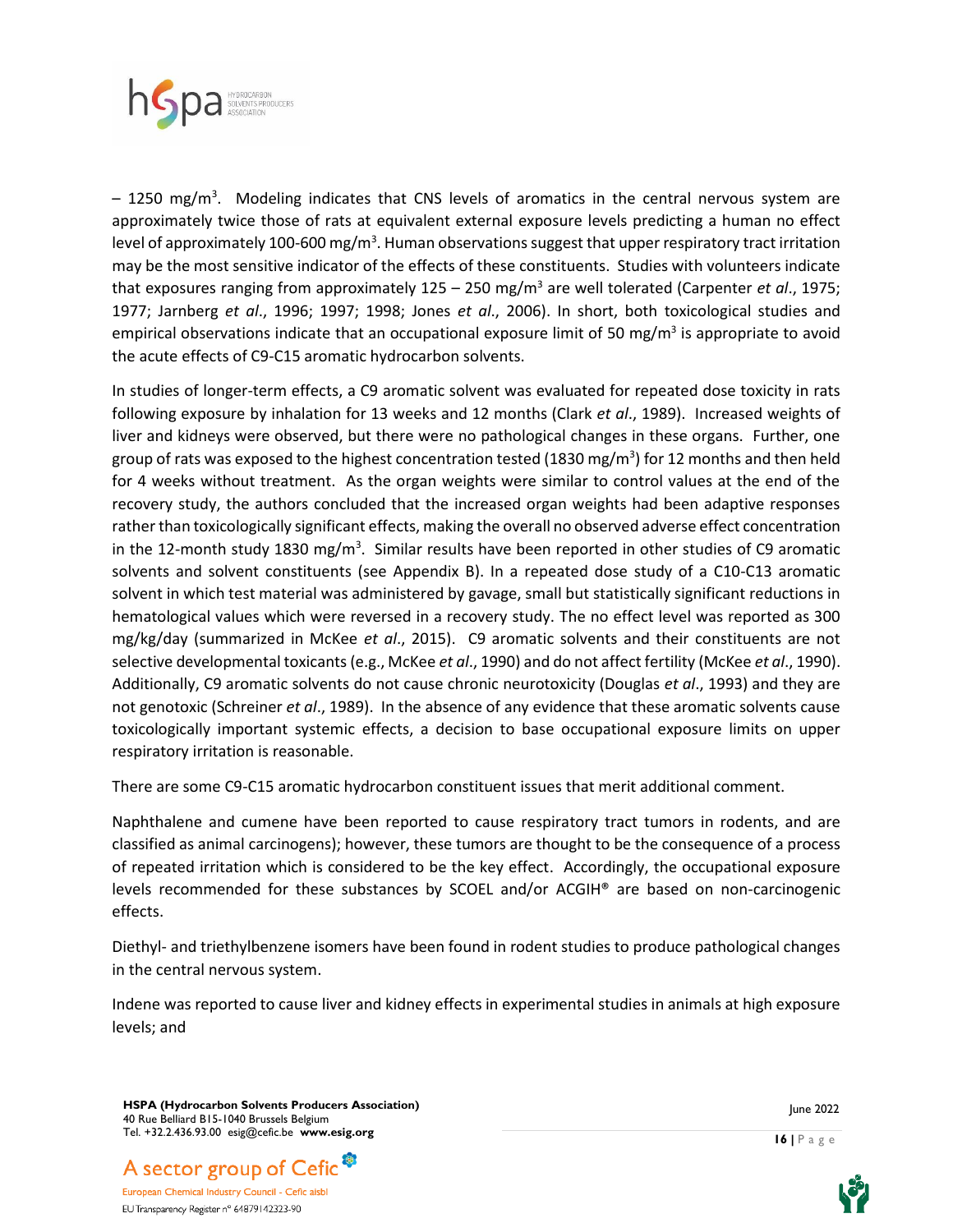– 1250 mg/m$^3$. Modeling indicates that CNS levels of aromatics in the central nervous system are approximately twice those of rats at equivalent external exposure levels predicting a human no effect level of approximately 100-600 mg/m$^3$. Human observations suggest that upper respiratory tract irritation may be the most sensitive indicator of the effects of these constituents. Studies with volunteers indicate that exposures ranging from approximately 125 – 250 mg/m$^3$ are well tolerated (Carpenter *et al*., 1975; 1977; Jarnberg *et al*., 1996; 1997; 1998; Jones *et al*., 2006). In short, both toxicological studies and empirical observations indicate that an occupational exposure limit of 50 mg/m$^3$ is appropriate to avoid the acute effects of C9-C15 aromatic hydrocarbon solvents.

In studies of longer-term effects, a C9 aromatic solvent was evaluated for repeated dose toxicity in rats following exposure by inhalation for 13 weeks and 12 months (Clark *et al*., 1989). Increased weights of liver and kidneys were observed, but there were no pathological changes in these organs. Further, one group of rats was exposed to the highest concentration tested (1830 mg/m$^3$) for 12 months and then held for 4 weeks without treatment. As the organ weights were similar to control values at the end of the recovery study, the authors concluded that the increased organ weights had been adaptive responses rather than toxicologically significant effects, making the overall no observed adverse effect concentration in the 12-month study 1830 mg/m$^3$. Similar results have been reported in other studies of C9 aromatic solvents and solvent constituents (see Appendix B). In a repeated dose study of a C10-C13 aromatic solvent in which test material was administered by gavage, small but statistically significant reductions in hematological values which were reversed in a recovery study. The no effect level was reported as 300 mg/kg/day (summarized in McKee *et al*., 2015). C9 aromatic solvents and their constituents are not selective developmental toxicants (e.g., McKee *et al*., 1990) and do not affect fertility (McKee *et al*., 1990). Additionally, C9 aromatic solvents do not cause chronic neurotoxicity (Douglas *et al*., 1993) and they are not genotoxic (Schreiner *et al*., 1989). In the absence of any evidence that these aromatic solvents cause toxicologically important systemic effects, a decision to base occupational exposure limits on upper respiratory irritation is reasonable.

There are some C9-C15 aromatic hydrocarbon constituent issues that merit additional comment.

Naphthalene and cumene have been reported to cause respiratory tract tumors in rodents, and are classified as animal carcinogens); however, these tumors are thought to be the consequence of a process of repeated irritation which is considered to be the key effect. Accordingly, the occupational exposure levels recommended for these substances by SCOEL and/or ACGIH® are based on non-carcinogenic effects.

Diethyl- and triethylbenzene isomers have been found in rodent studies to produce pathological changes in the central nervous system.

Indene was reported to cause liver and kidney effects in experimental studies in animals at high exposure levels; and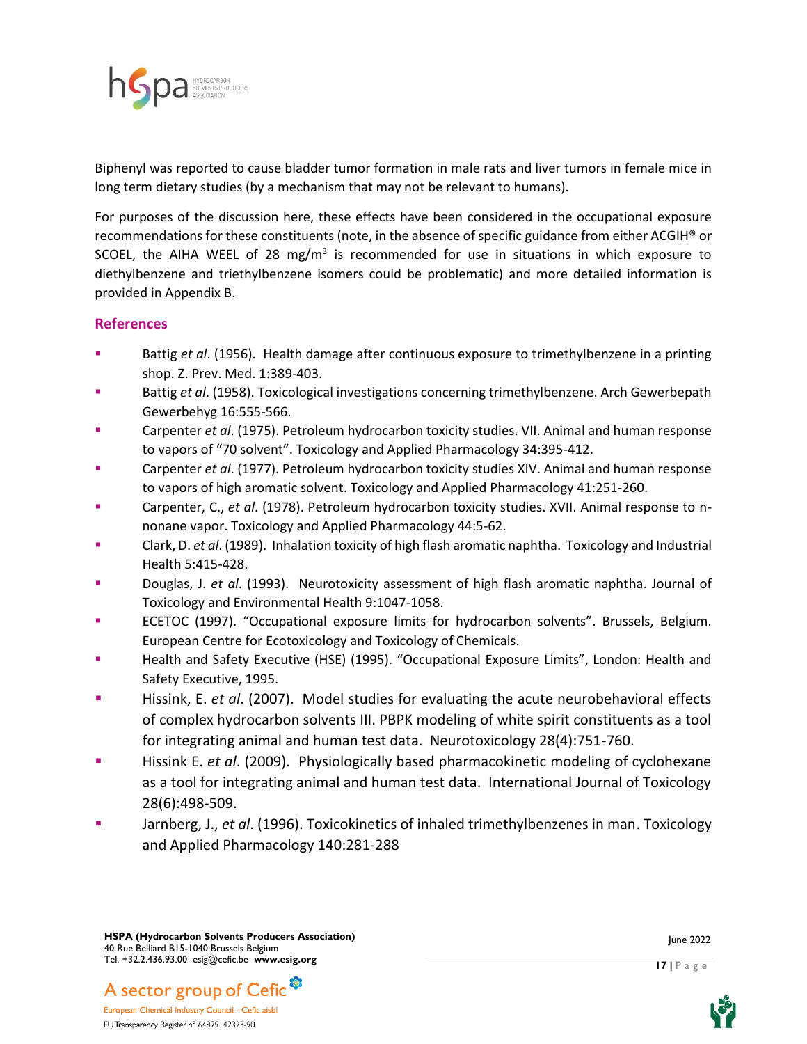Biphenyl was reported to cause bladder tumor formation in male rats and liver tumors in female mice in long term dietary studies (by a mechanism that may not be relevant to humans).

For purposes of the discussion here, these effects have been considered in the occupational exposure recommendations for these constituents (note, in the absence of specific guidance from either ACGIH® or SCOEL, the AIHA WEEL of 28 mg/m$^3$ is recommended for use in situations in which exposure to diethylbenzene and triethylbenzene isomers could be problematic) and more detailed information is provided in Appendix B.

## References

- Battig *et al*. (1956). Health damage after continuous exposure to trimethylbenzene in a printing shop. Z. Prev. Med. 1:389-403.
- Battig *et al*. (1958). Toxicological investigations concerning trimethylbenzene. Arch Gewerbepath Gewerbehyg 16:555-566.
- Carpenter *et al*. (1975). Petroleum hydrocarbon toxicity studies. VII. Animal and human response to vapors of "70 solvent". Toxicology and Applied Pharmacology 34:395-412.
- Carpenter *et al*. (1977). Petroleum hydrocarbon toxicity studies XIV. Animal and human response to vapors of high aromatic solvent. Toxicology and Applied Pharmacology 41:251-260.
- Carpenter, C., *et al*. (1978). Petroleum hydrocarbon toxicity studies. XVII. Animal response to n-nonane vapor. Toxicology and Applied Pharmacology 44:5-62.
- Clark, D. *et al*. (1989). Inhalation toxicity of high flash aromatic naphtha. Toxicology and Industrial Health 5:415-428.
- Douglas, J. *et al*. (1993). Neurotoxicity assessment of high flash aromatic naphtha. Journal of Toxicology and Environmental Health 9:1047-1058.
- ECETOC (1997). "Occupational exposure limits for hydrocarbon solvents". Brussels, Belgium. European Centre for Ecotoxicology and Toxicology of Chemicals.
- Health and Safety Executive (HSE) (1995). "Occupational Exposure Limits", London: Health and Safety Executive, 1995.
- Hissink, E. *et al*. (2007). Model studies for evaluating the acute neurobehavioral effects of complex hydrocarbon solvents III. PBPK modeling of white spirit constituents as a tool for integrating animal and human test data. Neurotoxicology 28(4):751-760.
- Hissink E. *et al*. (2009). Physiologically based pharmacokinetic modeling of cyclohexane as a tool for integrating animal and human test data. International Journal of Toxicology 28(6):498-509.
- Jarnberg, J., *et al*. (1996). Toxicokinetics of inhaled trimethylbenzenes in man. Toxicology and Applied Pharmacology 140:281-288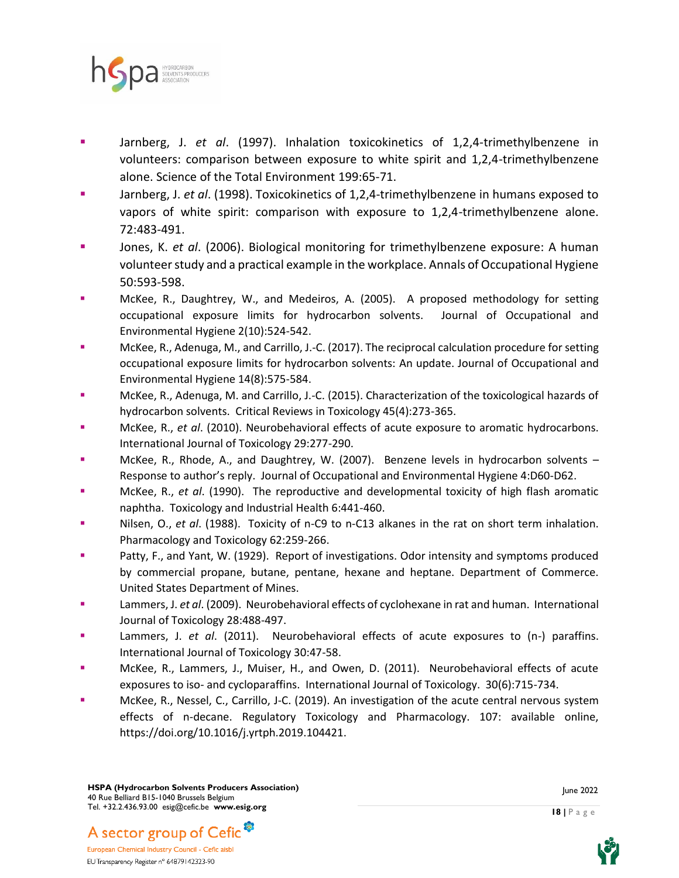- Jarnberg, J. *et al*. (1997). Inhalation toxicokinetics of 1,2,4-trimethylbenzene in volunteers: comparison between exposure to white spirit and 1,2,4-trimethylbenzene alone. Science of the Total Environment 199:65-71.
- Jarnberg, J. *et al*. (1998). Toxicokinetics of 1,2,4-trimethylbenzene in humans exposed to vapors of white spirit: comparison with exposure to 1,2,4-trimethylbenzene alone. 72:483-491.
- Jones, K. *et al*. (2006). Biological monitoring for trimethylbenzene exposure: A human volunteer study and a practical example in the workplace. Annals of Occupational Hygiene 50:593-598.
- McKee, R., Daughtrey, W., and Medeiros, A. (2005). A proposed methodology for setting occupational exposure limits for hydrocarbon solvents. Journal of Occupational and Environmental Hygiene 2(10):524-542.
- McKee, R., Adenuga, M., and Carrillo, J.-C. (2017). The reciprocal calculation procedure for setting occupational exposure limits for hydrocarbon solvents: An update. Journal of Occupational and Environmental Hygiene 14(8):575-584.
- McKee, R., Adenuga, M. and Carrillo, J.-C. (2015). Characterization of the toxicological hazards of hydrocarbon solvents. Critical Reviews in Toxicology 45(4):273-365.
- McKee, R., *et al*. (2010). Neurobehavioral effects of acute exposure to aromatic hydrocarbons. International Journal of Toxicology 29:277-290.
- McKee, R., Rhode, A., and Daughtrey, W. (2007). Benzene levels in hydrocarbon solvents – Response to author's reply. Journal of Occupational and Environmental Hygiene 4:D60-D62.
- McKee, R., *et al*. (1990). The reproductive and developmental toxicity of high flash aromatic naphtha. Toxicology and Industrial Health 6:441-460.
- Nilsen, O., *et al*. (1988). Toxicity of n-C9 to n-C13 alkanes in the rat on short term inhalation. Pharmacology and Toxicology 62:259-266.
- Patty, F., and Yant, W. (1929). Report of investigations. Odor intensity and symptoms produced by commercial propane, butane, pentane, hexane and heptane. Department of Commerce. United States Department of Mines.
- Lammers, J. *et al*. (2009). Neurobehavioral effects of cyclohexane in rat and human. International Journal of Toxicology 28:488-497.
- Lammers, J. *et al*. (2011). Neurobehavioral effects of acute exposures to (n-) paraffins. International Journal of Toxicology 30:47-58.
- McKee, R., Lammers, J., Muiser, H., and Owen, D. (2011). Neurobehavioral effects of acute exposures to iso- and cycloparaffins. International Journal of Toxicology. 30(6):715-734.
- McKee, R., Nessel, C., Carrillo, J-C. (2019). An investigation of the acute central nervous system effects of n-decane. Regulatory Toxicology and Pharmacology. 107: available online, https://doi.org/10.1016/j.yrtph.2019.104421.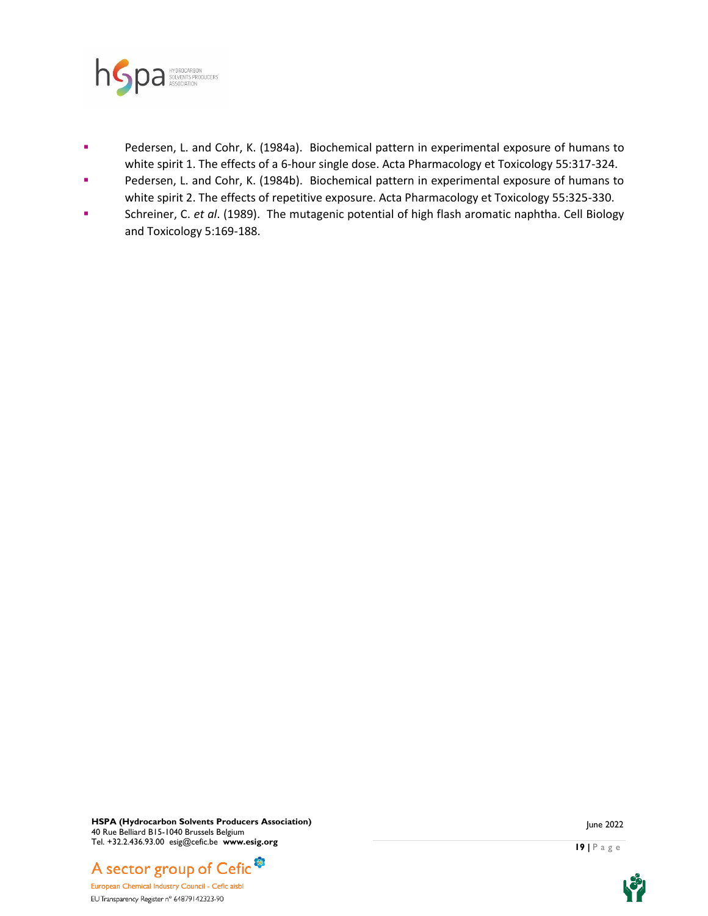- Pedersen, L. and Cohr, K. (1984a). Biochemical pattern in experimental exposure of humans to white spirit 1. The effects of a 6-hour single dose. Acta Pharmacology et Toxicology 55:317-324.
- Pedersen, L. and Cohr, K. (1984b). Biochemical pattern in experimental exposure of humans to white spirit 2. The effects of repetitive exposure. Acta Pharmacology et Toxicology 55:325-330.
- Schreiner, C. *et al*. (1989). The mutagenic potential of high flash aromatic naphtha. Cell Biology and Toxicology 5:169-188.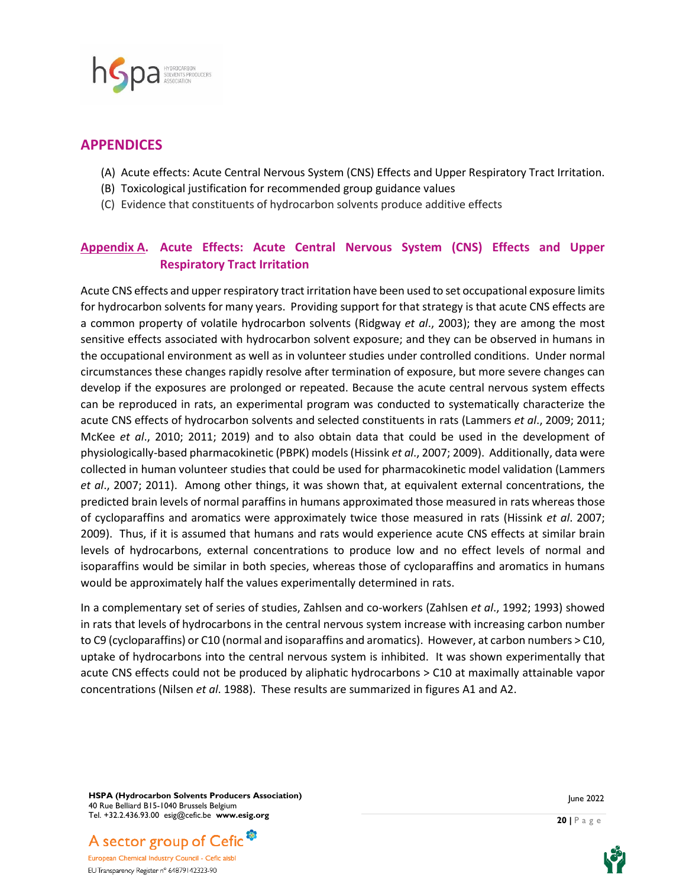## APPENDICES

(A) Acute effects: Acute Central Nervous System (CNS) Effects and Upper Respiratory Tract Irritation.
(B) Toxicological justification for recommended group guidance values
(C) Evidence that constituents of hydrocarbon solvents produce additive effects

### Appendix A. Acute Effects: Acute Central Nervous System (CNS) Effects and Upper Respiratory Tract Irritation

Acute CNS effects and upper respiratory tract irritation have been used to set occupational exposure limits for hydrocarbon solvents for many years. Providing support for that strategy is that acute CNS effects are a common property of volatile hydrocarbon solvents (Ridgway *et al*., 2003); they are among the most sensitive effects associated with hydrocarbon solvent exposure; and they can be observed in humans in the occupational environment as well as in volunteer studies under controlled conditions. Under normal circumstances these changes rapidly resolve after termination of exposure, but more severe changes can develop if the exposures are prolonged or repeated. Because the acute central nervous system effects can be reproduced in rats, an experimental program was conducted to systematically characterize the acute CNS effects of hydrocarbon solvents and selected constituents in rats (Lammers *et al*., 2009; 2011; McKee *et al*., 2010; 2011; 2019) and to also obtain data that could be used in the development of physiologically-based pharmacokinetic (PBPK) models (Hissink *et al*., 2007; 2009). Additionally, data were collected in human volunteer studies that could be used for pharmacokinetic model validation (Lammers *et al*., 2007; 2011). Among other things, it was shown that, at equivalent external concentrations, the predicted brain levels of normal paraffins in humans approximated those measured in rats whereas those of cycloparaffins and aromatics were approximately twice those measured in rats (Hissink *et al*. 2007; 2009). Thus, if it is assumed that humans and rats would experience acute CNS effects at similar brain levels of hydrocarbons, external concentrations to produce low and no effect levels of normal and isoparaffins would be similar in both species, whereas those of cycloparaffins and aromatics in humans would be approximately half the values experimentally determined in rats.

In a complementary set of series of studies, Zahlsen and co-workers (Zahlsen *et al*., 1992; 1993) showed in rats that levels of hydrocarbons in the central nervous system increase with increasing carbon number to C9 (cycloparaffins) or C10 (normal and isoparaffins and aromatics). However, at carbon numbers > C10, uptake of hydrocarbons into the central nervous system is inhibited. It was shown experimentally that acute CNS effects could not be produced by aliphatic hydrocarbons > C10 at maximally attainable vapor concentrations (Nilsen *et al*. 1988). These results are summarized in figures A1 and A2.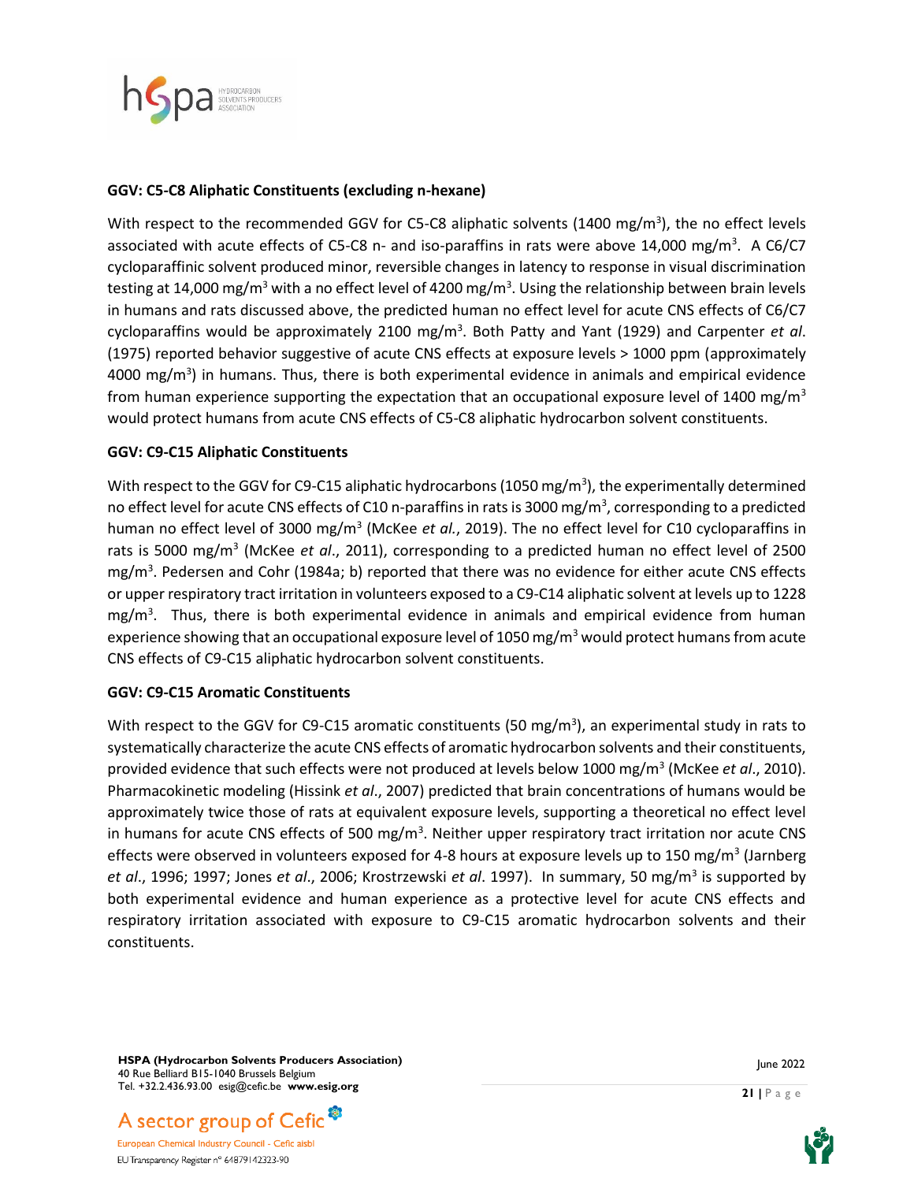**GGV: C5-C8 Aliphatic Constituents (excluding n-hexane)**

With respect to the recommended GGV for C5-C8 aliphatic solvents (1400 $mg/m^3$), the no effect levels associated with acute effects of C5-C8 n- and iso-paraffins in rats were above 14,000 $mg/m^3$. A C6/C7 cycloparaffinic solvent produced minor, reversible changes in latency to response in visual discrimination testing at 14,000 $mg/m^3$ with a no effect level of 4200 $mg/m^3$. Using the relationship between brain levels in humans and rats discussed above, the predicted human no effect level for acute CNS effects of C6/C7 cycloparaffins would be approximately 2100 $mg/m^3$. Both Patty and Yant (1929) and Carpenter *et al*. (1975) reported behavior suggestive of acute CNS effects at exposure levels > 1000 ppm (approximately 4000 $mg/m^3$) in humans. Thus, there is both experimental evidence in animals and empirical evidence from human experience supporting the expectation that an occupational exposure level of 1400 $mg/m^3$ would protect humans from acute CNS effects of C5-C8 aliphatic hydrocarbon solvent constituents.

**GGV: C9-C15 Aliphatic Constituents**

With respect to the GGV for C9-C15 aliphatic hydrocarbons (1050 $mg/m^3$), the experimentally determined no effect level for acute CNS effects of C10 n-paraffins in rats is 3000 $mg/m^3$, corresponding to a predicted human no effect level of 3000 $mg/m^3$ (McKee *et al.*, 2019). The no effect level for C10 cycloparaffins in rats is 5000 $mg/m^3$ (McKee *et al*., 2011), corresponding to a predicted human no effect level of 2500 $mg/m^3$. Pedersen and Cohr (1984a; b) reported that there was no evidence for either acute CNS effects or upper respiratory tract irritation in volunteers exposed to a C9-C14 aliphatic solvent at levels up to 1228 $mg/m^3$. Thus, there is both experimental evidence in animals and empirical evidence from human experience showing that an occupational exposure level of 1050 $mg/m^3$ would protect humans from acute CNS effects of C9-C15 aliphatic hydrocarbon solvent constituents.

**GGV: C9-C15 Aromatic Constituents**

With respect to the GGV for C9-C15 aromatic constituents (50 $mg/m^3$), an experimental study in rats to systematically characterize the acute CNS effects of aromatic hydrocarbon solvents and their constituents, provided evidence that such effects were not produced at levels below 1000 $mg/m^3$ (McKee *et al*., 2010). Pharmacokinetic modeling (Hissink *et al*., 2007) predicted that brain concentrations of humans would be approximately twice those of rats at equivalent exposure levels, supporting a theoretical no effect level in humans for acute CNS effects of 500 $mg/m^3$. Neither upper respiratory tract irritation nor acute CNS effects were observed in volunteers exposed for 4-8 hours at exposure levels up to 150 $mg/m^3$ (Jarnberg *et al*., 1996; 1997; Jones *et al*., 2006; Krostrzewski *et al*. 1997). In summary, 50 $mg/m^3$ is supported by both experimental evidence and human experience as a protective level for acute CNS effects and respiratory irritation associated with exposure to C9-C15 aromatic hydrocarbon solvents and their constituents.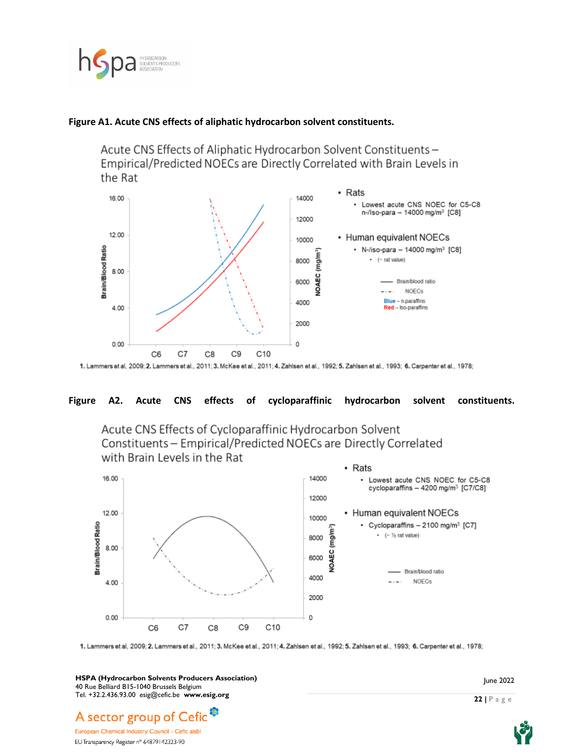**Figure A1. Acute CNS effects of aliphatic hydrocarbon solvent constituents.**

Acute CNS Effects of Aliphatic Hydrocarbon Solvent Constituents – Empirical/Predicted NOECs are Directly Correlated with Brain Levels in the Rat

- Rats
  - Lowest acute CNS NOEC for C5-C8 n-/iso-para – 14000 mg/m³ [C8]
- Human equivalent NOECs
  - N-/iso-para – 14000 mg/m³ [C8]
    - (~ rat value)

Brain/blood ratio; NOECs; Blue – n-paraffins; Red – iso-paraffins

1. Lammers et al, 2009; 2. Lammers et al., 2011; 3. McKee et al., 2011; 4. Zahlsen et al., 1992; 5. Zahlsen et al., 1993; 6. Carpenter et al., 1978;

**Figure A2. Acute CNS effects of cycloparaffinic hydrocarbon solvent constituents.**

Acute CNS Effects of Cycloparaffinic Hydrocarbon Solvent Constituents – Empirical/Predicted NOECs are Directly Correlated with Brain Levels in the Rat

- Rats
  - Lowest acute CNS NOEC for C5-C8 cycloparaffins – 4200 mg/m³ [C7/C8]
- Human equivalent NOECs
  - Cycloparaffins – 2100 mg/m³ [C7]
    - (~ ½ rat value)

Brain/blood ratio; NOECs

1. Lammers et al, 2009; 2. Lammers et al., 2011; 3. McKee et al., 2011; 4. Zahlsen et al., 1992; 5. Zahlsen et al., 1993; 6. Carpenter et al., 1978;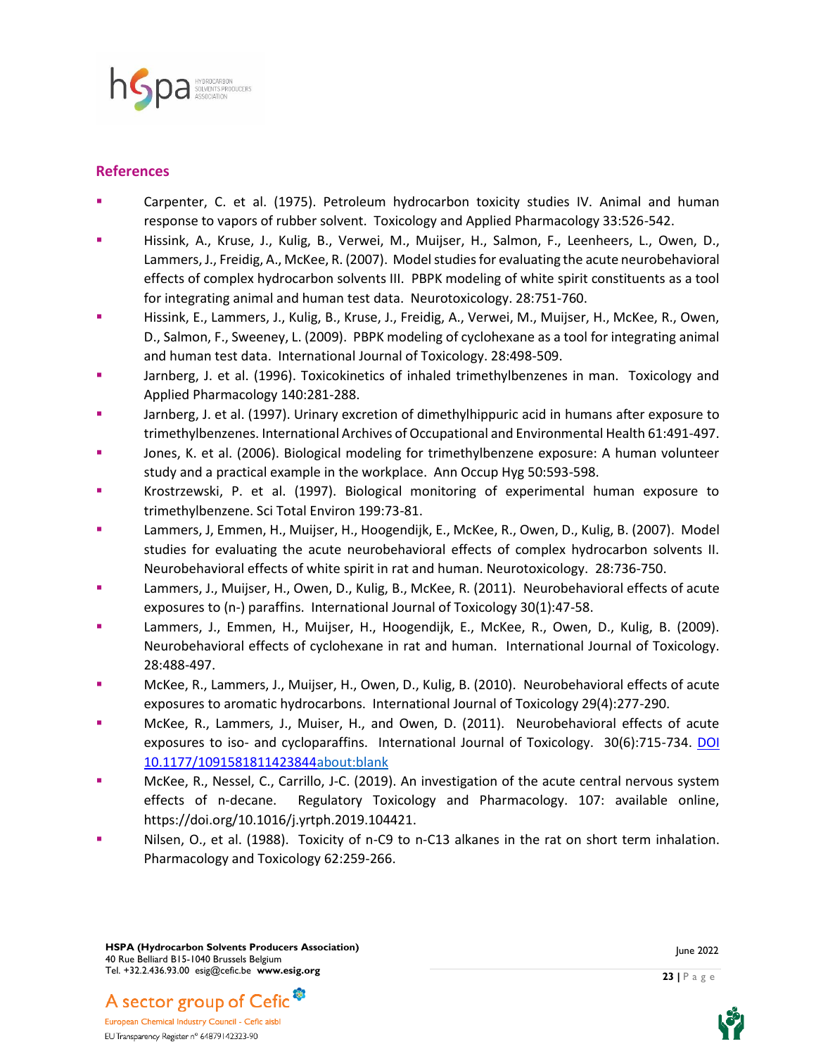## References

- Carpenter, C. et al. (1975). Petroleum hydrocarbon toxicity studies IV. Animal and human response to vapors of rubber solvent. Toxicology and Applied Pharmacology 33:526-542.
- Hissink, A., Kruse, J., Kulig, B., Verwei, M., Muijser, H., Salmon, F., Leenheers, L., Owen, D., Lammers, J., Freidig, A., McKee, R. (2007). Model studies for evaluating the acute neurobehavioral effects of complex hydrocarbon solvents III. PBPK modeling of white spirit constituents as a tool for integrating animal and human test data. Neurotoxicology. 28:751-760.
- Hissink, E., Lammers, J., Kulig, B., Kruse, J., Freidig, A., Verwei, M., Muijser, H., McKee, R., Owen, D., Salmon, F., Sweeney, L. (2009). PBPK modeling of cyclohexane as a tool for integrating animal and human test data. International Journal of Toxicology. 28:498-509.
- Jarnberg, J. et al. (1996). Toxicokinetics of inhaled trimethylbenzenes in man. Toxicology and Applied Pharmacology 140:281-288.
- Jarnberg, J. et al. (1997). Urinary excretion of dimethylhippuric acid in humans after exposure to trimethylbenzenes. International Archives of Occupational and Environmental Health 61:491-497.
- Jones, K. et al. (2006). Biological modeling for trimethylbenzene exposure: A human volunteer study and a practical example in the workplace. Ann Occup Hyg 50:593-598.
- Krostrzewski, P. et al. (1997). Biological monitoring of experimental human exposure to trimethylbenzene. Sci Total Environ 199:73-81.
- Lammers, J, Emmen, H., Muijser, H., Hoogendijk, E., McKee, R., Owen, D., Kulig, B. (2007). Model studies for evaluating the acute neurobehavioral effects of complex hydrocarbon solvents II. Neurobehavioral effects of white spirit in rat and human. Neurotoxicology. 28:736-750.
- Lammers, J., Muijser, H., Owen, D., Kulig, B., McKee, R. (2011). Neurobehavioral effects of acute exposures to (n-) paraffins. International Journal of Toxicology 30(1):47-58.
- Lammers, J., Emmen, H., Muijser, H., Hoogendijk, E., McKee, R., Owen, D., Kulig, B. (2009). Neurobehavioral effects of cyclohexane in rat and human. International Journal of Toxicology. 28:488-497.
- McKee, R., Lammers, J., Muijser, H., Owen, D., Kulig, B. (2010). Neurobehavioral effects of acute exposures to aromatic hydrocarbons. International Journal of Toxicology 29(4):277-290.
- McKee, R., Lammers, J., Muiser, H., and Owen, D. (2011). Neurobehavioral effects of acute exposures to iso- and cycloparaffins. International Journal of Toxicology. 30(6):715-734. DOI 10.1177/1091581811423844about:blank
- McKee, R., Nessel, C., Carrillo, J-C. (2019). An investigation of the acute central nervous system effects of n-decane. Regulatory Toxicology and Pharmacology. 107: available online, https://doi.org/10.1016/j.yrtph.2019.104421.
- Nilsen, O., et al. (1988). Toxicity of n-C9 to n-C13 alkanes in the rat on short term inhalation. Pharmacology and Toxicology 62:259-266.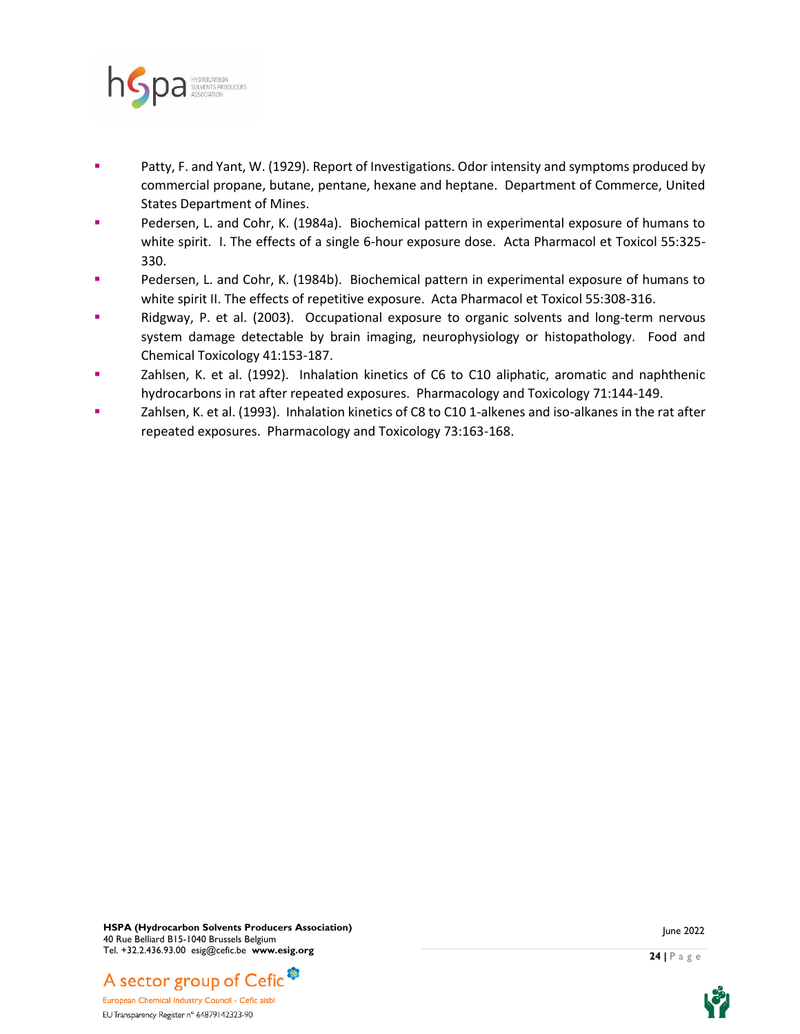- Patty, F. and Yant, W. (1929). Report of Investigations. Odor intensity and symptoms produced by commercial propane, butane, pentane, hexane and heptane. Department of Commerce, United States Department of Mines.
- Pedersen, L. and Cohr, K. (1984a). Biochemical pattern in experimental exposure of humans to white spirit. I. The effects of a single 6-hour exposure dose. Acta Pharmacol et Toxicol 55:325-330.
- Pedersen, L. and Cohr, K. (1984b). Biochemical pattern in experimental exposure of humans to white spirit II. The effects of repetitive exposure. Acta Pharmacol et Toxicol 55:308-316.
- Ridgway, P. et al. (2003). Occupational exposure to organic solvents and long-term nervous system damage detectable by brain imaging, neurophysiology or histopathology. Food and Chemical Toxicology 41:153-187.
- Zahlsen, K. et al. (1992). Inhalation kinetics of C6 to C10 aliphatic, aromatic and naphthenic hydrocarbons in rat after repeated exposures. Pharmacology and Toxicology 71:144-149.
- Zahlsen, K. et al. (1993). Inhalation kinetics of C8 to C10 1-alkenes and iso-alkanes in the rat after repeated exposures. Pharmacology and Toxicology 73:163-168.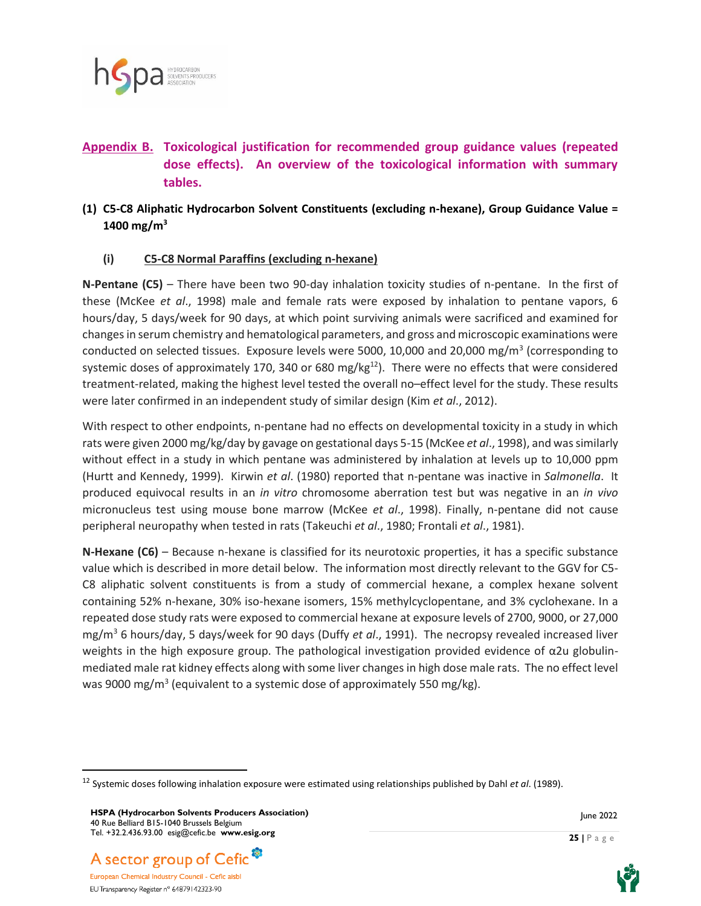## Appendix B. Toxicological justification for recommended group guidance values (repeated dose effects). An overview of the toxicological information with summary tables.

### (1) C5-C8 Aliphatic Hydrocarbon Solvent Constituents (excluding n-hexane), Group Guidance Value = 1400 mg/m$^3$

#### (i) C5-C8 Normal Paraffins (excluding n-hexane)

**N-Pentane (C5)** – There have been two 90-day inhalation toxicity studies of n-pentane. In the first of these (McKee *et al*., 1998) male and female rats were exposed by inhalation to pentane vapors, 6 hours/day, 5 days/week for 90 days, at which point surviving animals were sacrificed and examined for changes in serum chemistry and hematological parameters, and gross and microscopic examinations were conducted on selected tissues. Exposure levels were 5000, 10,000 and 20,000 mg/m$^3$ (corresponding to systemic doses of approximately 170, 340 or 680 mg/kg[12]). There were no effects that were considered treatment-related, making the highest level tested the overall no–effect level for the study. These results were later confirmed in an independent study of similar design (Kim *et al*., 2012).

With respect to other endpoints, n-pentane had no effects on developmental toxicity in a study in which rats were given 2000 mg/kg/day by gavage on gestational days 5-15 (McKee *et al*., 1998), and was similarly without effect in a study in which pentane was administered by inhalation at levels up to 10,000 ppm (Hurtt and Kennedy, 1999). Kirwin *et al*. (1980) reported that n-pentane was inactive in *Salmonella*. It produced equivocal results in an *in vitro* chromosome aberration test but was negative in an *in vivo* micronucleus test using mouse bone marrow (McKee *et al*., 1998). Finally, n-pentane did not cause peripheral neuropathy when tested in rats (Takeuchi *et al*., 1980; Frontali *et al*., 1981).

**N-Hexane (C6)** – Because n-hexane is classified for its neurotoxic properties, it has a specific substance value which is described in more detail below. The information most directly relevant to the GGV for C5-C8 aliphatic solvent constituents is from a study of commercial hexane, a complex hexane solvent containing 52% n-hexane, 30% iso-hexane isomers, 15% methylcyclopentane, and 3% cyclohexane. In a repeated dose study rats were exposed to commercial hexane at exposure levels of 2700, 9000, or 27,000 mg/m$^3$ 6 hours/day, 5 days/week for 90 days (Duffy *et al*., 1991). The necropsy revealed increased liver weights in the high exposure group. The pathological investigation provided evidence of α2u globulin-mediated male rat kidney effects along with some liver changes in high dose male rats. The no effect level was 9000 mg/m$^3$ (equivalent to a systemic dose of approximately 550 mg/kg).

[12] Systemic doses following inhalation exposure were estimated using relationships published by Dahl *et al*. (1989).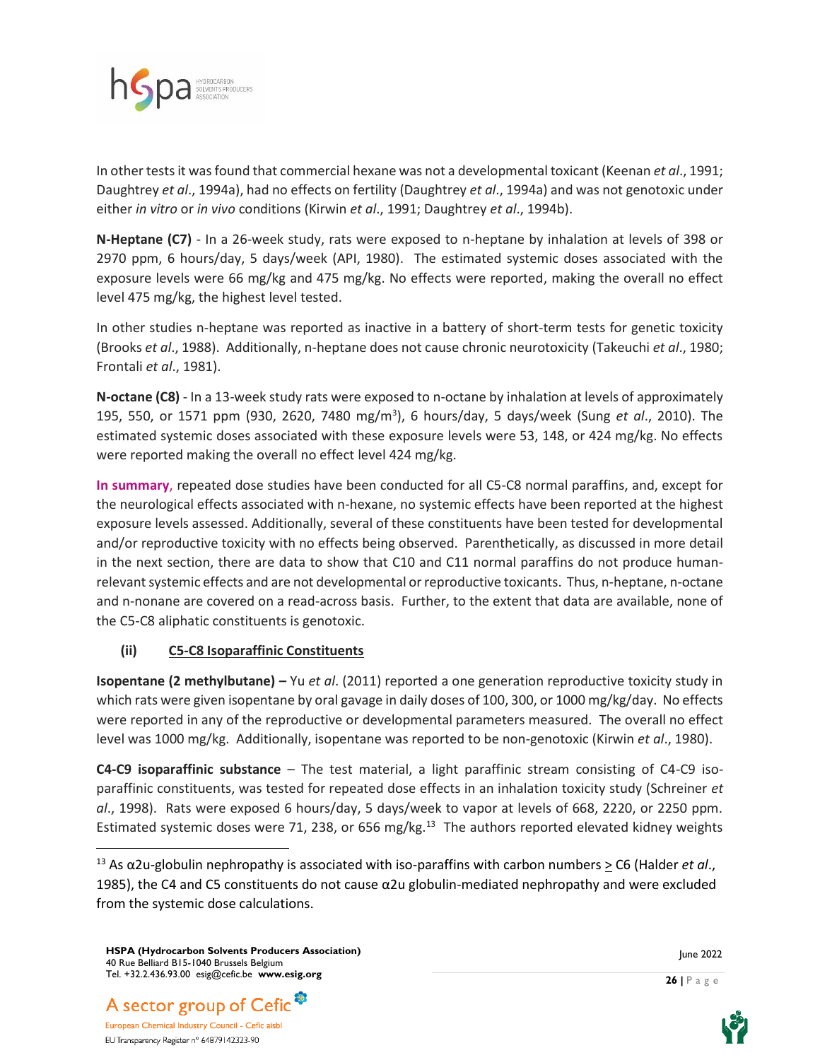In other tests it was found that commercial hexane was not a developmental toxicant (Keenan *et al*., 1991; Daughtrey *et al*., 1994a), had no effects on fertility (Daughtrey *et al*., 1994a) and was not genotoxic under either *in vitro* or *in vivo* conditions (Kirwin *et al*., 1991; Daughtrey *et al*., 1994b).

**N-Heptane (C7)** - In a 26-week study, rats were exposed to n-heptane by inhalation at levels of 398 or 2970 ppm, 6 hours/day, 5 days/week (API, 1980). The estimated systemic doses associated with the exposure levels were 66 mg/kg and 475 mg/kg. No effects were reported, making the overall no effect level 475 mg/kg, the highest level tested.

In other studies n-heptane was reported as inactive in a battery of short-term tests for genetic toxicity (Brooks *et al*., 1988). Additionally, n-heptane does not cause chronic neurotoxicity (Takeuchi *et al*., 1980; Frontali *et al*., 1981).

**N-octane (C8)** - In a 13-week study rats were exposed to n-octane by inhalation at levels of approximately 195, 550, or 1571 ppm (930, 2620, 7480 mg/m$^3$), 6 hours/day, 5 days/week (Sung *et al*., 2010). The estimated systemic doses associated with these exposure levels were 53, 148, or 424 mg/kg. No effects were reported making the overall no effect level 424 mg/kg.

**In summary**, repeated dose studies have been conducted for all C5-C8 normal paraffins, and, except for the neurological effects associated with n-hexane, no systemic effects have been reported at the highest exposure levels assessed. Additionally, several of these constituents have been tested for developmental and/or reproductive toxicity with no effects being observed. Parenthetically, as discussed in more detail in the next section, there are data to show that C10 and C11 normal paraffins do not produce human-relevant systemic effects and are not developmental or reproductive toxicants. Thus, n-heptane, n-octane and n-nonane are covered on a read-across basis. Further, to the extent that data are available, none of the C5-C8 aliphatic constituents is genotoxic.

**(ii) C5-C8 Isoparaffinic Constituents**

**Isopentane (2 methylbutane) –** Yu *et al*. (2011) reported a one generation reproductive toxicity study in which rats were given isopentane by oral gavage in daily doses of 100, 300, or 1000 mg/kg/day. No effects were reported in any of the reproductive or developmental parameters measured. The overall no effect level was 1000 mg/kg. Additionally, isopentane was reported to be non-genotoxic (Kirwin *et al*., 1980).

**C4-C9 isoparaffinic substance** – The test material, a light paraffinic stream consisting of C4-C9 iso-paraffinic constituents, was tested for repeated dose effects in an inhalation toxicity study (Schreiner *et al*., 1998). Rats were exposed 6 hours/day, 5 days/week to vapor at levels of 668, 2220, or 2250 ppm. Estimated systemic doses were 71, 238, or 656 mg/kg.[13] The authors reported elevated kidney weights

[13] As α2u-globulin nephropathy is associated with iso-paraffins with carbon numbers ≥ C6 (Halder *et al*., 1985), the C4 and C5 constituents do not cause α2u globulin-mediated nephropathy and were excluded from the systemic dose calculations.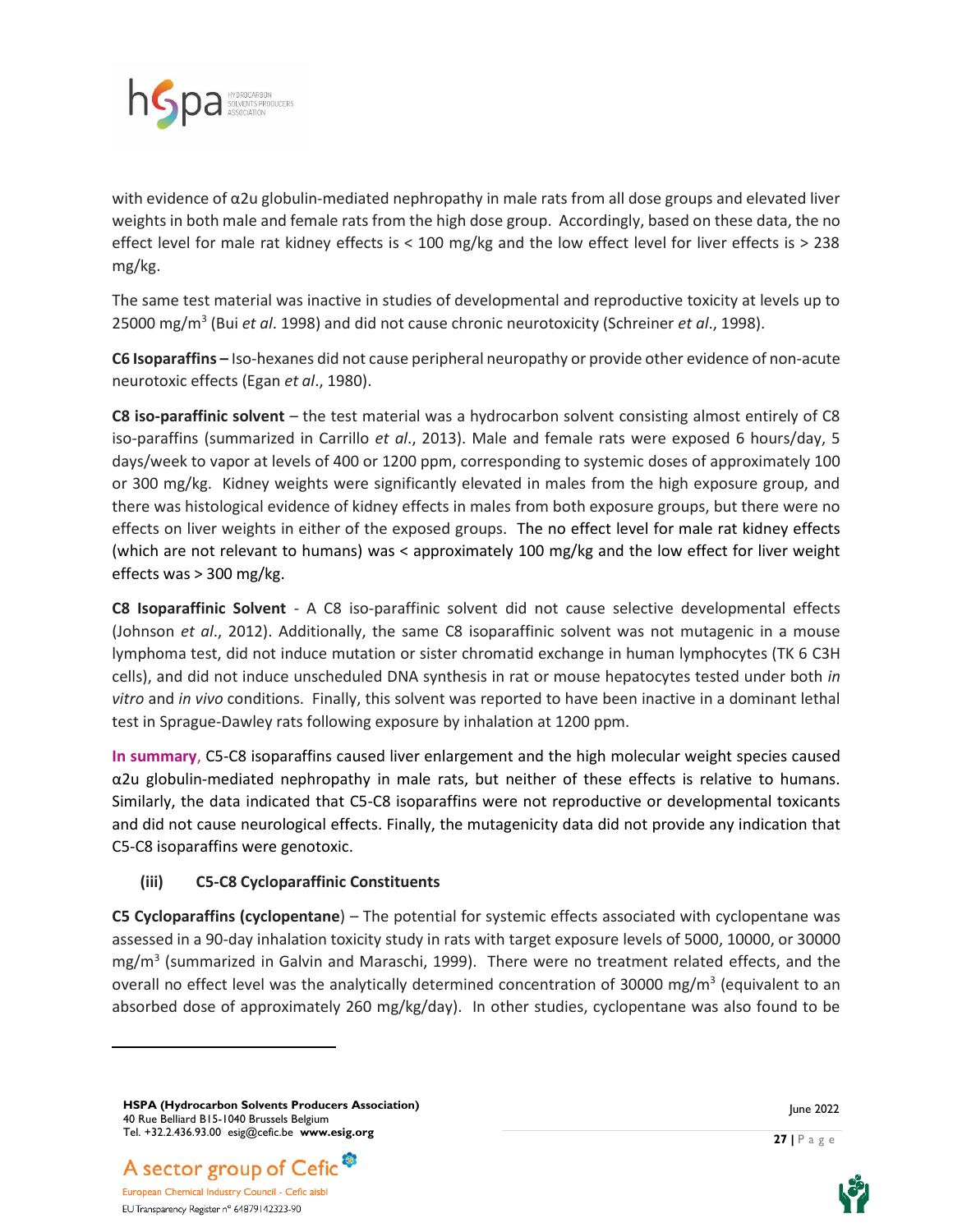with evidence of α2u globulin-mediated nephropathy in male rats from all dose groups and elevated liver weights in both male and female rats from the high dose group. Accordingly, based on these data, the no effect level for male rat kidney effects is < 100 mg/kg and the low effect level for liver effects is > 238 mg/kg.

The same test material was inactive in studies of developmental and reproductive toxicity at levels up to 25000 $mg/m^3$ (Bui *et al*. 1998) and did not cause chronic neurotoxicity (Schreiner *et al*., 1998).

**C6 Isoparaffins –** Iso-hexanes did not cause peripheral neuropathy or provide other evidence of non-acute neurotoxic effects (Egan *et al*., 1980).

**C8 iso-paraffinic solvent** – the test material was a hydrocarbon solvent consisting almost entirely of C8 iso-paraffins (summarized in Carrillo *et al*., 2013). Male and female rats were exposed 6 hours/day, 5 days/week to vapor at levels of 400 or 1200 ppm, corresponding to systemic doses of approximately 100 or 300 mg/kg. Kidney weights were significantly elevated in males from the high exposure group, and there was histological evidence of kidney effects in males from both exposure groups, but there were no effects on liver weights in either of the exposed groups. The no effect level for male rat kidney effects (which are not relevant to humans) was < approximately 100 mg/kg and the low effect for liver weight effects was > 300 mg/kg.

**C8 Isoparaffinic Solvent** - A C8 iso-paraffinic solvent did not cause selective developmental effects (Johnson *et al*., 2012). Additionally, the same C8 isoparaffinic solvent was not mutagenic in a mouse lymphoma test, did not induce mutation or sister chromatid exchange in human lymphocytes (TK 6 C3H cells), and did not induce unscheduled DNA synthesis in rat or mouse hepatocytes tested under both *in vitro* and *in vivo* conditions. Finally, this solvent was reported to have been inactive in a dominant lethal test in Sprague-Dawley rats following exposure by inhalation at 1200 ppm.

**In summary**, C5-C8 isoparaffins caused liver enlargement and the high molecular weight species caused α2u globulin-mediated nephropathy in male rats, but neither of these effects is relative to humans. Similarly, the data indicated that C5-C8 isoparaffins were not reproductive or developmental toxicants and did not cause neurological effects. Finally, the mutagenicity data did not provide any indication that C5-C8 isoparaffins were genotoxic.

**(iii) C5-C8 Cycloparaffinic Constituents**

**C5 Cycloparaffins (cyclopentane**) – The potential for systemic effects associated with cyclopentane was assessed in a 90-day inhalation toxicity study in rats with target exposure levels of 5000, 10000, or 30000 $mg/m^3$ (summarized in Galvin and Maraschi, 1999). There were no treatment related effects, and the overall no effect level was the analytically determined concentration of 30000 $mg/m^3$ (equivalent to an absorbed dose of approximately 260 mg/kg/day). In other studies, cyclopentane was also found to be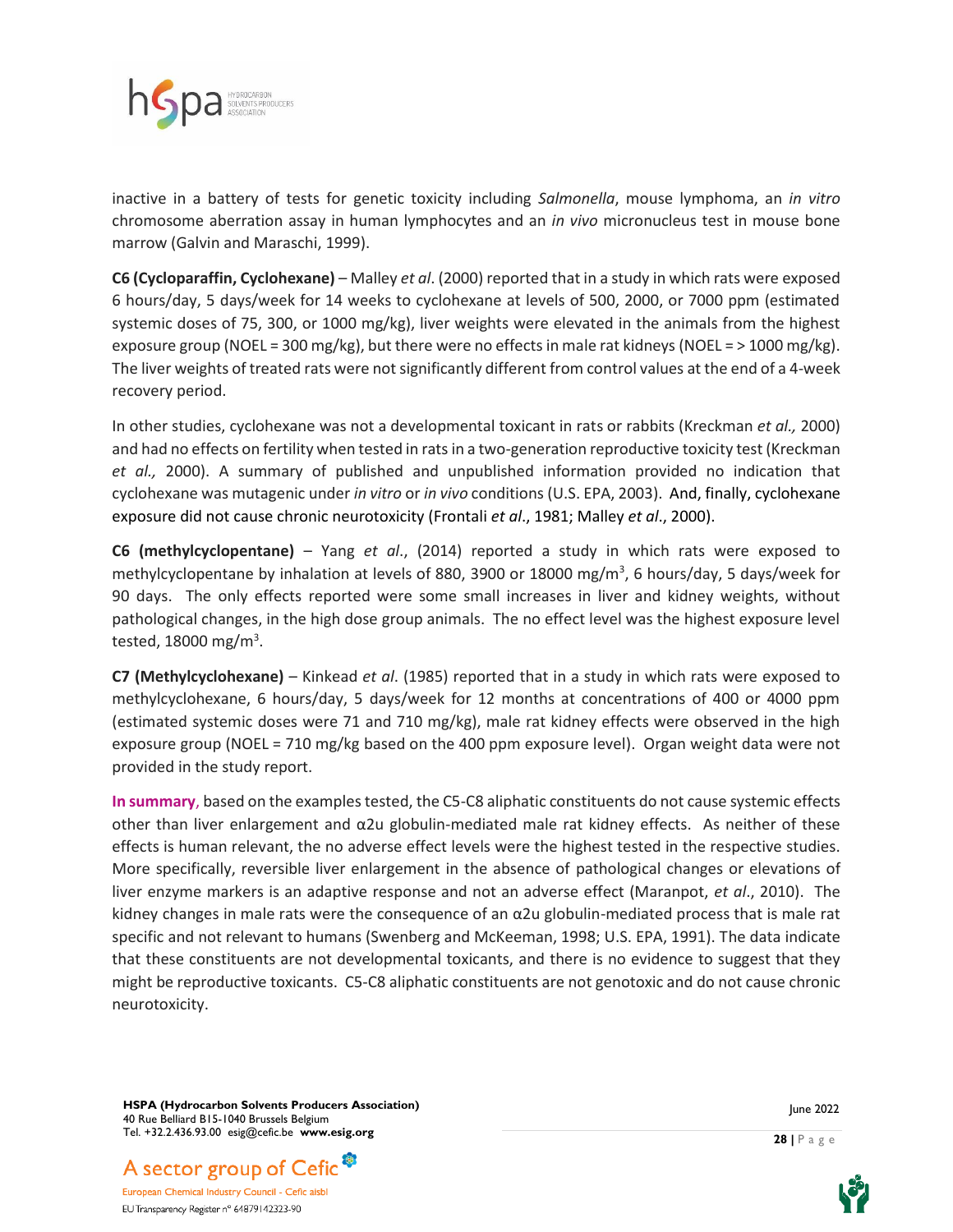inactive in a battery of tests for genetic toxicity including *Salmonella*, mouse lymphoma, an *in vitro* chromosome aberration assay in human lymphocytes and an *in vivo* micronucleus test in mouse bone marrow (Galvin and Maraschi, 1999).

**C6 (Cycloparaffin, Cyclohexane)** – Malley *et al*. (2000) reported that in a study in which rats were exposed 6 hours/day, 5 days/week for 14 weeks to cyclohexane at levels of 500, 2000, or 7000 ppm (estimated systemic doses of 75, 300, or 1000 mg/kg), liver weights were elevated in the animals from the highest exposure group (NOEL = 300 mg/kg), but there were no effects in male rat kidneys (NOEL = > 1000 mg/kg). The liver weights of treated rats were not significantly different from control values at the end of a 4-week recovery period.

In other studies, cyclohexane was not a developmental toxicant in rats or rabbits (Kreckman *et al.,* 2000) and had no effects on fertility when tested in rats in a two-generation reproductive toxicity test (Kreckman *et al.,* 2000). A summary of published and unpublished information provided no indication that cyclohexane was mutagenic under *in vitro* or *in vivo* conditions (U.S. EPA, 2003). And, finally, cyclohexane exposure did not cause chronic neurotoxicity (Frontali *et al*., 1981; Malley *et al*., 2000).

**C6 (methylcyclopentane)** – Yang *et al*., (2014) reported a study in which rats were exposed to methylcyclopentane by inhalation at levels of 880, 3900 or 18000 mg/m$^3$, 6 hours/day, 5 days/week for 90 days. The only effects reported were some small increases in liver and kidney weights, without pathological changes, in the high dose group animals. The no effect level was the highest exposure level tested, 18000 mg/m$^3$.

**C7 (Methylcyclohexane)** – Kinkead *et al*. (1985) reported that in a study in which rats were exposed to methylcyclohexane, 6 hours/day, 5 days/week for 12 months at concentrations of 400 or 4000 ppm (estimated systemic doses were 71 and 710 mg/kg), male rat kidney effects were observed in the high exposure group (NOEL = 710 mg/kg based on the 400 ppm exposure level). Organ weight data were not provided in the study report.

**In summary**, based on the examples tested, the C5-C8 aliphatic constituents do not cause systemic effects other than liver enlargement and α2u globulin-mediated male rat kidney effects. As neither of these effects is human relevant, the no adverse effect levels were the highest tested in the respective studies. More specifically, reversible liver enlargement in the absence of pathological changes or elevations of liver enzyme markers is an adaptive response and not an adverse effect (Maranpot, *et al*., 2010). The kidney changes in male rats were the consequence of an α2u globulin-mediated process that is male rat specific and not relevant to humans (Swenberg and McKeeman, 1998; U.S. EPA, 1991). The data indicate that these constituents are not developmental toxicants, and there is no evidence to suggest that they might be reproductive toxicants. C5-C8 aliphatic constituents are not genotoxic and do not cause chronic neurotoxicity.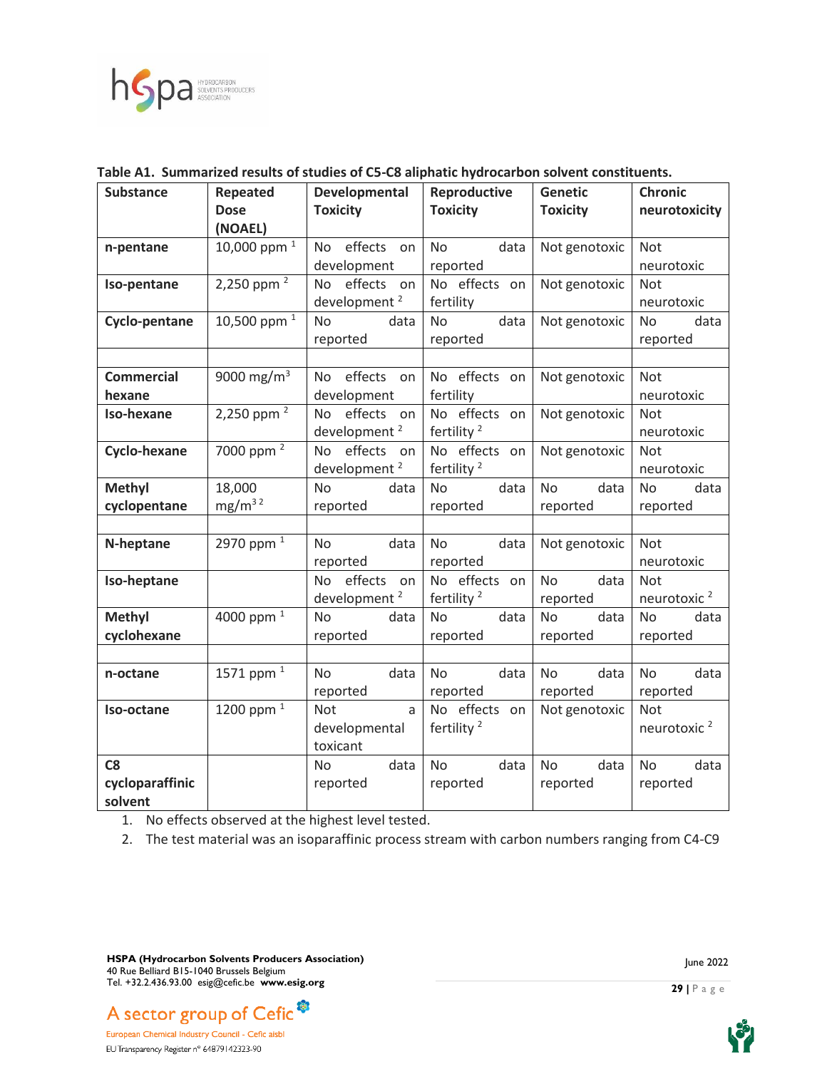**Table A1. Summarized results of studies of C5-C8 aliphatic hydrocarbon solvent constituents.**

| Substance | Repeated Dose (NOAEL) | Developmental Toxicity | Reproductive Toxicity | Genetic Toxicity | Chronic neurotoxicity |
|---|---|---|---|---|---|
| **n-pentane** | 10,000 ppm [1] | No effects on development | No data reported | Not genotoxic | Not neurotoxic |
| **Iso-pentane** | 2,250 ppm [2] | No effects on development [2] | No effects on fertility | Not genotoxic | Not neurotoxic |
| **Cyclo-pentane** | 10,500 ppm [1] | No data reported | No data reported | Not genotoxic | No data reported |
| | | | | | |
| **Commercial hexane** | 9000 mg/m$^3$ | No effects on development | No effects on fertility | Not genotoxic | Not neurotoxic |
| **Iso-hexane** | 2,250 ppm [2] | No effects on development [2] | No effects on fertility [2] | Not genotoxic | Not neurotoxic |
| **Cyclo-hexane** | 7000 ppm [2] | No effects on development [2] | No effects on fertility [2] | Not genotoxic | Not neurotoxic |
| **Methyl cyclopentane** | 18,000 mg/m$^3$ [2] | No data reported | No data reported | No data reported | No data reported |
| | | | | | |
| **N-heptane** | 2970 ppm [1] | No data reported | No data reported | Not genotoxic | Not neurotoxic |
| **Iso-heptane** | | No effects on development [2] | No effects on fertility [2] | No data reported | Not neurotoxic [2] |
| **Methyl cyclohexane** | 4000 ppm [1] | No data reported | No data reported | No data reported | No data reported |
| | | | | | |
| **n-octane** | 1571 ppm [1] | No data reported | No data reported | No data reported | No data reported |
| **Iso-octane** | 1200 ppm [1] | Not a developmental toxicant | No effects on fertility [2] | Not genotoxic | Not neurotoxic [2] |
| **C8 cycloparaffinic solvent** | | No data reported | No data reported | No data reported | No data reported |

1. No effects observed at the highest level tested.
2. The test material was an isoparaffinic process stream with carbon numbers ranging from C4-C9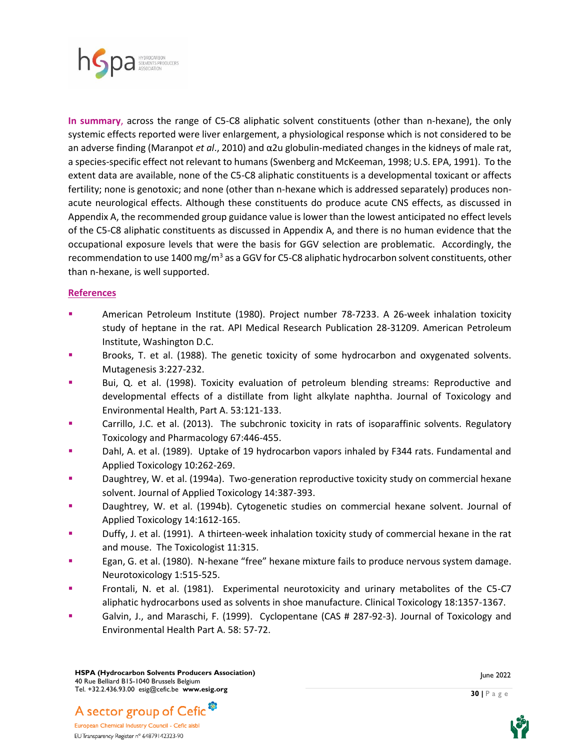**In summary**, across the range of C5-C8 aliphatic solvent constituents (other than n-hexane), the only systemic effects reported were liver enlargement, a physiological response which is not considered to be an adverse finding (Maranpot *et al*., 2010) and α2u globulin-mediated changes in the kidneys of male rat, a species-specific effect not relevant to humans (Swenberg and McKeeman, 1998; U.S. EPA, 1991). To the extent data are available, none of the C5-C8 aliphatic constituents is a developmental toxicant or affects fertility; none is genotoxic; and none (other than n-hexane which is addressed separately) produces non-acute neurological effects. Although these constituents do produce acute CNS effects, as discussed in Appendix A, the recommended group guidance value is lower than the lowest anticipated no effect levels of the C5-C8 aliphatic constituents as discussed in Appendix A, and there is no human evidence that the occupational exposure levels that were the basis for GGV selection are problematic. Accordingly, the recommendation to use 1400 mg/m$^3$ as a GGV for C5-C8 aliphatic hydrocarbon solvent constituents, other than n-hexane, is well supported.

## References

- American Petroleum Institute (1980). Project number 78-7233. A 26-week inhalation toxicity study of heptane in the rat. API Medical Research Publication 28-31209. American Petroleum Institute, Washington D.C.
- Brooks, T. et al. (1988). The genetic toxicity of some hydrocarbon and oxygenated solvents. Mutagenesis 3:227-232.
- Bui, Q. et al. (1998). Toxicity evaluation of petroleum blending streams: Reproductive and developmental effects of a distillate from light alkylate naphtha. Journal of Toxicology and Environmental Health, Part A. 53:121-133.
- Carrillo, J.C. et al. (2013). The subchronic toxicity in rats of isoparaffinic solvents. Regulatory Toxicology and Pharmacology 67:446-455.
- Dahl, A. et al. (1989). Uptake of 19 hydrocarbon vapors inhaled by F344 rats. Fundamental and Applied Toxicology 10:262-269.
- Daughtrey, W. et al. (1994a). Two-generation reproductive toxicity study on commercial hexane solvent. Journal of Applied Toxicology 14:387-393.
- Daughtrey, W. et al. (1994b). Cytogenetic studies on commercial hexane solvent. Journal of Applied Toxicology 14:1612-165.
- Duffy, J. et al. (1991). A thirteen-week inhalation toxicity study of commercial hexane in the rat and mouse. The Toxicologist 11:315.
- Egan, G. et al. (1980). N-hexane "free" hexane mixture fails to produce nervous system damage. Neurotoxicology 1:515-525.
- Frontali, N. et al. (1981). Experimental neurotoxicity and urinary metabolites of the C5-C7 aliphatic hydrocarbons used as solvents in shoe manufacture. Clinical Toxicology 18:1357-1367.
- Galvin, J., and Maraschi, F. (1999). Cyclopentane (CAS # 287-92-3). Journal of Toxicology and Environmental Health Part A. 58: 57-72.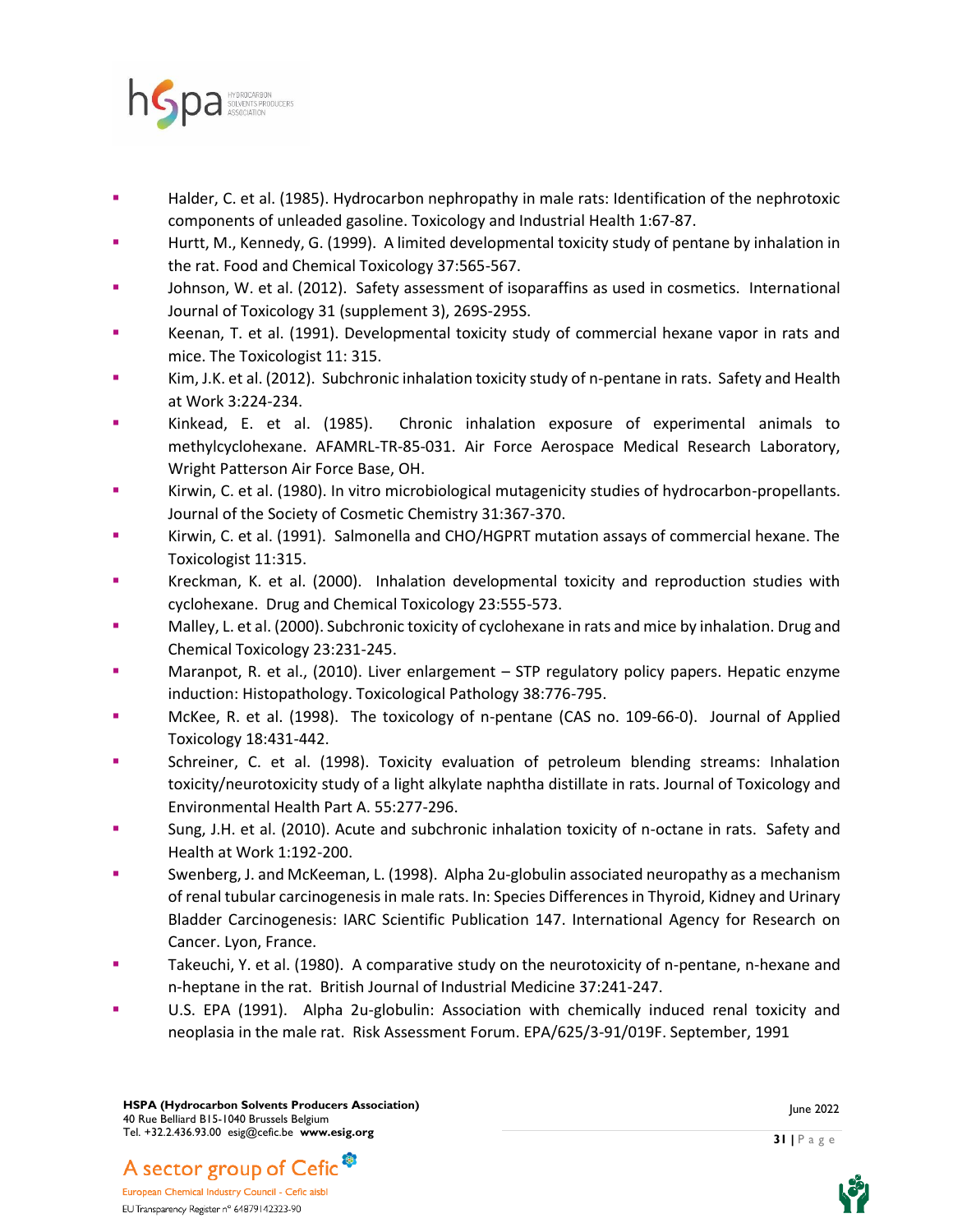- Halder, C. et al. (1985). Hydrocarbon nephropathy in male rats: Identification of the nephrotoxic components of unleaded gasoline. Toxicology and Industrial Health 1:67-87.
- Hurtt, M., Kennedy, G. (1999). A limited developmental toxicity study of pentane by inhalation in the rat. Food and Chemical Toxicology 37:565-567.
- Johnson, W. et al. (2012). Safety assessment of isoparaffins as used in cosmetics. International Journal of Toxicology 31 (supplement 3), 269S-295S.
- Keenan, T. et al. (1991). Developmental toxicity study of commercial hexane vapor in rats and mice. The Toxicologist 11: 315.
- Kim, J.K. et al. (2012). Subchronic inhalation toxicity study of n-pentane in rats. Safety and Health at Work 3:224-234.
- Kinkead, E. et al. (1985). Chronic inhalation exposure of experimental animals to methylcyclohexane. AFAMRL-TR-85-031. Air Force Aerospace Medical Research Laboratory, Wright Patterson Air Force Base, OH.
- Kirwin, C. et al. (1980). In vitro microbiological mutagenicity studies of hydrocarbon-propellants. Journal of the Society of Cosmetic Chemistry 31:367-370.
- Kirwin, C. et al. (1991). Salmonella and CHO/HGPRT mutation assays of commercial hexane. The Toxicologist 11:315.
- Kreckman, K. et al. (2000). Inhalation developmental toxicity and reproduction studies with cyclohexane. Drug and Chemical Toxicology 23:555-573.
- Malley, L. et al. (2000). Subchronic toxicity of cyclohexane in rats and mice by inhalation. Drug and Chemical Toxicology 23:231-245.
- Maranpot, R. et al., (2010). Liver enlargement – STP regulatory policy papers. Hepatic enzyme induction: Histopathology. Toxicological Pathology 38:776-795.
- McKee, R. et al. (1998). The toxicology of n-pentane (CAS no. 109-66-0). Journal of Applied Toxicology 18:431-442.
- Schreiner, C. et al. (1998). Toxicity evaluation of petroleum blending streams: Inhalation toxicity/neurotoxicity study of a light alkylate naphtha distillate in rats. Journal of Toxicology and Environmental Health Part A. 55:277-296.
- Sung, J.H. et al. (2010). Acute and subchronic inhalation toxicity of n-octane in rats. Safety and Health at Work 1:192-200.
- Swenberg, J. and McKeeman, L. (1998). Alpha 2u-globulin associated neuropathy as a mechanism of renal tubular carcinogenesis in male rats. In: Species Differences in Thyroid, Kidney and Urinary Bladder Carcinogenesis: IARC Scientific Publication 147. International Agency for Research on Cancer. Lyon, France.
- Takeuchi, Y. et al. (1980). A comparative study on the neurotoxicity of n-pentane, n-hexane and n-heptane in the rat. British Journal of Industrial Medicine 37:241-247.
- U.S. EPA (1991). Alpha 2u-globulin: Association with chemically induced renal toxicity and neoplasia in the male rat. Risk Assessment Forum. EPA/625/3-91/019F. September, 1991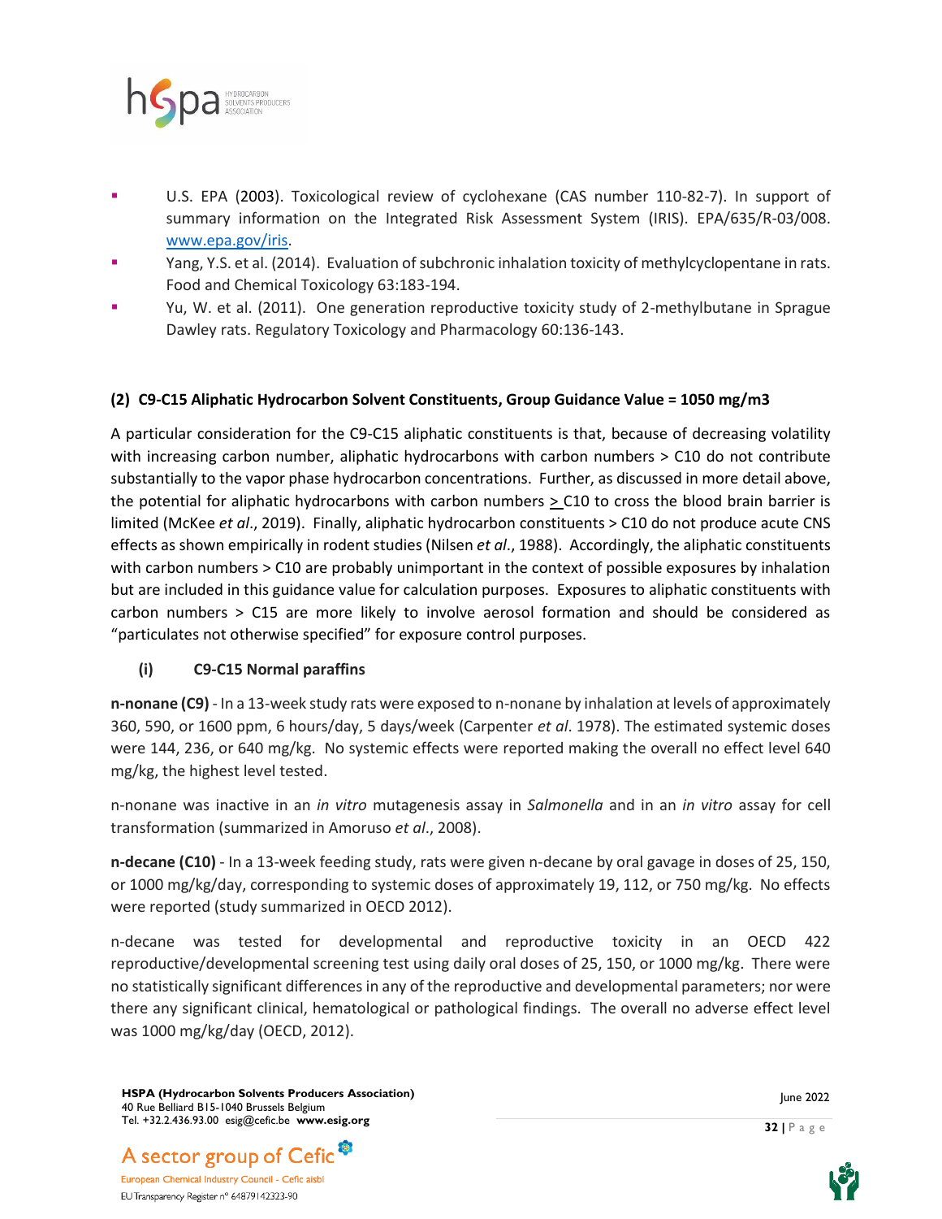- U.S. EPA (2003). Toxicological review of cyclohexane (CAS number 110-82-7). In support of summary information on the Integrated Risk Assessment System (IRIS). EPA/635/R-03/008. www.epa.gov/iris.
- Yang, Y.S. et al. (2014). Evaluation of subchronic inhalation toxicity of methylcyclopentane in rats. Food and Chemical Toxicology 63:183-194.
- Yu, W. et al. (2011). One generation reproductive toxicity study of 2-methylbutane in Sprague Dawley rats. Regulatory Toxicology and Pharmacology 60:136-143.

### (2) C9-C15 Aliphatic Hydrocarbon Solvent Constituents, Group Guidance Value = 1050 mg/m3

A particular consideration for the C9-C15 aliphatic constituents is that, because of decreasing volatility with increasing carbon number, aliphatic hydrocarbons with carbon numbers > C10 do not contribute substantially to the vapor phase hydrocarbon concentrations. Further, as discussed in more detail above, the potential for aliphatic hydrocarbons with carbon numbers ≥ C10 to cross the blood brain barrier is limited (McKee *et al*., 2019). Finally, aliphatic hydrocarbon constituents > C10 do not produce acute CNS effects as shown empirically in rodent studies (Nilsen *et al*., 1988). Accordingly, the aliphatic constituents with carbon numbers > C10 are probably unimportant in the context of possible exposures by inhalation but are included in this guidance value for calculation purposes. Exposures to aliphatic constituents with carbon numbers > C15 are more likely to involve aerosol formation and should be considered as "particulates not otherwise specified" for exposure control purposes.

#### (i) C9-C15 Normal paraffins

**n-nonane (C9)** - In a 13-week study rats were exposed to n-nonane by inhalation at levels of approximately 360, 590, or 1600 ppm, 6 hours/day, 5 days/week (Carpenter *et al*. 1978). The estimated systemic doses were 144, 236, or 640 mg/kg. No systemic effects were reported making the overall no effect level 640 mg/kg, the highest level tested.

n-nonane was inactive in an *in vitro* mutagenesis assay in *Salmonella* and in an *in vitro* assay for cell transformation (summarized in Amoruso *et al*., 2008).

**n-decane (C10)** - In a 13-week feeding study, rats were given n-decane by oral gavage in doses of 25, 150, or 1000 mg/kg/day, corresponding to systemic doses of approximately 19, 112, or 750 mg/kg. No effects were reported (study summarized in OECD 2012).

n-decane was tested for developmental and reproductive toxicity in an OECD 422 reproductive/developmental screening test using daily oral doses of 25, 150, or 1000 mg/kg. There were no statistically significant differences in any of the reproductive and developmental parameters; nor were there any significant clinical, hematological or pathological findings. The overall no adverse effect level was 1000 mg/kg/day (OECD, 2012).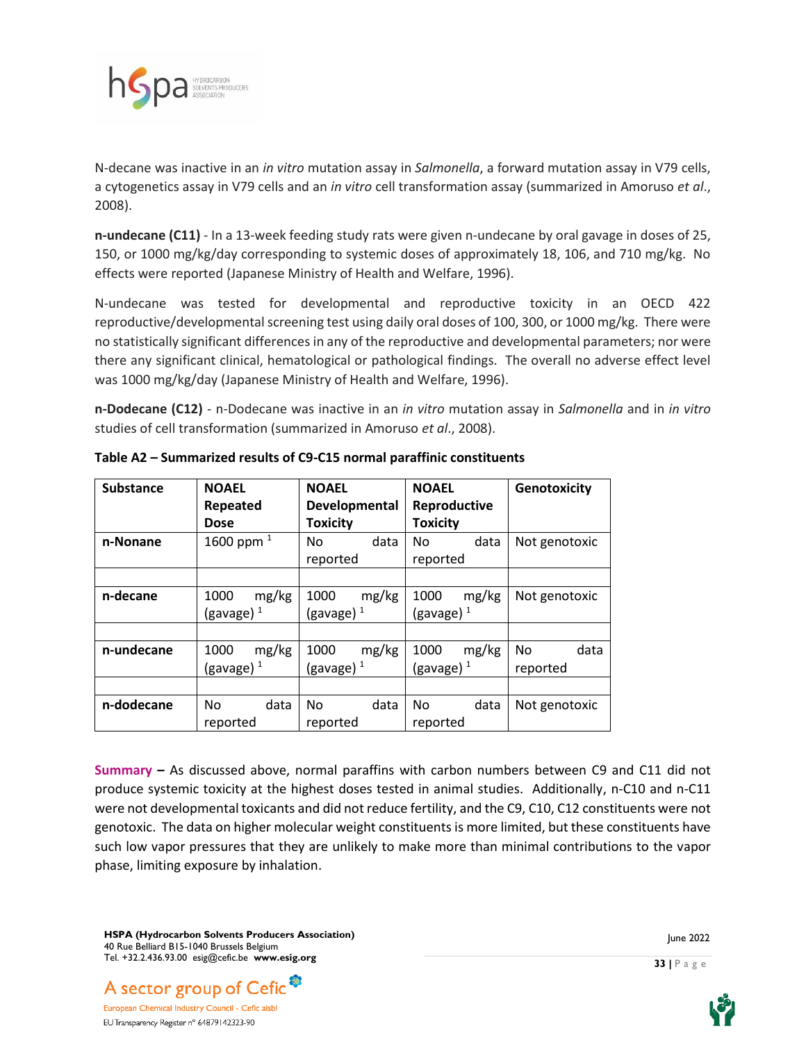N-decane was inactive in an *in vitro* mutation assay in *Salmonella*, a forward mutation assay in V79 cells, a cytogenetics assay in V79 cells and an *in vitro* cell transformation assay (summarized in Amoruso *et al*., 2008).

**n-undecane (C11)** - In a 13-week feeding study rats were given n-undecane by oral gavage in doses of 25, 150, or 1000 mg/kg/day corresponding to systemic doses of approximately 18, 106, and 710 mg/kg. No effects were reported (Japanese Ministry of Health and Welfare, 1996).

N-undecane was tested for developmental and reproductive toxicity in an OECD 422 reproductive/developmental screening test using daily oral doses of 100, 300, or 1000 mg/kg. There were no statistically significant differences in any of the reproductive and developmental parameters; nor were there any significant clinical, hematological or pathological findings. The overall no adverse effect level was 1000 mg/kg/day (Japanese Ministry of Health and Welfare, 1996).

**n-Dodecane (C12)** - n-Dodecane was inactive in an *in vitro* mutation assay in *Salmonella* and in *in vitro* studies of cell transformation (summarized in Amoruso *et al*., 2008).

**Table A2 – Summarized results of C9-C15 normal paraffinic constituents**

| Substance | NOAEL Repeated Dose | NOAEL Developmental Toxicity | NOAEL Reproductive Toxicity | Genotoxicity |
|---|---|---|---|---|
| **n-Nonane** | 1600 ppm [1] | No data reported | No data reported | Not genotoxic |
| | | | | |
| **n-decane** | 1000 mg/kg (gavage) [1] | 1000 mg/kg (gavage) [1] | 1000 mg/kg (gavage) [1] | Not genotoxic |
| | | | | |
| **n-undecane** | 1000 mg/kg (gavage) [1] | 1000 mg/kg (gavage) [1] | 1000 mg/kg (gavage) [1] | No data reported |
| | | | | |
| **n-dodecane** | No data reported | No data reported | No data reported | Not genotoxic |

**Summary –** As discussed above, normal paraffins with carbon numbers between C9 and C11 did not produce systemic toxicity at the highest doses tested in animal studies. Additionally, n-C10 and n-C11 were not developmental toxicants and did not reduce fertility, and the C9, C10, C12 constituents were not genotoxic. The data on higher molecular weight constituents is more limited, but these constituents have such low vapor pressures that they are unlikely to make more than minimal contributions to the vapor phase, limiting exposure by inhalation.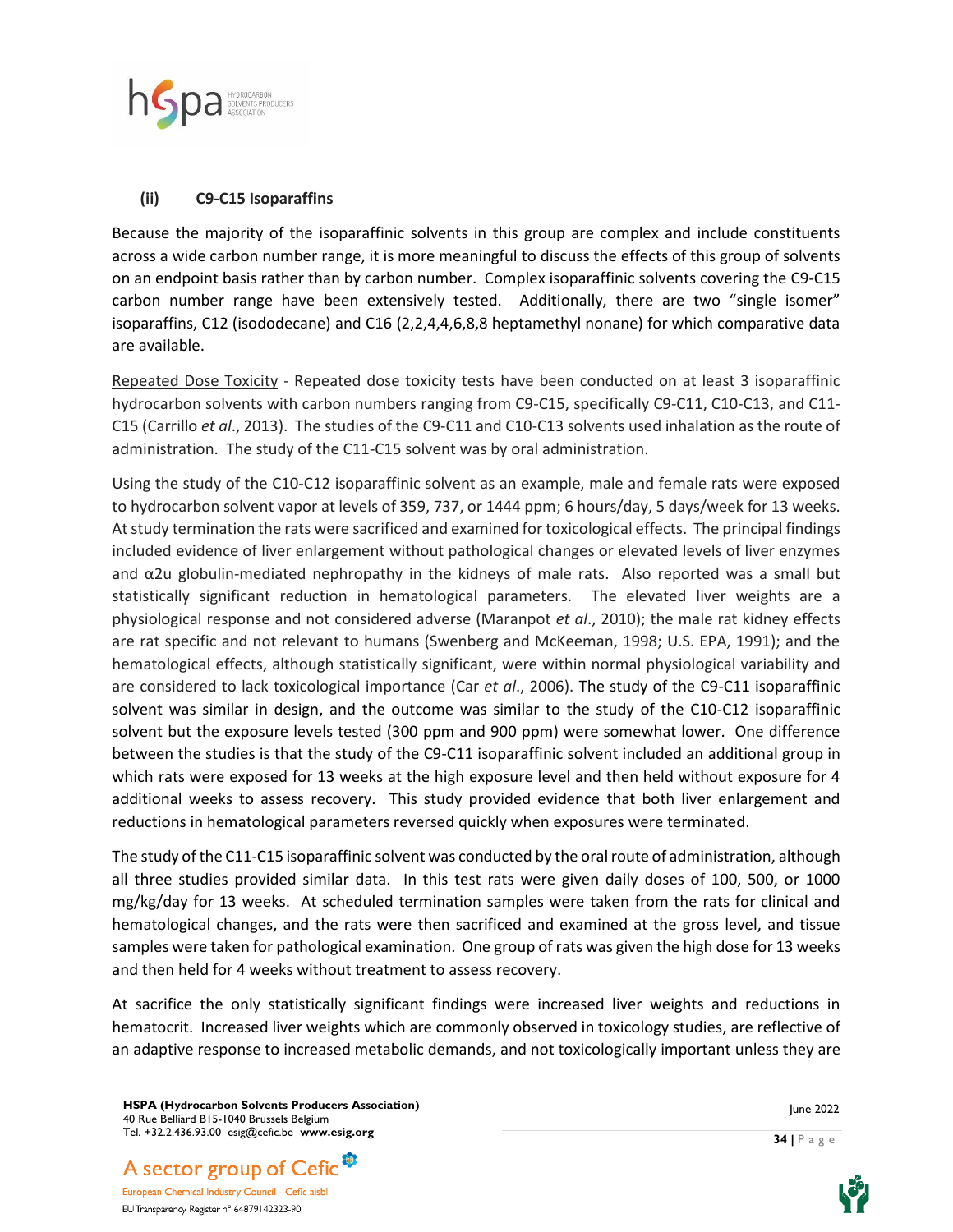### (ii) C9-C15 Isoparaffins

Because the majority of the isoparaffinic solvents in this group are complex and include constituents across a wide carbon number range, it is more meaningful to discuss the effects of this group of solvents on an endpoint basis rather than by carbon number. Complex isoparaffinic solvents covering the C9-C15 carbon number range have been extensively tested. Additionally, there are two "single isomer" isoparaffins, C12 (isododecane) and C16 (2,2,4,4,6,8,8 heptamethyl nonane) for which comparative data are available.

Repeated Dose Toxicity - Repeated dose toxicity tests have been conducted on at least 3 isoparaffinic hydrocarbon solvents with carbon numbers ranging from C9-C15, specifically C9-C11, C10-C13, and C11-C15 (Carrillo *et al*., 2013). The studies of the C9-C11 and C10-C13 solvents used inhalation as the route of administration. The study of the C11-C15 solvent was by oral administration.

Using the study of the C10-C12 isoparaffinic solvent as an example, male and female rats were exposed to hydrocarbon solvent vapor at levels of 359, 737, or 1444 ppm; 6 hours/day, 5 days/week for 13 weeks. At study termination the rats were sacrificed and examined for toxicological effects. The principal findings included evidence of liver enlargement without pathological changes or elevated levels of liver enzymes and α2u globulin-mediated nephropathy in the kidneys of male rats. Also reported was a small but statistically significant reduction in hematological parameters. The elevated liver weights are a physiological response and not considered adverse (Maranpot *et al*., 2010); the male rat kidney effects are rat specific and not relevant to humans (Swenberg and McKeeman, 1998; U.S. EPA, 1991); and the hematological effects, although statistically significant, were within normal physiological variability and are considered to lack toxicological importance (Car *et al*., 2006). The study of the C9-C11 isoparaffinic solvent was similar in design, and the outcome was similar to the study of the C10-C12 isoparaffinic solvent but the exposure levels tested (300 ppm and 900 ppm) were somewhat lower. One difference between the studies is that the study of the C9-C11 isoparaffinic solvent included an additional group in which rats were exposed for 13 weeks at the high exposure level and then held without exposure for 4 additional weeks to assess recovery. This study provided evidence that both liver enlargement and reductions in hematological parameters reversed quickly when exposures were terminated.

The study of the C11-C15 isoparaffinic solvent was conducted by the oral route of administration, although all three studies provided similar data. In this test rats were given daily doses of 100, 500, or 1000 mg/kg/day for 13 weeks. At scheduled termination samples were taken from the rats for clinical and hematological changes, and the rats were then sacrificed and examined at the gross level, and tissue samples were taken for pathological examination. One group of rats was given the high dose for 13 weeks and then held for 4 weeks without treatment to assess recovery.

At sacrifice the only statistically significant findings were increased liver weights and reductions in hematocrit. Increased liver weights which are commonly observed in toxicology studies, are reflective of an adaptive response to increased metabolic demands, and not toxicologically important unless they are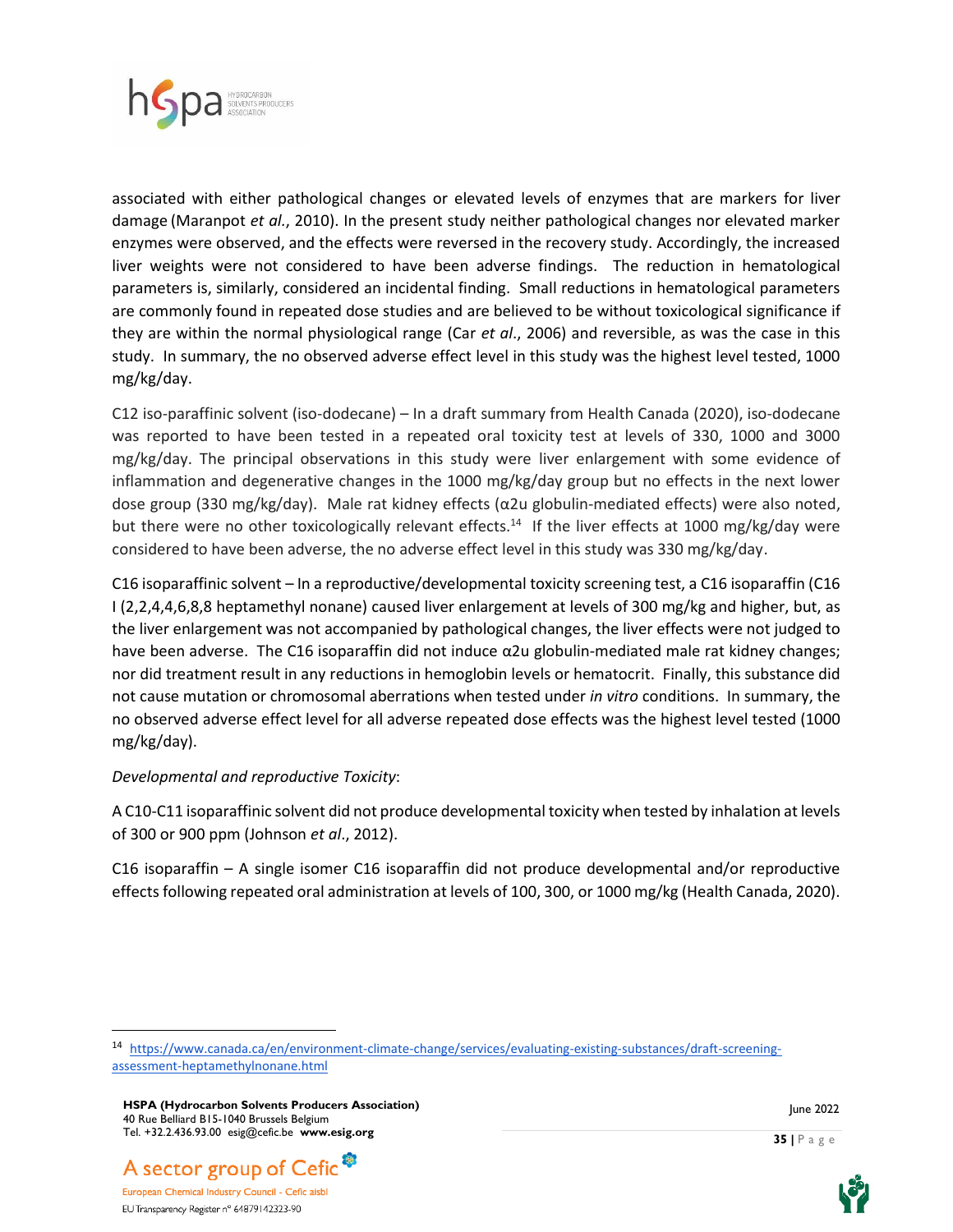associated with either pathological changes or elevated levels of enzymes that are markers for liver damage (Maranpot *et al.*, 2010). In the present study neither pathological changes nor elevated marker enzymes were observed, and the effects were reversed in the recovery study. Accordingly, the increased liver weights were not considered to have been adverse findings. The reduction in hematological parameters is, similarly, considered an incidental finding. Small reductions in hematological parameters are commonly found in repeated dose studies and are believed to be without toxicological significance if they are within the normal physiological range (Car *et al*., 2006) and reversible, as was the case in this study. In summary, the no observed adverse effect level in this study was the highest level tested, 1000 mg/kg/day.

C12 iso-paraffinic solvent (iso-dodecane) – In a draft summary from Health Canada (2020), iso-dodecane was reported to have been tested in a repeated oral toxicity test at levels of 330, 1000 and 3000 mg/kg/day. The principal observations in this study were liver enlargement with some evidence of inflammation and degenerative changes in the 1000 mg/kg/day group but no effects in the next lower dose group (330 mg/kg/day). Male rat kidney effects (α2u globulin-mediated effects) were also noted, but there were no other toxicologically relevant effects.[14] If the liver effects at 1000 mg/kg/day were considered to have been adverse, the no adverse effect level in this study was 330 mg/kg/day.

C16 isoparaffinic solvent – In a reproductive/developmental toxicity screening test, a C16 isoparaffin (C16 I (2,2,4,4,6,8,8 heptamethyl nonane) caused liver enlargement at levels of 300 mg/kg and higher, but, as the liver enlargement was not accompanied by pathological changes, the liver effects were not judged to have been adverse. The C16 isoparaffin did not induce α2u globulin-mediated male rat kidney changes; nor did treatment result in any reductions in hemoglobin levels or hematocrit. Finally, this substance did not cause mutation or chromosomal aberrations when tested under *in vitro* conditions. In summary, the no observed adverse effect level for all adverse repeated dose effects was the highest level tested (1000 mg/kg/day).

*Developmental and reproductive Toxicity*:

A C10-C11 isoparaffinic solvent did not produce developmental toxicity when tested by inhalation at levels of 300 or 900 ppm (Johnson *et al*., 2012).

C16 isoparaffin – A single isomer C16 isoparaffin did not produce developmental and/or reproductive effects following repeated oral administration at levels of 100, 300, or 1000 mg/kg (Health Canada, 2020).

---

[14] https://www.canada.ca/en/environment-climate-change/services/evaluating-existing-substances/draft-screening-assessment-heptamethylnonane.html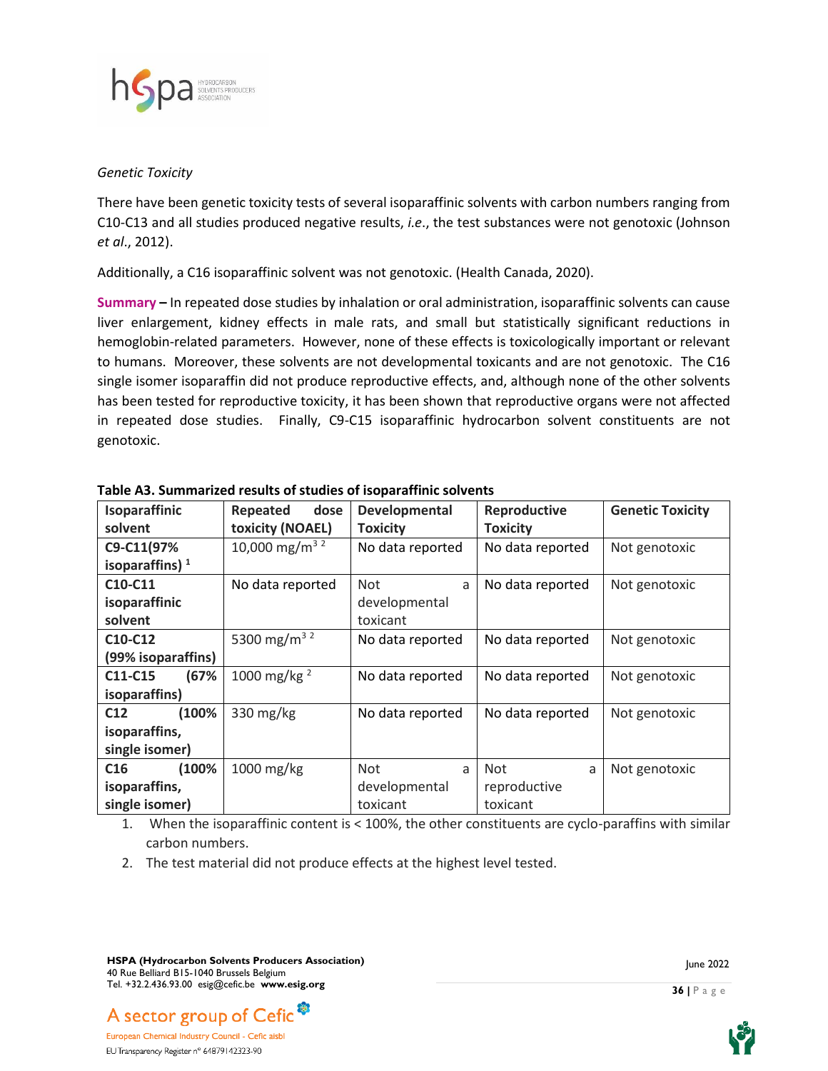*Genetic Toxicity*

There have been genetic toxicity tests of several isoparaffinic solvents with carbon numbers ranging from C10-C13 and all studies produced negative results, *i.e.*, the test substances were not genotoxic (Johnson *et al*., 2012).

Additionally, a C16 isoparaffinic solvent was not genotoxic. (Health Canada, 2020).

**Summary –** In repeated dose studies by inhalation or oral administration, isoparaffinic solvents can cause liver enlargement, kidney effects in male rats, and small but statistically significant reductions in hemoglobin-related parameters. However, none of these effects is toxicologically important or relevant to humans. Moreover, these solvents are not developmental toxicants and are not genotoxic. The C16 single isomer isoparaffin did not produce reproductive effects, and, although none of the other solvents has been tested for reproductive toxicity, it has been shown that reproductive organs were not affected in repeated dose studies. Finally, C9-C15 isoparaffinic hydrocarbon solvent constituents are not genotoxic.

**Table A3. Summarized results of studies of isoparaffinic solvents**

| Isoparaffinic solvent | Repeated dose toxicity (NOAEL) | Developmental Toxicity | Reproductive Toxicity | Genetic Toxicity |
|---|---|---|---|---|
| **C9-C11(97% isoparaffins)** [1] | 10,000 $mg/m^3$ [2] | No data reported | No data reported | Not genotoxic |
| **C10-C11 isoparaffinic solvent** | No data reported | Not a developmental toxicant | No data reported | Not genotoxic |
| **C10-C12 (99% isoparaffins)** | 5300 $mg/m^3$ [2] | No data reported | No data reported | Not genotoxic |
| **C11-C15 (67% isoparaffins)** | 1000 mg/kg [2] | No data reported | No data reported | Not genotoxic |
| **C12 (100% isoparaffins, single isomer)** | 330 mg/kg | No data reported | No data reported | Not genotoxic |
| **C16 (100% isoparaffins, single isomer)** | 1000 mg/kg | Not a developmental toxicant | Not a reproductive toxicant | Not genotoxic |

1. When the isoparaffinic content is < 100%, the other constituents are cyclo-paraffins with similar carbon numbers.
2. The test material did not produce effects at the highest level tested.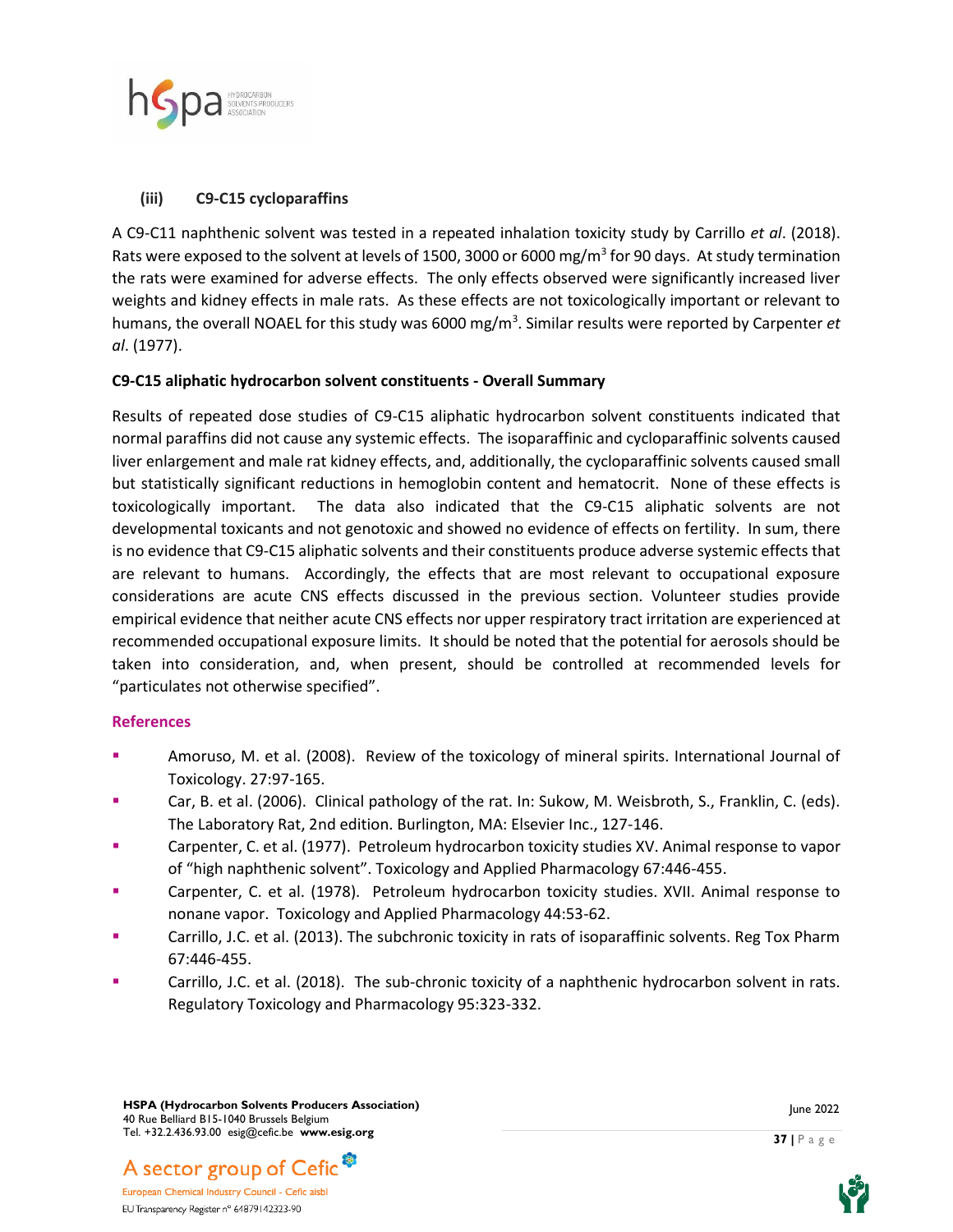### (iii) C9-C15 cycloparaffins

A C9-C11 naphthenic solvent was tested in a repeated inhalation toxicity study by Carrillo *et al*. (2018). Rats were exposed to the solvent at levels of 1500, 3000 or 6000 mg/m$^3$ for 90 days. At study termination the rats were examined for adverse effects. The only effects observed were significantly increased liver weights and kidney effects in male rats. As these effects are not toxicologically important or relevant to humans, the overall NOAEL for this study was 6000 mg/m$^3$. Similar results were reported by Carpenter *et al*. (1977).

**C9-C15 aliphatic hydrocarbon solvent constituents - Overall Summary**

Results of repeated dose studies of C9-C15 aliphatic hydrocarbon solvent constituents indicated that normal paraffins did not cause any systemic effects. The isoparaffinic and cycloparaffinic solvents caused liver enlargement and male rat kidney effects, and, additionally, the cycloparaffinic solvents caused small but statistically significant reductions in hemoglobin content and hematocrit. None of these effects is toxicologically important. The data also indicated that the C9-C15 aliphatic solvents are not developmental toxicants and not genotoxic and showed no evidence of effects on fertility. In sum, there is no evidence that C9-C15 aliphatic solvents and their constituents produce adverse systemic effects that are relevant to humans. Accordingly, the effects that are most relevant to occupational exposure considerations are acute CNS effects discussed in the previous section. Volunteer studies provide empirical evidence that neither acute CNS effects nor upper respiratory tract irritation are experienced at recommended occupational exposure limits. It should be noted that the potential for aerosols should be taken into consideration, and, when present, should be controlled at recommended levels for "particulates not otherwise specified".

## References

- Amoruso, M. et al. (2008). Review of the toxicology of mineral spirits. International Journal of Toxicology. 27:97-165.
- Car, B. et al. (2006). Clinical pathology of the rat. In: Sukow, M. Weisbroth, S., Franklin, C. (eds). The Laboratory Rat, 2nd edition. Burlington, MA: Elsevier Inc., 127-146.
- Carpenter, C. et al. (1977). Petroleum hydrocarbon toxicity studies XV. Animal response to vapor of "high naphthenic solvent". Toxicology and Applied Pharmacology 67:446-455.
- Carpenter, C. et al. (1978). Petroleum hydrocarbon toxicity studies. XVII. Animal response to nonane vapor. Toxicology and Applied Pharmacology 44:53-62.
- Carrillo, J.C. et al. (2013). The subchronic toxicity in rats of isoparaffinic solvents. Reg Tox Pharm 67:446-455.
- Carrillo, J.C. et al. (2018). The sub-chronic toxicity of a naphthenic hydrocarbon solvent in rats. Regulatory Toxicology and Pharmacology 95:323-332.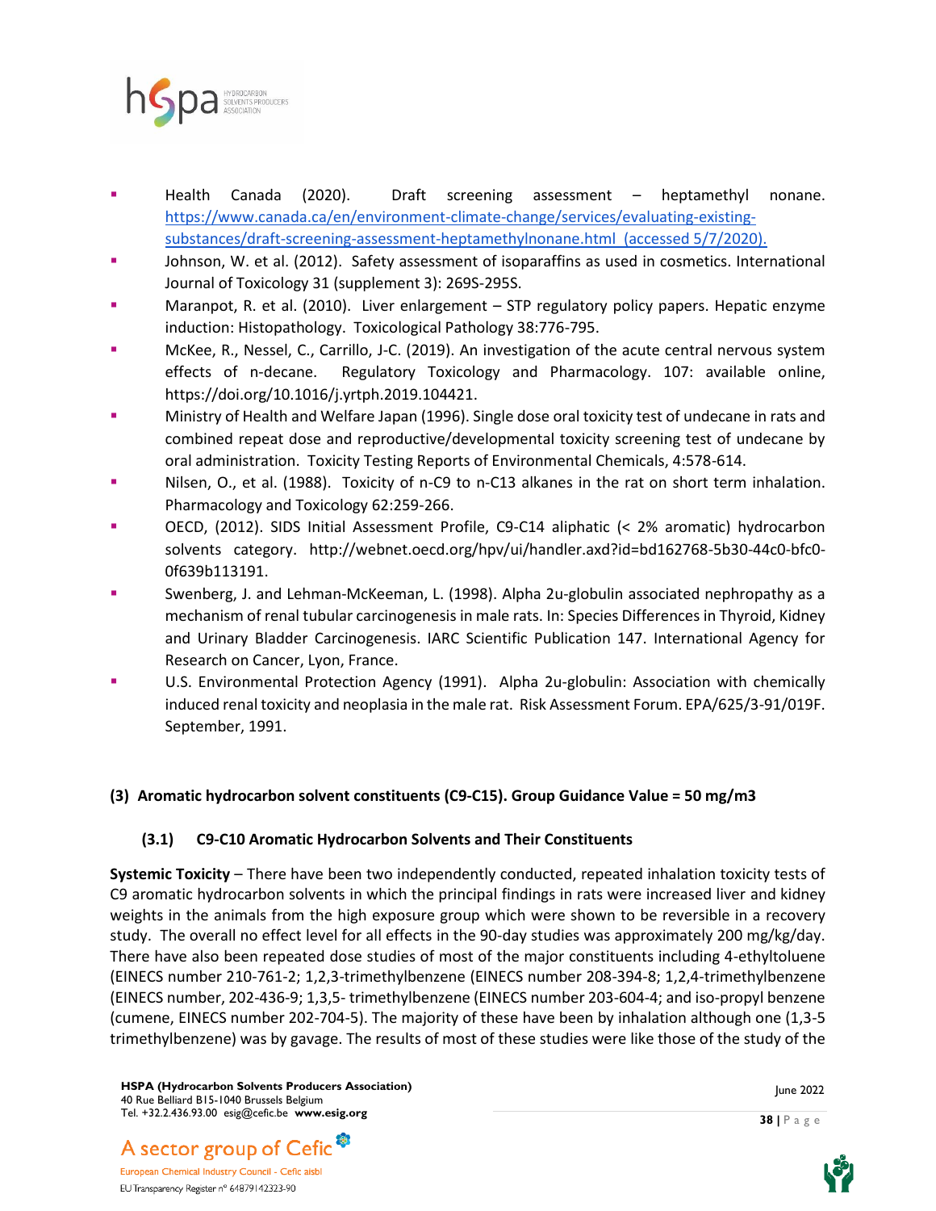- Health Canada (2020). Draft screening assessment – heptamethyl nonane. https://www.canada.ca/en/environment-climate-change/services/evaluating-existing-substances/draft-screening-assessment-heptamethylnonane.html (accessed 5/7/2020).
- Johnson, W. et al. (2012). Safety assessment of isoparaffins as used in cosmetics. International Journal of Toxicology 31 (supplement 3): 269S-295S.
- Maranpot, R. et al. (2010). Liver enlargement – STP regulatory policy papers. Hepatic enzyme induction: Histopathology. Toxicological Pathology 38:776-795.
- McKee, R., Nessel, C., Carrillo, J-C. (2019). An investigation of the acute central nervous system effects of n-decane. Regulatory Toxicology and Pharmacology. 107: available online, https://doi.org/10.1016/j.yrtph.2019.104421.
- Ministry of Health and Welfare Japan (1996). Single dose oral toxicity test of undecane in rats and combined repeat dose and reproductive/developmental toxicity screening test of undecane by oral administration. Toxicity Testing Reports of Environmental Chemicals, 4:578-614.
- Nilsen, O., et al. (1988). Toxicity of n-C9 to n-C13 alkanes in the rat on short term inhalation. Pharmacology and Toxicology 62:259-266.
- OECD, (2012). SIDS Initial Assessment Profile, C9-C14 aliphatic (< 2% aromatic) hydrocarbon solvents category. http://webnet.oecd.org/hpv/ui/handler.axd?id=bd162768-5b30-44c0-bfc0-0f639b113191.
- Swenberg, J. and Lehman-McKeeman, L. (1998). Alpha 2u-globulin associated nephropathy as a mechanism of renal tubular carcinogenesis in male rats. In: Species Differences in Thyroid, Kidney and Urinary Bladder Carcinogenesis. IARC Scientific Publication 147. International Agency for Research on Cancer, Lyon, France.
- U.S. Environmental Protection Agency (1991). Alpha 2u-globulin: Association with chemically induced renal toxicity and neoplasia in the male rat. Risk Assessment Forum. EPA/625/3-91/019F. September, 1991.

### (3) Aromatic hydrocarbon solvent constituents (C9-C15). Group Guidance Value = 50 mg/m3

#### (3.1) C9-C10 Aromatic Hydrocarbon Solvents and Their Constituents

**Systemic Toxicity** – There have been two independently conducted, repeated inhalation toxicity tests of C9 aromatic hydrocarbon solvents in which the principal findings in rats were increased liver and kidney weights in the animals from the high exposure group which were shown to be reversible in a recovery study. The overall no effect level for all effects in the 90-day studies was approximately 200 mg/kg/day. There have also been repeated dose studies of most of the major constituents including 4-ethyltoluene (EINECS number 210-761-2; 1,2,3-trimethylbenzene (EINECS number 208-394-8; 1,2,4-trimethylbenzene (EINECS number, 202-436-9; 1,3,5- trimethylbenzene (EINECS number 203-604-4; and iso-propyl benzene (cumene, EINECS number 202-704-5). The majority of these have been by inhalation although one (1,3-5 trimethylbenzene) was by gavage. The results of most of these studies were like those of the study of the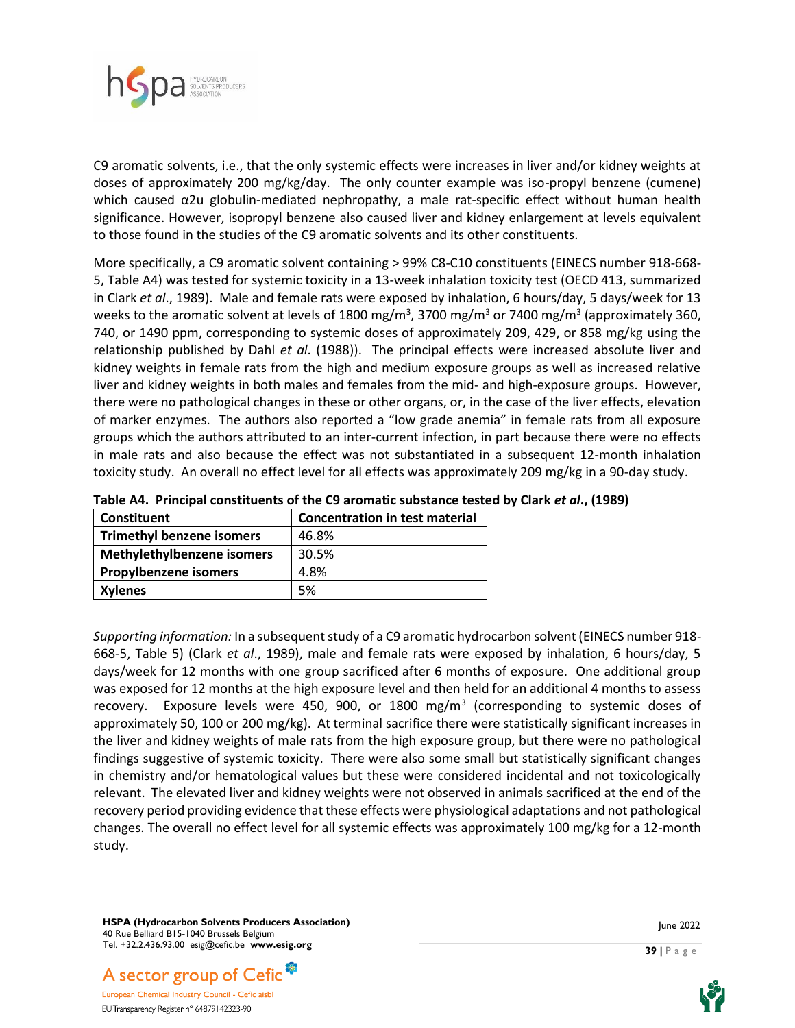C9 aromatic solvents, i.e., that the only systemic effects were increases in liver and/or kidney weights at doses of approximately 200 mg/kg/day. The only counter example was iso-propyl benzene (cumene) which caused α2u globulin-mediated nephropathy, a male rat-specific effect without human health significance. However, isopropyl benzene also caused liver and kidney enlargement at levels equivalent to those found in the studies of the C9 aromatic solvents and its other constituents.

More specifically, a C9 aromatic solvent containing > 99% C8-C10 constituents (EINECS number 918-668-5, Table A4) was tested for systemic toxicity in a 13-week inhalation toxicity test (OECD 413, summarized in Clark *et al*., 1989). Male and female rats were exposed by inhalation, 6 hours/day, 5 days/week for 13 weeks to the aromatic solvent at levels of 1800 mg/m$^3$, 3700 mg/m$^3$ or 7400 mg/m$^3$ (approximately 360, 740, or 1490 ppm, corresponding to systemic doses of approximately 209, 429, or 858 mg/kg using the relationship published by Dahl *et al*. (1988)). The principal effects were increased absolute liver and kidney weights in female rats from the high and medium exposure groups as well as increased relative liver and kidney weights in both males and females from the mid- and high-exposure groups. However, there were no pathological changes in these or other organs, or, in the case of the liver effects, elevation of marker enzymes. The authors also reported a "low grade anemia" in female rats from all exposure groups which the authors attributed to an inter-current infection, in part because there were no effects in male rats and also because the effect was not substantiated in a subsequent 12-month inhalation toxicity study. An overall no effect level for all effects was approximately 209 mg/kg in a 90-day study.

**Table A4. Principal constituents of the C9 aromatic substance tested by Clark *et al*., (1989)**

| Constituent | Concentration in test material |
|---|---|
| **Trimethyl benzene isomers** | 46.8% |
| **Methylethylbenzene isomers** | 30.5% |
| **Propylbenzene isomers** | 4.8% |
| **Xylenes** | 5% |

*Supporting information:* In a subsequent study of a C9 aromatic hydrocarbon solvent (EINECS number 918-668-5, Table 5) (Clark *et al*., 1989), male and female rats were exposed by inhalation, 6 hours/day, 5 days/week for 12 months with one group sacrificed after 6 months of exposure. One additional group was exposed for 12 months at the high exposure level and then held for an additional 4 months to assess recovery. Exposure levels were 450, 900, or 1800 mg/m$^3$ (corresponding to systemic doses of approximately 50, 100 or 200 mg/kg). At terminal sacrifice there were statistically significant increases in the liver and kidney weights of male rats from the high exposure group, but there were no pathological findings suggestive of systemic toxicity. There were also some small but statistically significant changes in chemistry and/or hematological values but these were considered incidental and not toxicologically relevant. The elevated liver and kidney weights were not observed in animals sacrificed at the end of the recovery period providing evidence that these effects were physiological adaptations and not pathological changes. The overall no effect level for all systemic effects was approximately 100 mg/kg for a 12-month study.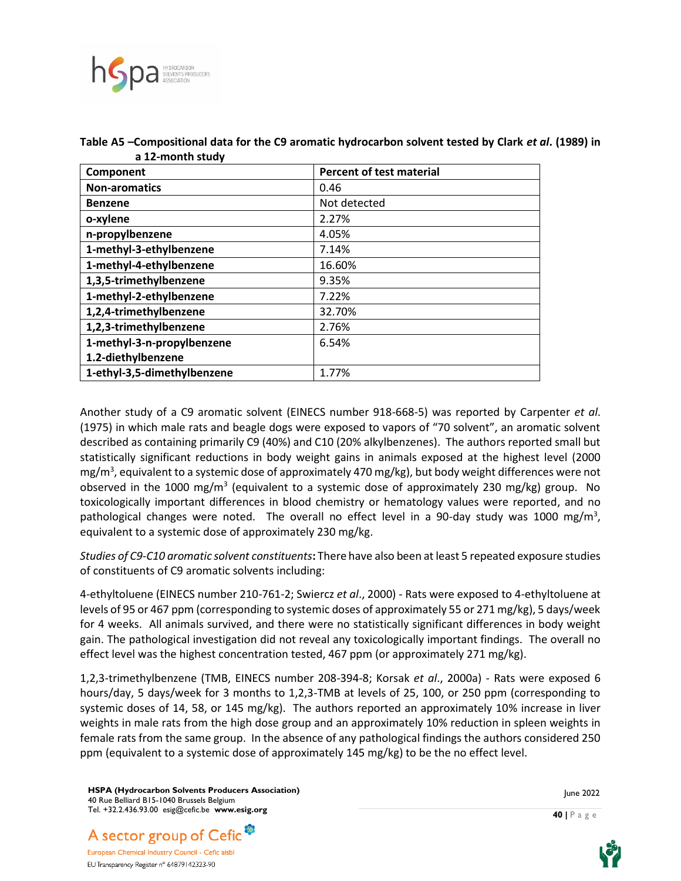**Table A5 –Compositional data for the C9 aromatic hydrocarbon solvent tested by Clark *et al*. (1989) in a 12-month study**

| Component | Percent of test material |
|---|---|
| **Non-aromatics** | 0.46 |
| **Benzene** | Not detected |
| **o-xylene** | 2.27% |
| **n-propylbenzene** | 4.05% |
| **1-methyl-3-ethylbenzene** | 7.14% |
| **1-methyl-4-ethylbenzene** | 16.60% |
| **1,3,5-trimethylbenzene** | 9.35% |
| **1-methyl-2-ethylbenzene** | 7.22% |
| **1,2,4-trimethylbenzene** | 32.70% |
| **1,2,3-trimethylbenzene** | 2.76% |
| **1-methyl-3-n-propylbenzene 1.2-diethylbenzene** | 6.54% |
| **1-ethyl-3,5-dimethylbenzene** | 1.77% |

Another study of a C9 aromatic solvent (EINECS number 918-668-5) was reported by Carpenter *et al*. (1975) in which male rats and beagle dogs were exposed to vapors of "70 solvent", an aromatic solvent described as containing primarily C9 (40%) and C10 (20% alkylbenzenes). The authors reported small but statistically significant reductions in body weight gains in animals exposed at the highest level (2000 mg/m$^3$, equivalent to a systemic dose of approximately 470 mg/kg), but body weight differences were not observed in the 1000 mg/m$^3$ (equivalent to a systemic dose of approximately 230 mg/kg) group. No toxicologically important differences in blood chemistry or hematology values were reported, and no pathological changes were noted. The overall no effect level in a 90-day study was 1000 mg/m$^3$, equivalent to a systemic dose of approximately 230 mg/kg.

*Studies of C9-C10 aromatic solvent constituents*: There have also been at least 5 repeated exposure studies of constituents of C9 aromatic solvents including:

4-ethyltoluene (EINECS number 210-761-2; Swiercz *et al*., 2000) - Rats were exposed to 4-ethyltoluene at levels of 95 or 467 ppm (corresponding to systemic doses of approximately 55 or 271 mg/kg), 5 days/week for 4 weeks. All animals survived, and there were no statistically significant differences in body weight gain. The pathological investigation did not reveal any toxicologically important findings. The overall no effect level was the highest concentration tested, 467 ppm (or approximately 271 mg/kg).

1,2,3-trimethylbenzene (TMB, EINECS number 208-394-8; Korsak *et al*., 2000a) - Rats were exposed 6 hours/day, 5 days/week for 3 months to 1,2,3-TMB at levels of 25, 100, or 250 ppm (corresponding to systemic doses of 14, 58, or 145 mg/kg). The authors reported an approximately 10% increase in liver weights in male rats from the high dose group and an approximately 10% reduction in spleen weights in female rats from the same group. In the absence of any pathological findings the authors considered 250 ppm (equivalent to a systemic dose of approximately 145 mg/kg) to be the no effect level.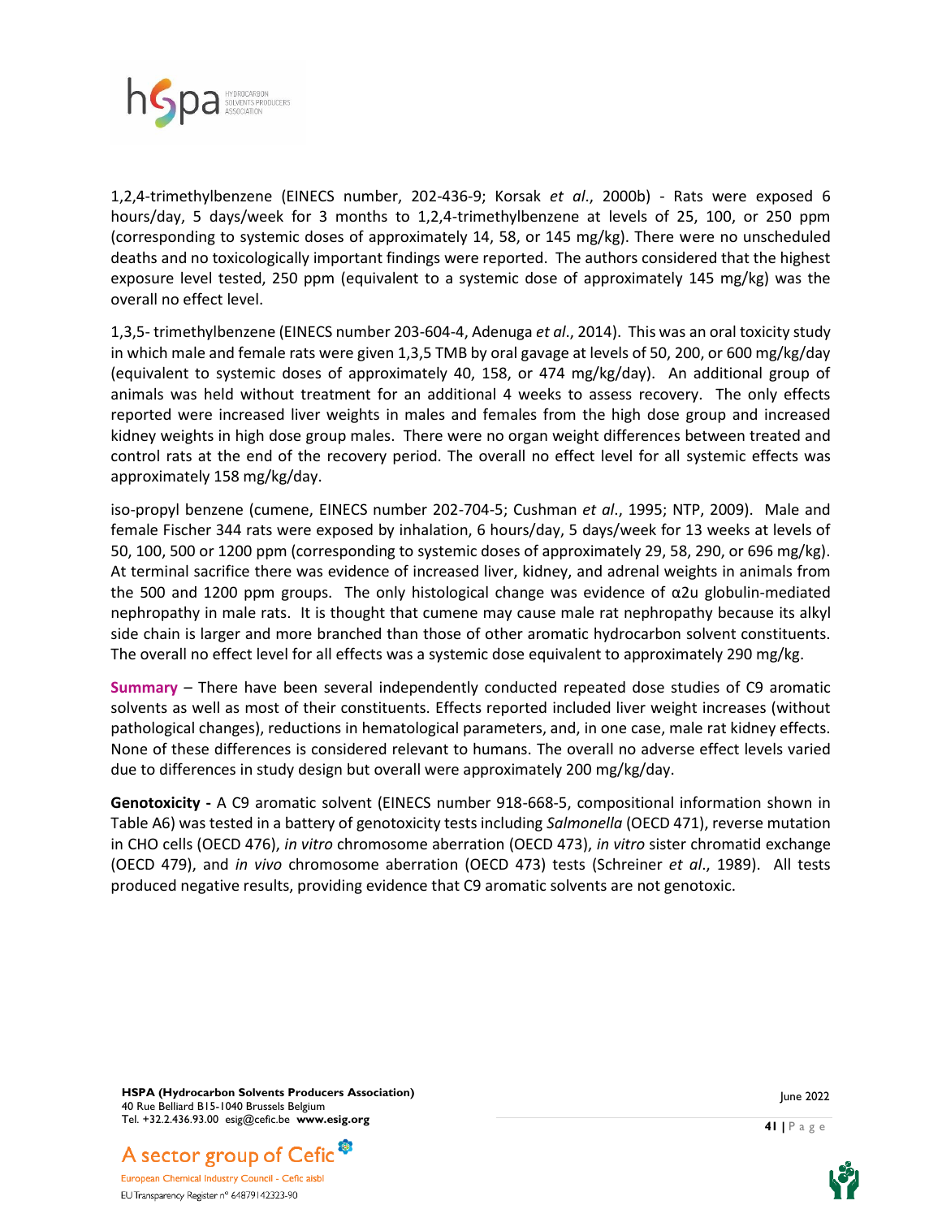1,2,4-trimethylbenzene (EINECS number, 202-436-9; Korsak *et al*., 2000b) - Rats were exposed 6 hours/day, 5 days/week for 3 months to 1,2,4-trimethylbenzene at levels of 25, 100, or 250 ppm (corresponding to systemic doses of approximately 14, 58, or 145 mg/kg). There were no unscheduled deaths and no toxicologically important findings were reported. The authors considered that the highest exposure level tested, 250 ppm (equivalent to a systemic dose of approximately 145 mg/kg) was the overall no effect level.

1,3,5- trimethylbenzene (EINECS number 203-604-4, Adenuga *et al*., 2014). This was an oral toxicity study in which male and female rats were given 1,3,5 TMB by oral gavage at levels of 50, 200, or 600 mg/kg/day (equivalent to systemic doses of approximately 40, 158, or 474 mg/kg/day). An additional group of animals was held without treatment for an additional 4 weeks to assess recovery. The only effects reported were increased liver weights in males and females from the high dose group and increased kidney weights in high dose group males. There were no organ weight differences between treated and control rats at the end of the recovery period. The overall no effect level for all systemic effects was approximately 158 mg/kg/day.

iso-propyl benzene (cumene, EINECS number 202-704-5; Cushman *et al*., 1995; NTP, 2009). Male and female Fischer 344 rats were exposed by inhalation, 6 hours/day, 5 days/week for 13 weeks at levels of 50, 100, 500 or 1200 ppm (corresponding to systemic doses of approximately 29, 58, 290, or 696 mg/kg). At terminal sacrifice there was evidence of increased liver, kidney, and adrenal weights in animals from the 500 and 1200 ppm groups. The only histological change was evidence of α2u globulin-mediated nephropathy in male rats. It is thought that cumene may cause male rat nephropathy because its alkyl side chain is larger and more branched than those of other aromatic hydrocarbon solvent constituents. The overall no effect level for all effects was a systemic dose equivalent to approximately 290 mg/kg.

**Summary** – There have been several independently conducted repeated dose studies of C9 aromatic solvents as well as most of their constituents. Effects reported included liver weight increases (without pathological changes), reductions in hematological parameters, and, in one case, male rat kidney effects. None of these differences is considered relevant to humans. The overall no adverse effect levels varied due to differences in study design but overall were approximately 200 mg/kg/day.

**Genotoxicity -** A C9 aromatic solvent (EINECS number 918-668-5, compositional information shown in Table A6) was tested in a battery of genotoxicity tests including *Salmonella* (OECD 471), reverse mutation in CHO cells (OECD 476), *in vitro* chromosome aberration (OECD 473), *in vitro* sister chromatid exchange (OECD 479), and *in vivo* chromosome aberration (OECD 473) tests (Schreiner *et al*., 1989). All tests produced negative results, providing evidence that C9 aromatic solvents are not genotoxic.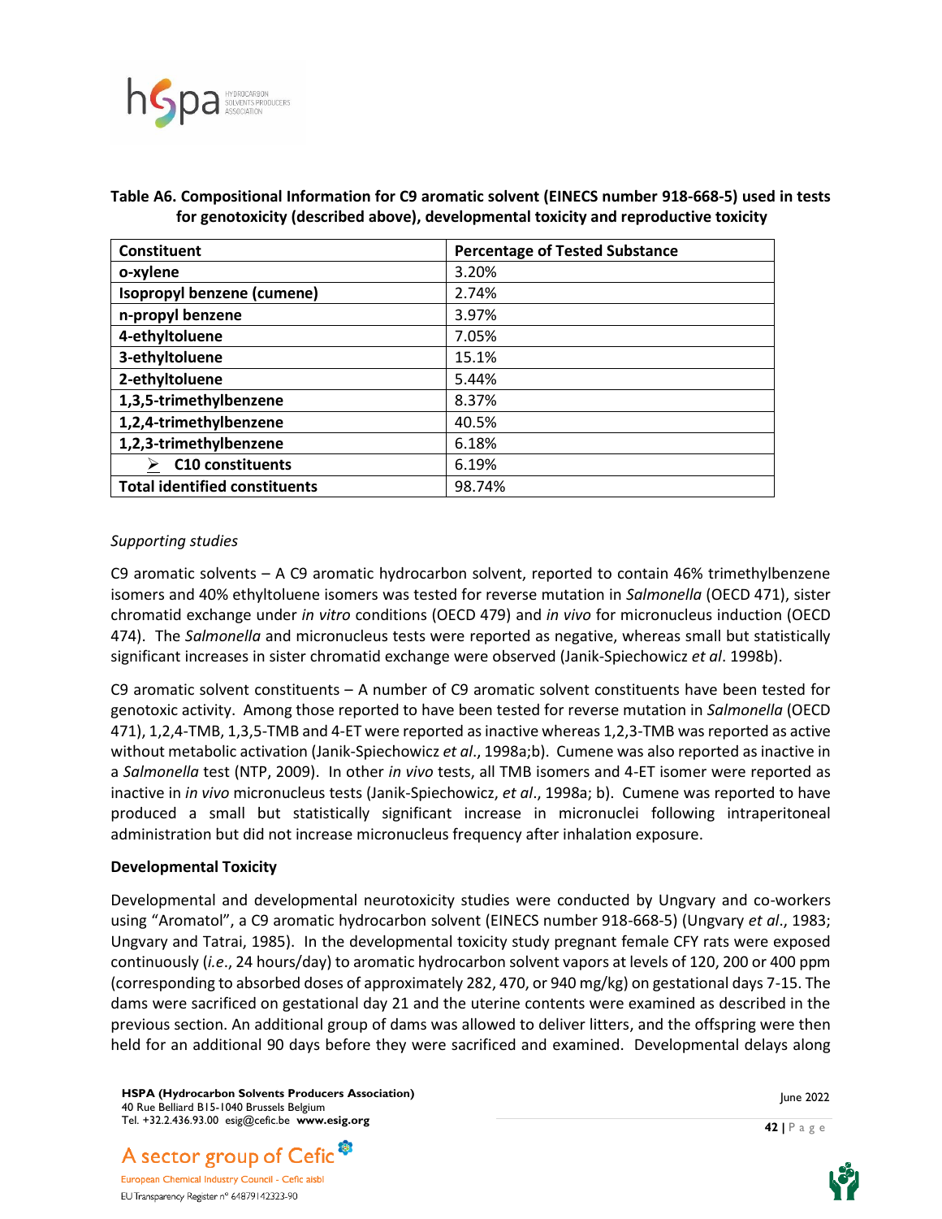**Table A6. Compositional Information for C9 aromatic solvent (EINECS number 918-668-5) used in tests for genotoxicity (described above), developmental toxicity and reproductive toxicity**

| Constituent | Percentage of Tested Substance |
|---|---|
| o-xylene | 3.20% |
| Isopropyl benzene (cumene) | 2.74% |
| n-propyl benzene | 3.97% |
| 4-ethyltoluene | 7.05% |
| 3-ethyltoluene | 15.1% |
| 2-ethyltoluene | 5.44% |
| 1,3,5-trimethylbenzene | 8.37% |
| 1,2,4-trimethylbenzene | 40.5% |
| 1,2,3-trimethylbenzene | 6.18% |
| ➢ C10 constituents | 6.19% |
| Total identified constituents | 98.74% |

*Supporting studies*

C9 aromatic solvents – A C9 aromatic hydrocarbon solvent, reported to contain 46% trimethylbenzene isomers and 40% ethyltoluene isomers was tested for reverse mutation in *Salmonella* (OECD 471), sister chromatid exchange under *in vitro* conditions (OECD 479) and *in vivo* for micronucleus induction (OECD 474). The *Salmonella* and micronucleus tests were reported as negative, whereas small but statistically significant increases in sister chromatid exchange were observed (Janik-Spiechowicz *et al*. 1998b).

C9 aromatic solvent constituents – A number of C9 aromatic solvent constituents have been tested for genotoxic activity. Among those reported to have been tested for reverse mutation in *Salmonella* (OECD 471), 1,2,4-TMB, 1,3,5-TMB and 4-ET were reported as inactive whereas 1,2,3-TMB was reported as active without metabolic activation (Janik-Spiechowicz *et al*., 1998a;b). Cumene was also reported as inactive in a *Salmonella* test (NTP, 2009). In other *in vivo* tests, all TMB isomers and 4-ET isomer were reported as inactive in *in vivo* micronucleus tests (Janik-Spiechowicz, *et al*., 1998a; b). Cumene was reported to have produced a small but statistically significant increase in micronuclei following intraperitoneal administration but did not increase micronucleus frequency after inhalation exposure.

**Developmental Toxicity**

Developmental and developmental neurotoxicity studies were conducted by Ungvary and co-workers using "Aromatol", a C9 aromatic hydrocarbon solvent (EINECS number 918-668-5) (Ungvary *et al*., 1983; Ungvary and Tatrai, 1985). In the developmental toxicity study pregnant female CFY rats were exposed continuously (*i.e*., 24 hours/day) to aromatic hydrocarbon solvent vapors at levels of 120, 200 or 400 ppm (corresponding to absorbed doses of approximately 282, 470, or 940 mg/kg) on gestational days 7-15. The dams were sacrificed on gestational day 21 and the uterine contents were examined as described in the previous section. An additional group of dams was allowed to deliver litters, and the offspring were then held for an additional 90 days before they were sacrificed and examined. Developmental delays along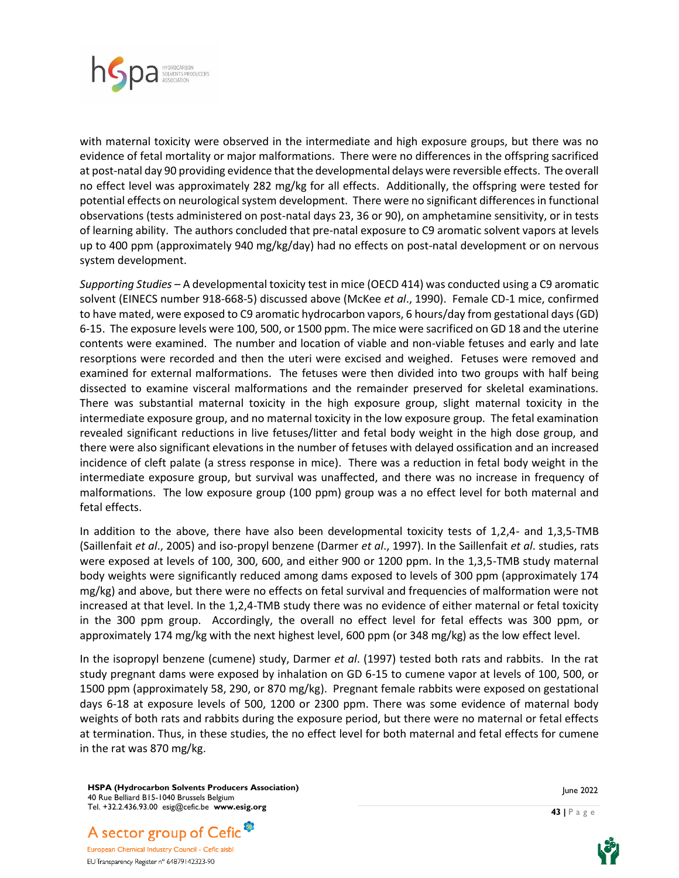with maternal toxicity were observed in the intermediate and high exposure groups, but there was no evidence of fetal mortality or major malformations. There were no differences in the offspring sacrificed at post-natal day 90 providing evidence that the developmental delays were reversible effects. The overall no effect level was approximately 282 mg/kg for all effects. Additionally, the offspring were tested for potential effects on neurological system development. There were no significant differences in functional observations (tests administered on post-natal days 23, 36 or 90), on amphetamine sensitivity, or in tests of learning ability. The authors concluded that pre-natal exposure to C9 aromatic solvent vapors at levels up to 400 ppm (approximately 940 mg/kg/day) had no effects on post-natal development or on nervous system development.

*Supporting Studies* – A developmental toxicity test in mice (OECD 414) was conducted using a C9 aromatic solvent (EINECS number 918-668-5) discussed above (McKee *et al*., 1990). Female CD-1 mice, confirmed to have mated, were exposed to C9 aromatic hydrocarbon vapors, 6 hours/day from gestational days (GD) 6-15. The exposure levels were 100, 500, or 1500 ppm. The mice were sacrificed on GD 18 and the uterine contents were examined. The number and location of viable and non-viable fetuses and early and late resorptions were recorded and then the uteri were excised and weighed. Fetuses were removed and examined for external malformations. The fetuses were then divided into two groups with half being dissected to examine visceral malformations and the remainder preserved for skeletal examinations. There was substantial maternal toxicity in the high exposure group, slight maternal toxicity in the intermediate exposure group, and no maternal toxicity in the low exposure group. The fetal examination revealed significant reductions in live fetuses/litter and fetal body weight in the high dose group, and there were also significant elevations in the number of fetuses with delayed ossification and an increased incidence of cleft palate (a stress response in mice). There was a reduction in fetal body weight in the intermediate exposure group, but survival was unaffected, and there was no increase in frequency of malformations. The low exposure group (100 ppm) group was a no effect level for both maternal and fetal effects.

In addition to the above, there have also been developmental toxicity tests of 1,2,4- and 1,3,5-TMB (Saillenfait *et al*., 2005) and iso-propyl benzene (Darmer *et al*., 1997). In the Saillenfait *et al*. studies, rats were exposed at levels of 100, 300, 600, and either 900 or 1200 ppm. In the 1,3,5-TMB study maternal body weights were significantly reduced among dams exposed to levels of 300 ppm (approximately 174 mg/kg) and above, but there were no effects on fetal survival and frequencies of malformation were not increased at that level. In the 1,2,4-TMB study there was no evidence of either maternal or fetal toxicity in the 300 ppm group. Accordingly, the overall no effect level for fetal effects was 300 ppm, or approximately 174 mg/kg with the next highest level, 600 ppm (or 348 mg/kg) as the low effect level.

In the isopropyl benzene (cumene) study, Darmer *et al*. (1997) tested both rats and rabbits. In the rat study pregnant dams were exposed by inhalation on GD 6-15 to cumene vapor at levels of 100, 500, or 1500 ppm (approximately 58, 290, or 870 mg/kg). Pregnant female rabbits were exposed on gestational days 6-18 at exposure levels of 500, 1200 or 2300 ppm. There was some evidence of maternal body weights of both rats and rabbits during the exposure period, but there were no maternal or fetal effects at termination. Thus, in these studies, the no effect level for both maternal and fetal effects for cumene in the rat was 870 mg/kg.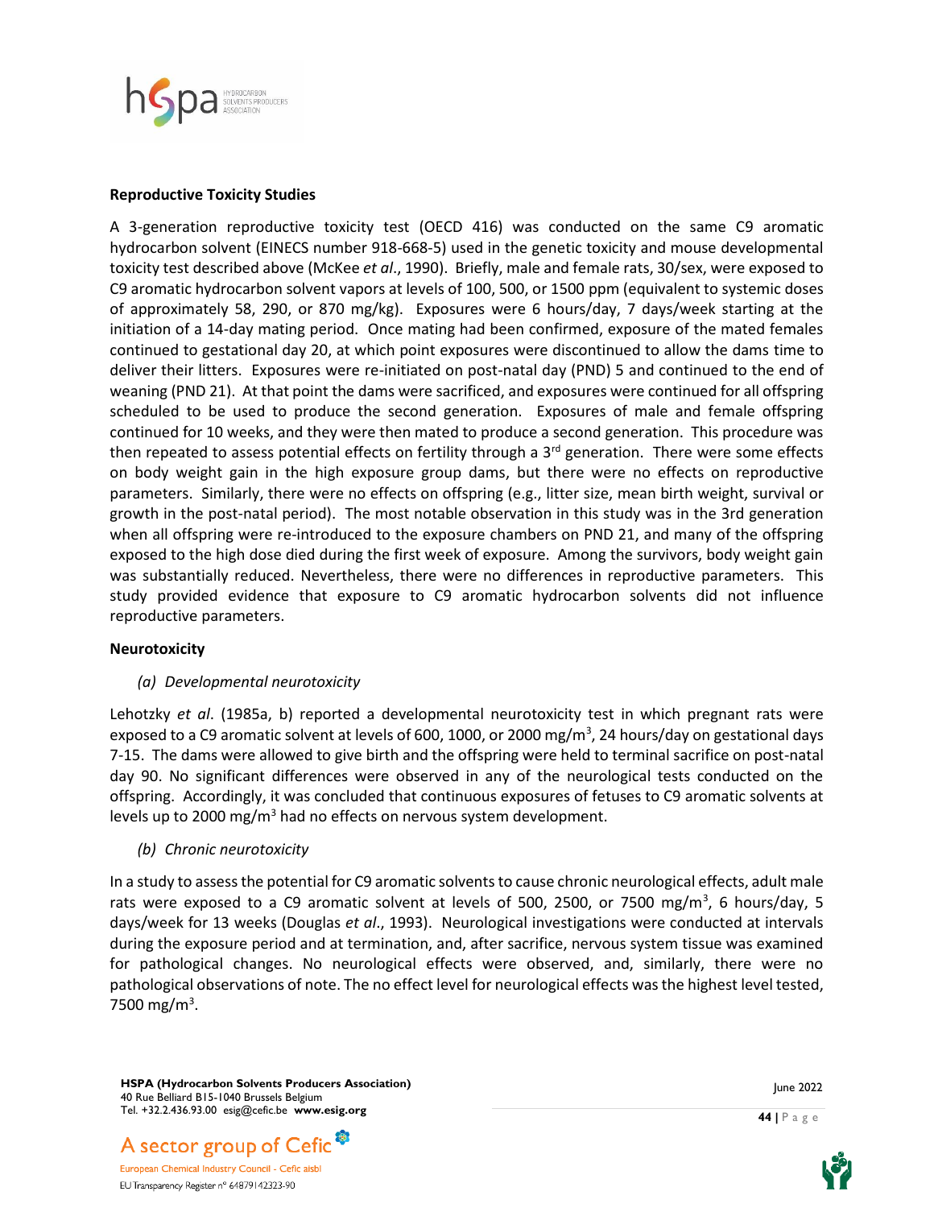**Reproductive Toxicity Studies**

A 3-generation reproductive toxicity test (OECD 416) was conducted on the same C9 aromatic hydrocarbon solvent (EINECS number 918-668-5) used in the genetic toxicity and mouse developmental toxicity test described above (McKee *et al*., 1990). Briefly, male and female rats, 30/sex, were exposed to C9 aromatic hydrocarbon solvent vapors at levels of 100, 500, or 1500 ppm (equivalent to systemic doses of approximately 58, 290, or 870 mg/kg). Exposures were 6 hours/day, 7 days/week starting at the initiation of a 14-day mating period. Once mating had been confirmed, exposure of the mated females continued to gestational day 20, at which point exposures were discontinued to allow the dams time to deliver their litters. Exposures were re-initiated on post-natal day (PND) 5 and continued to the end of weaning (PND 21). At that point the dams were sacrificed, and exposures were continued for all offspring scheduled to be used to produce the second generation. Exposures of male and female offspring continued for 10 weeks, and they were then mated to produce a second generation. This procedure was then repeated to assess potential effects on fertility through a 3rd generation. There were some effects on body weight gain in the high exposure group dams, but there were no effects on reproductive parameters. Similarly, there were no effects on offspring (e.g., litter size, mean birth weight, survival or growth in the post-natal period). The most notable observation in this study was in the 3rd generation when all offspring were re-introduced to the exposure chambers on PND 21, and many of the offspring exposed to the high dose died during the first week of exposure. Among the survivors, body weight gain was substantially reduced. Nevertheless, there were no differences in reproductive parameters. This study provided evidence that exposure to C9 aromatic hydrocarbon solvents did not influence reproductive parameters.

**Neurotoxicity**

*(a) Developmental neurotoxicity*

Lehotzky *et al*. (1985a, b) reported a developmental neurotoxicity test in which pregnant rats were exposed to a C9 aromatic solvent at levels of 600, 1000, or 2000 $mg/m^3$, 24 hours/day on gestational days 7-15. The dams were allowed to give birth and the offspring were held to terminal sacrifice on post-natal day 90. No significant differences were observed in any of the neurological tests conducted on the offspring. Accordingly, it was concluded that continuous exposures of fetuses to C9 aromatic solvents at levels up to 2000 $mg/m^3$ had no effects on nervous system development.

*(b) Chronic neurotoxicity*

In a study to assess the potential for C9 aromatic solvents to cause chronic neurological effects, adult male rats were exposed to a C9 aromatic solvent at levels of 500, 2500, or 7500 $mg/m^3$, 6 hours/day, 5 days/week for 13 weeks (Douglas *et al*., 1993). Neurological investigations were conducted at intervals during the exposure period and at termination, and, after sacrifice, nervous system tissue was examined for pathological changes. No neurological effects were observed, and, similarly, there were no pathological observations of note. The no effect level for neurological effects was the highest level tested, 7500 $mg/m^3$.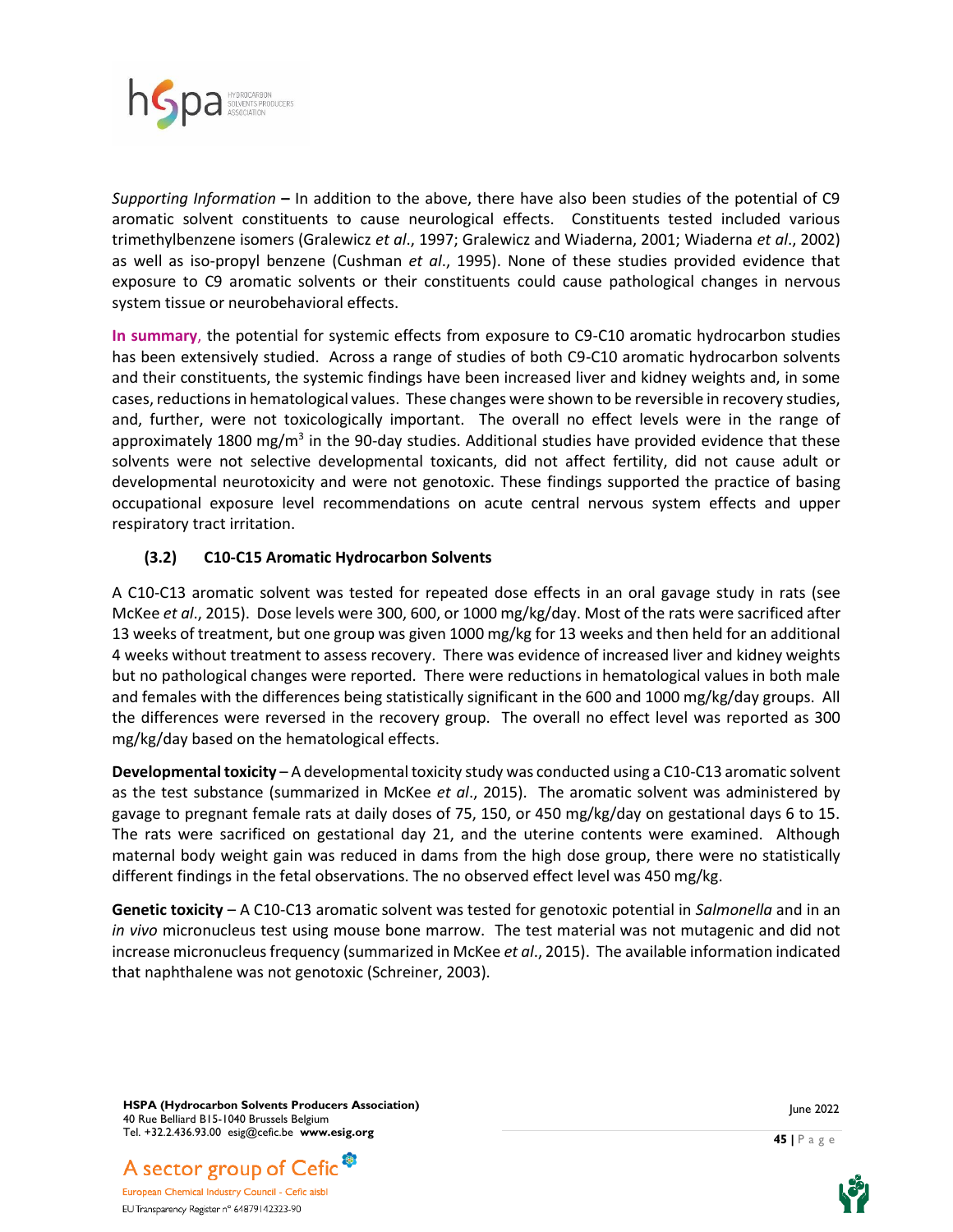*Supporting Information* **–** In addition to the above, there have also been studies of the potential of C9 aromatic solvent constituents to cause neurological effects. Constituents tested included various trimethylbenzene isomers (Gralewicz *et al*., 1997; Gralewicz and Wiaderna, 2001; Wiaderna *et al*., 2002) as well as iso-propyl benzene (Cushman *et al*., 1995). None of these studies provided evidence that exposure to C9 aromatic solvents or their constituents could cause pathological changes in nervous system tissue or neurobehavioral effects.

**In summary**, the potential for systemic effects from exposure to C9-C10 aromatic hydrocarbon studies has been extensively studied. Across a range of studies of both C9-C10 aromatic hydrocarbon solvents and their constituents, the systemic findings have been increased liver and kidney weights and, in some cases, reductions in hematological values. These changes were shown to be reversible in recovery studies, and, further, were not toxicologically important. The overall no effect levels were in the range of approximately 1800 mg/m$^3$ in the 90-day studies. Additional studies have provided evidence that these solvents were not selective developmental toxicants, did not affect fertility, did not cause adult or developmental neurotoxicity and were not genotoxic. These findings supported the practice of basing occupational exposure level recommendations on acute central nervous system effects and upper respiratory tract irritation.

### (3.2) C10-C15 Aromatic Hydrocarbon Solvents

A C10-C13 aromatic solvent was tested for repeated dose effects in an oral gavage study in rats (see McKee *et al*., 2015). Dose levels were 300, 600, or 1000 mg/kg/day. Most of the rats were sacrificed after 13 weeks of treatment, but one group was given 1000 mg/kg for 13 weeks and then held for an additional 4 weeks without treatment to assess recovery. There was evidence of increased liver and kidney weights but no pathological changes were reported. There were reductions in hematological values in both male and females with the differences being statistically significant in the 600 and 1000 mg/kg/day groups. All the differences were reversed in the recovery group. The overall no effect level was reported as 300 mg/kg/day based on the hematological effects.

**Developmental toxicity** – A developmental toxicity study was conducted using a C10-C13 aromatic solvent as the test substance (summarized in McKee *et al*., 2015). The aromatic solvent was administered by gavage to pregnant female rats at daily doses of 75, 150, or 450 mg/kg/day on gestational days 6 to 15. The rats were sacrificed on gestational day 21, and the uterine contents were examined. Although maternal body weight gain was reduced in dams from the high dose group, there were no statistically different findings in the fetal observations. The no observed effect level was 450 mg/kg.

**Genetic toxicity** – A C10-C13 aromatic solvent was tested for genotoxic potential in *Salmonella* and in an *in vivo* micronucleus test using mouse bone marrow. The test material was not mutagenic and did not increase micronucleus frequency (summarized in McKee *et al*., 2015). The available information indicated that naphthalene was not genotoxic (Schreiner, 2003).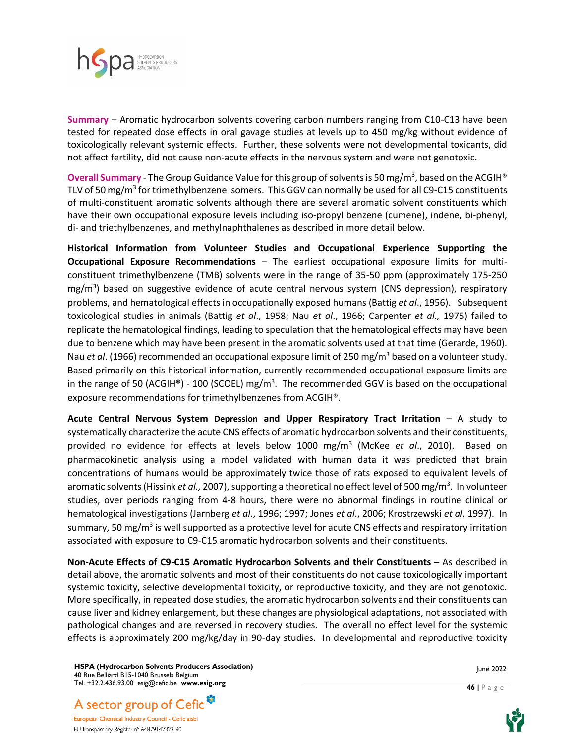**Summary** – Aromatic hydrocarbon solvents covering carbon numbers ranging from C10-C13 have been tested for repeated dose effects in oral gavage studies at levels up to 450 mg/kg without evidence of toxicologically relevant systemic effects. Further, these solvents were not developmental toxicants, did not affect fertility, did not cause non-acute effects in the nervous system and were not genotoxic.

**Overall Summary** - The Group Guidance Value for this group of solvents is 50 mg/m$^3$, based on the ACGIH® TLV of 50 mg/m$^3$ for trimethylbenzene isomers. This GGV can normally be used for all C9-C15 constituents of multi-constituent aromatic solvents although there are several aromatic solvent constituents which have their own occupational exposure levels including iso-propyl benzene (cumene), indene, bi-phenyl, di- and triethylbenzenes, and methylnaphthalenes as described in more detail below.

**Historical Information from Volunteer Studies and Occupational Experience Supporting the Occupational Exposure Recommendations** – The earliest occupational exposure limits for multi-constituent trimethylbenzene (TMB) solvents were in the range of 35-50 ppm (approximately 175-250 mg/m$^3$) based on suggestive evidence of acute central nervous system (CNS depression), respiratory problems, and hematological effects in occupationally exposed humans (Battig *et al*., 1956). Subsequent toxicological studies in animals (Battig *et al*., 1958; Nau *et al*., 1966; Carpenter *et al.,* 1975) failed to replicate the hematological findings, leading to speculation that the hematological effects may have been due to benzene which may have been present in the aromatic solvents used at that time (Gerarde, 1960). Nau *et al*. (1966) recommended an occupational exposure limit of 250 mg/m$^3$ based on a volunteer study. Based primarily on this historical information, currently recommended occupational exposure limits are in the range of 50 (ACGIH®) - 100 (SCOEL) mg/m$^3$. The recommended GGV is based on the occupational exposure recommendations for trimethylbenzenes from ACGIH®.

**Acute Central Nervous System Depression and Upper Respiratory Tract Irritation** – A study to systematically characterize the acute CNS effects of aromatic hydrocarbon solvents and their constituents, provided no evidence for effects at levels below 1000 mg/m$^3$ (McKee *et al*., 2010). Based on pharmacokinetic analysis using a model validated with human data it was predicted that brain concentrations of humans would be approximately twice those of rats exposed to equivalent levels of aromatic solvents (Hissink *et al.,* 2007), supporting a theoretical no effect level of 500 mg/m$^3$. In volunteer studies, over periods ranging from 4-8 hours, there were no abnormal findings in routine clinical or hematological investigations (Jarnberg *et al*., 1996; 1997; Jones *et al*., 2006; Krostrzewski *et al*. 1997). In summary, 50 mg/m$^3$ is well supported as a protective level for acute CNS effects and respiratory irritation associated with exposure to C9-C15 aromatic hydrocarbon solvents and their constituents.

**Non-Acute Effects of C9-C15 Aromatic Hydrocarbon Solvents and their Constituents –** As described in detail above, the aromatic solvents and most of their constituents do not cause toxicologically important systemic toxicity, selective developmental toxicity, or reproductive toxicity, and they are not genotoxic. More specifically, in repeated dose studies, the aromatic hydrocarbon solvents and their constituents can cause liver and kidney enlargement, but these changes are physiological adaptations, not associated with pathological changes and are reversed in recovery studies. The overall no effect level for the systemic effects is approximately 200 mg/kg/day in 90-day studies. In developmental and reproductive toxicity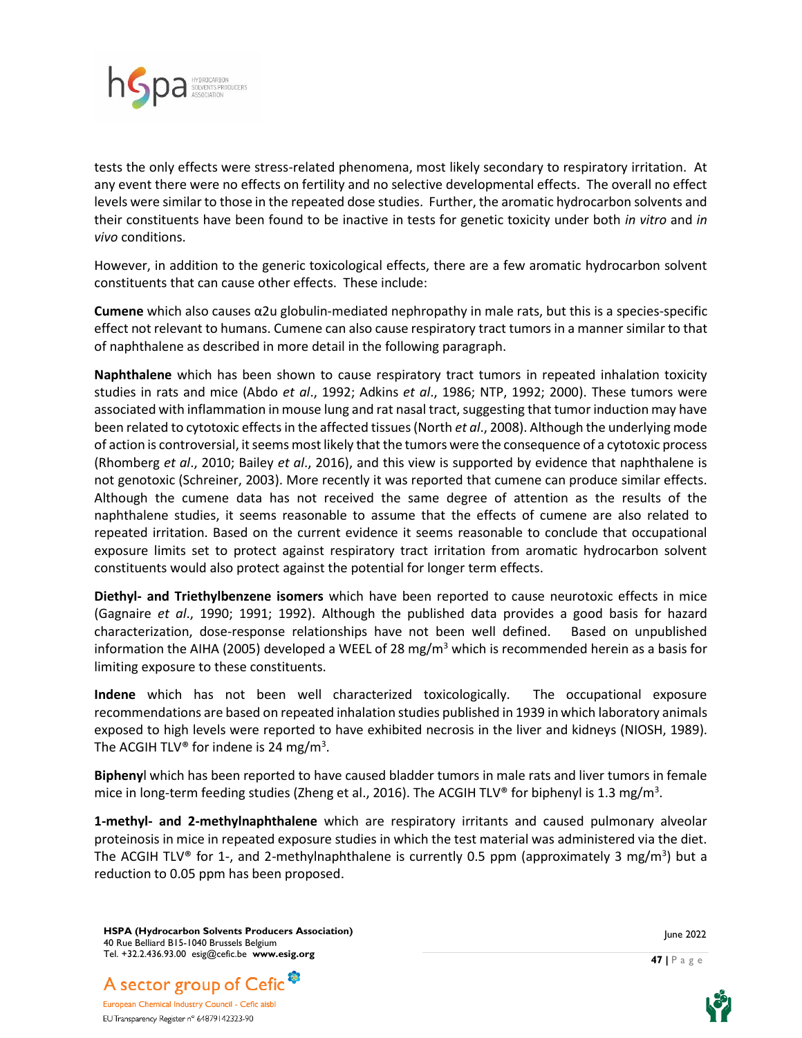tests the only effects were stress-related phenomena, most likely secondary to respiratory irritation. At any event there were no effects on fertility and no selective developmental effects. The overall no effect levels were similar to those in the repeated dose studies. Further, the aromatic hydrocarbon solvents and their constituents have been found to be inactive in tests for genetic toxicity under both *in vitro* and *in vivo* conditions.

However, in addition to the generic toxicological effects, there are a few aromatic hydrocarbon solvent constituents that can cause other effects. These include:

**Cumene** which also causes α2u globulin-mediated nephropathy in male rats, but this is a species-specific effect not relevant to humans. Cumene can also cause respiratory tract tumors in a manner similar to that of naphthalene as described in more detail in the following paragraph.

**Naphthalene** which has been shown to cause respiratory tract tumors in repeated inhalation toxicity studies in rats and mice (Abdo *et al*., 1992; Adkins *et al*., 1986; NTP, 1992; 2000). These tumors were associated with inflammation in mouse lung and rat nasal tract, suggesting that tumor induction may have been related to cytotoxic effects in the affected tissues (North *et al*., 2008). Although the underlying mode of action is controversial, it seems most likely that the tumors were the consequence of a cytotoxic process (Rhomberg *et al*., 2010; Bailey *et al*., 2016), and this view is supported by evidence that naphthalene is not genotoxic (Schreiner, 2003). More recently it was reported that cumene can produce similar effects. Although the cumene data has not received the same degree of attention as the results of the naphthalene studies, it seems reasonable to assume that the effects of cumene are also related to repeated irritation. Based on the current evidence it seems reasonable to conclude that occupational exposure limits set to protect against respiratory tract irritation from aromatic hydrocarbon solvent constituents would also protect against the potential for longer term effects.

**Diethyl- and Triethylbenzene isomers** which have been reported to cause neurotoxic effects in mice (Gagnaire *et al*., 1990; 1991; 1992). Although the published data provides a good basis for hazard characterization, dose-response relationships have not been well defined. Based on unpublished information the AIHA (2005) developed a WEEL of 28 mg/m$^3$ which is recommended herein as a basis for limiting exposure to these constituents.

**Indene** which has not been well characterized toxicologically. The occupational exposure recommendations are based on repeated inhalation studies published in 1939 in which laboratory animals exposed to high levels were reported to have exhibited necrosis in the liver and kidneys (NIOSH, 1989). The ACGIH TLV® for indene is 24 mg/m$^3$.

**Bipheny**l which has been reported to have caused bladder tumors in male rats and liver tumors in female mice in long-term feeding studies (Zheng et al., 2016). The ACGIH TLV® for biphenyl is 1.3 mg/m$^3$.

**1-methyl- and 2-methylnaphthalene** which are respiratory irritants and caused pulmonary alveolar proteinosis in mice in repeated exposure studies in which the test material was administered via the diet. The ACGIH TLV® for 1-, and 2-methylnaphthalene is currently 0.5 ppm (approximately 3 mg/m$^3$) but a reduction to 0.05 ppm has been proposed.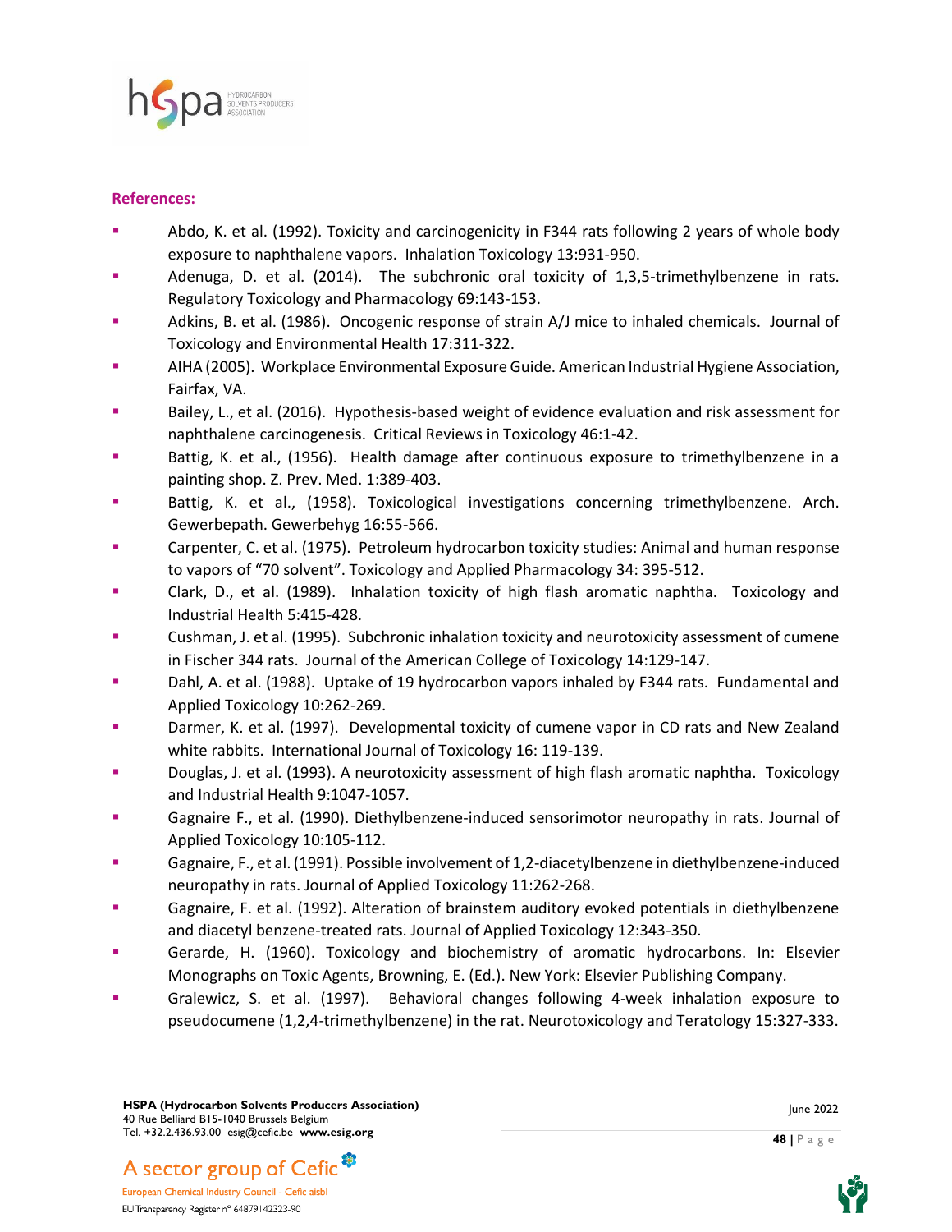**References:**

- Abdo, K. et al. (1992). Toxicity and carcinogenicity in F344 rats following 2 years of whole body exposure to naphthalene vapors. Inhalation Toxicology 13:931-950.
- Adenuga, D. et al. (2014). The subchronic oral toxicity of 1,3,5-trimethylbenzene in rats. Regulatory Toxicology and Pharmacology 69:143-153.
- Adkins, B. et al. (1986). Oncogenic response of strain A/J mice to inhaled chemicals. Journal of Toxicology and Environmental Health 17:311-322.
- AIHA (2005). Workplace Environmental Exposure Guide. American Industrial Hygiene Association, Fairfax, VA.
- Bailey, L., et al. (2016). Hypothesis-based weight of evidence evaluation and risk assessment for naphthalene carcinogenesis. Critical Reviews in Toxicology 46:1-42.
- Battig, K. et al., (1956). Health damage after continuous exposure to trimethylbenzene in a painting shop. Z. Prev. Med. 1:389-403.
- Battig, K. et al., (1958). Toxicological investigations concerning trimethylbenzene. Arch. Gewerbepath. Gewerbehyg 16:55-566.
- Carpenter, C. et al. (1975). Petroleum hydrocarbon toxicity studies: Animal and human response to vapors of “70 solvent”. Toxicology and Applied Pharmacology 34: 395-512.
- Clark, D., et al. (1989). Inhalation toxicity of high flash aromatic naphtha. Toxicology and Industrial Health 5:415-428.
- Cushman, J. et al. (1995). Subchronic inhalation toxicity and neurotoxicity assessment of cumene in Fischer 344 rats. Journal of the American College of Toxicology 14:129-147.
- Dahl, A. et al. (1988). Uptake of 19 hydrocarbon vapors inhaled by F344 rats. Fundamental and Applied Toxicology 10:262-269.
- Darmer, K. et al. (1997). Developmental toxicity of cumene vapor in CD rats and New Zealand white rabbits. International Journal of Toxicology 16: 119-139.
- Douglas, J. et al. (1993). A neurotoxicity assessment of high flash aromatic naphtha. Toxicology and Industrial Health 9:1047-1057.
- Gagnaire F., et al. (1990). Diethylbenzene-induced sensorimotor neuropathy in rats. Journal of Applied Toxicology 10:105-112.
- Gagnaire, F., et al. (1991). Possible involvement of 1,2-diacetylbenzene in diethylbenzene-induced neuropathy in rats. Journal of Applied Toxicology 11:262-268.
- Gagnaire, F. et al. (1992). Alteration of brainstem auditory evoked potentials in diethylbenzene and diacetyl benzene-treated rats. Journal of Applied Toxicology 12:343-350.
- Gerarde, H. (1960). Toxicology and biochemistry of aromatic hydrocarbons. In: Elsevier Monographs on Toxic Agents, Browning, E. (Ed.). New York: Elsevier Publishing Company.
- Gralewicz, S. et al. (1997). Behavioral changes following 4-week inhalation exposure to pseudocumene (1,2,4-trimethylbenzene) in the rat. Neurotoxicology and Teratology 15:327-333.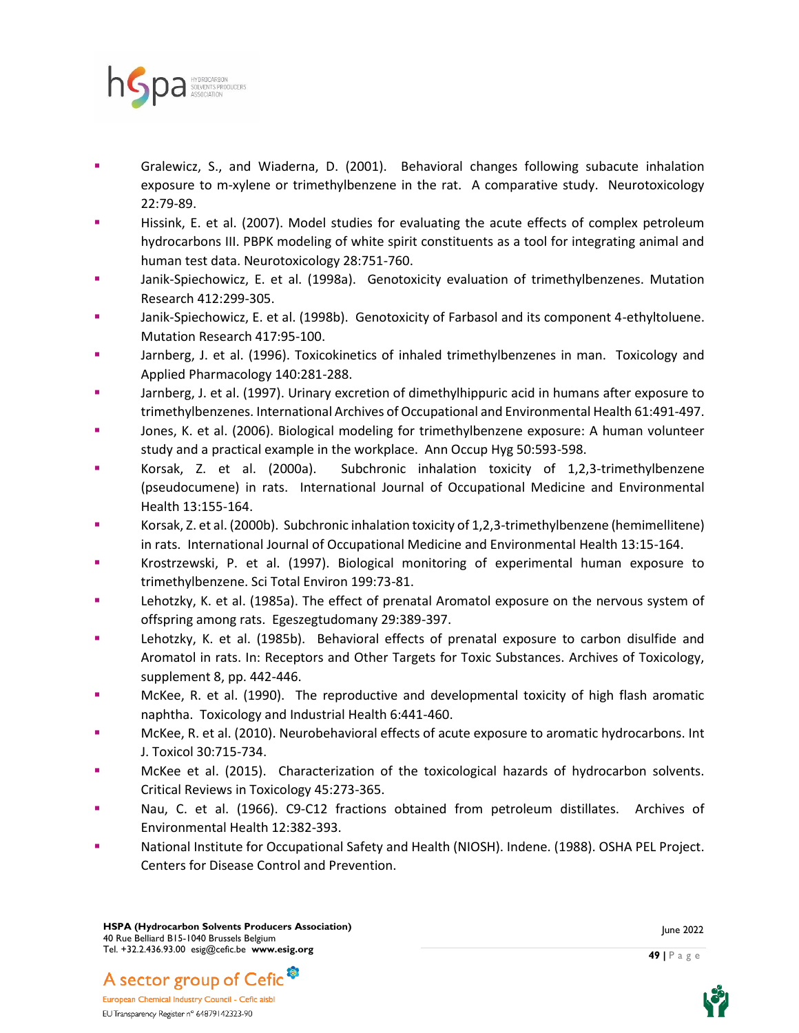- Gralewicz, S., and Wiaderna, D. (2001). Behavioral changes following subacute inhalation exposure to m-xylene or trimethylbenzene in the rat. A comparative study. Neurotoxicology 22:79-89.
- Hissink, E. et al. (2007). Model studies for evaluating the acute effects of complex petroleum hydrocarbons III. PBPK modeling of white spirit constituents as a tool for integrating animal and human test data. Neurotoxicology 28:751-760.
- Janik-Spiechowicz, E. et al. (1998a). Genotoxicity evaluation of trimethylbenzenes. Mutation Research 412:299-305.
- Janik-Spiechowicz, E. et al. (1998b). Genotoxicity of Farbasol and its component 4-ethyltoluene. Mutation Research 417:95-100.
- Jarnberg, J. et al. (1996). Toxicokinetics of inhaled trimethylbenzenes in man. Toxicology and Applied Pharmacology 140:281-288.
- Jarnberg, J. et al. (1997). Urinary excretion of dimethylhippuric acid in humans after exposure to trimethylbenzenes. International Archives of Occupational and Environmental Health 61:491-497.
- Jones, K. et al. (2006). Biological modeling for trimethylbenzene exposure: A human volunteer study and a practical example in the workplace. Ann Occup Hyg 50:593-598.
- Korsak, Z. et al. (2000a). Subchronic inhalation toxicity of 1,2,3-trimethylbenzene (pseudocumene) in rats. International Journal of Occupational Medicine and Environmental Health 13:155-164.
- Korsak, Z. et al. (2000b). Subchronic inhalation toxicity of 1,2,3-trimethylbenzene (hemimellitene) in rats. International Journal of Occupational Medicine and Environmental Health 13:15-164.
- Krostrzewski, P. et al. (1997). Biological monitoring of experimental human exposure to trimethylbenzene. Sci Total Environ 199:73-81.
- Lehotzky, K. et al. (1985a). The effect of prenatal Aromatol exposure on the nervous system of offspring among rats. Egeszegtudomany 29:389-397.
- Lehotzky, K. et al. (1985b). Behavioral effects of prenatal exposure to carbon disulfide and Aromatol in rats. In: Receptors and Other Targets for Toxic Substances. Archives of Toxicology, supplement 8, pp. 442-446.
- McKee, R. et al. (1990). The reproductive and developmental toxicity of high flash aromatic naphtha. Toxicology and Industrial Health 6:441-460.
- McKee, R. et al. (2010). Neurobehavioral effects of acute exposure to aromatic hydrocarbons. Int J. Toxicol 30:715-734.
- McKee et al. (2015). Characterization of the toxicological hazards of hydrocarbon solvents. Critical Reviews in Toxicology 45:273-365.
- Nau, C. et al. (1966). C9-C12 fractions obtained from petroleum distillates. Archives of Environmental Health 12:382-393.
- National Institute for Occupational Safety and Health (NIOSH). Indene. (1988). OSHA PEL Project. Centers for Disease Control and Prevention.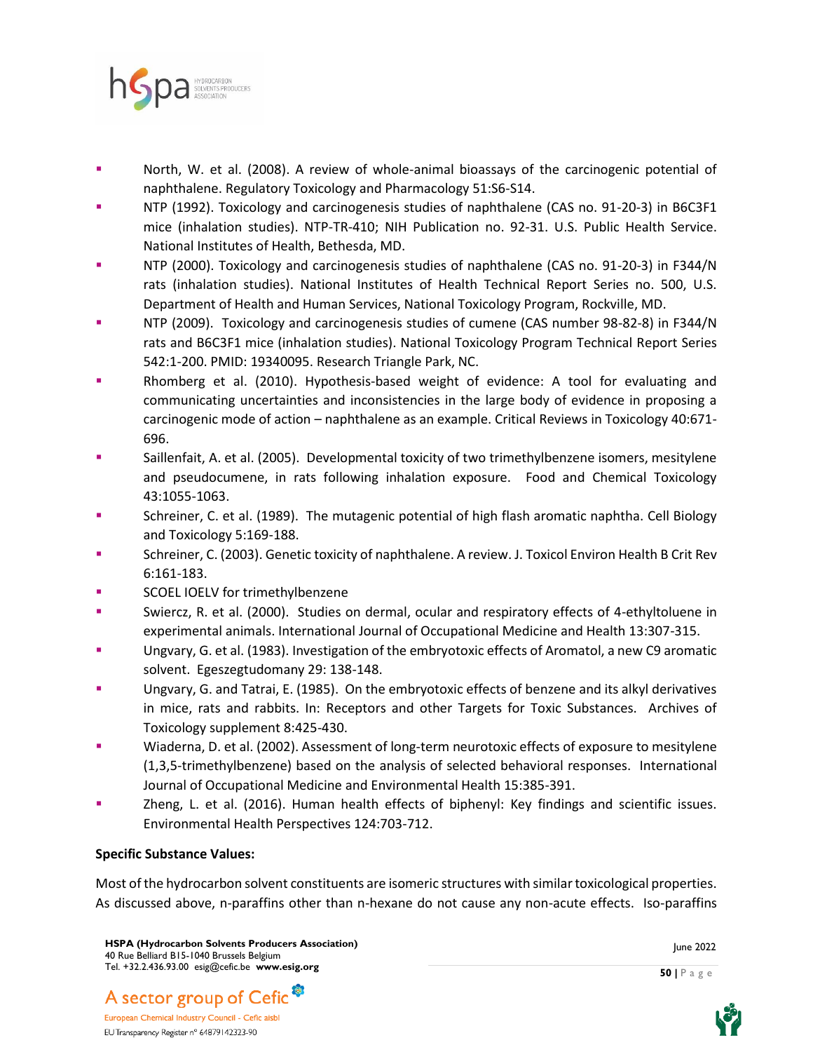- North, W. et al. (2008). A review of whole-animal bioassays of the carcinogenic potential of naphthalene. Regulatory Toxicology and Pharmacology 51:S6-S14.
- NTP (1992). Toxicology and carcinogenesis studies of naphthalene (CAS no. 91-20-3) in B6C3F1 mice (inhalation studies). NTP-TR-410; NIH Publication no. 92-31. U.S. Public Health Service. National Institutes of Health, Bethesda, MD.
- NTP (2000). Toxicology and carcinogenesis studies of naphthalene (CAS no. 91-20-3) in F344/N rats (inhalation studies). National Institutes of Health Technical Report Series no. 500, U.S. Department of Health and Human Services, National Toxicology Program, Rockville, MD.
- NTP (2009). Toxicology and carcinogenesis studies of cumene (CAS number 98-82-8) in F344/N rats and B6C3F1 mice (inhalation studies). National Toxicology Program Technical Report Series 542:1-200. PMID: 19340095. Research Triangle Park, NC.
- Rhomberg et al. (2010). Hypothesis-based weight of evidence: A tool for evaluating and communicating uncertainties and inconsistencies in the large body of evidence in proposing a carcinogenic mode of action – naphthalene as an example. Critical Reviews in Toxicology 40:671-696.
- Saillenfait, A. et al. (2005). Developmental toxicity of two trimethylbenzene isomers, mesitylene and pseudocumene, in rats following inhalation exposure. Food and Chemical Toxicology 43:1055-1063.
- Schreiner, C. et al. (1989). The mutagenic potential of high flash aromatic naphtha. Cell Biology and Toxicology 5:169-188.
- Schreiner, C. (2003). Genetic toxicity of naphthalene. A review. J. Toxicol Environ Health B Crit Rev 6:161-183.
- SCOEL IOELV for trimethylbenzene
- Swiercz, R. et al. (2000). Studies on dermal, ocular and respiratory effects of 4-ethyltoluene in experimental animals. International Journal of Occupational Medicine and Health 13:307-315.
- Ungvary, G. et al. (1983). Investigation of the embryotoxic effects of Aromatol, a new C9 aromatic solvent. Egeszegtudomany 29: 138-148.
- Ungvary, G. and Tatrai, E. (1985). On the embryotoxic effects of benzene and its alkyl derivatives in mice, rats and rabbits. In: Receptors and other Targets for Toxic Substances. Archives of Toxicology supplement 8:425-430.
- Wiaderna, D. et al. (2002). Assessment of long-term neurotoxic effects of exposure to mesitylene (1,3,5-trimethylbenzene) based on the analysis of selected behavioral responses. International Journal of Occupational Medicine and Environmental Health 15:385-391.
- Zheng, L. et al. (2016). Human health effects of biphenyl: Key findings and scientific issues. Environmental Health Perspectives 124:703-712.

**Specific Substance Values:**

Most of the hydrocarbon solvent constituents are isomeric structures with similar toxicological properties. As discussed above, n-paraffins other than n-hexane do not cause any non-acute effects. Iso-paraffins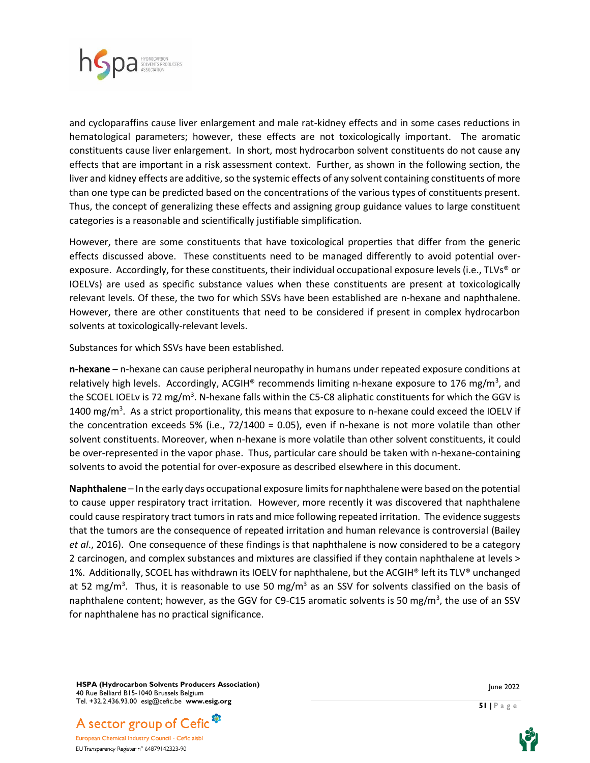and cycloparaffins cause liver enlargement and male rat-kidney effects and in some cases reductions in hematological parameters; however, these effects are not toxicologically important. The aromatic constituents cause liver enlargement. In short, most hydrocarbon solvent constituents do not cause any effects that are important in a risk assessment context. Further, as shown in the following section, the liver and kidney effects are additive, so the systemic effects of any solvent containing constituents of more than one type can be predicted based on the concentrations of the various types of constituents present. Thus, the concept of generalizing these effects and assigning group guidance values to large constituent categories is a reasonable and scientifically justifiable simplification.

However, there are some constituents that have toxicological properties that differ from the generic effects discussed above. These constituents need to be managed differently to avoid potential over-exposure. Accordingly, for these constituents, their individual occupational exposure levels (i.e., TLVs® or IOELVs) are used as specific substance values when these constituents are present at toxicologically relevant levels. Of these, the two for which SSVs have been established are n-hexane and naphthalene. However, there are other constituents that need to be considered if present in complex hydrocarbon solvents at toxicologically-relevant levels.

Substances for which SSVs have been established.

**n-hexane** – n-hexane can cause peripheral neuropathy in humans under repeated exposure conditions at relatively high levels. Accordingly, ACGIH® recommends limiting n-hexane exposure to 176 mg/m$^3$, and the SCOEL IOELv is 72 mg/m$^3$. N-hexane falls within the C5-C8 aliphatic constituents for which the GGV is 1400 mg/m$^3$. As a strict proportionality, this means that exposure to n-hexane could exceed the IOELV if the concentration exceeds 5% (i.e., 72/1400 = 0.05), even if n-hexane is not more volatile than other solvent constituents. Moreover, when n-hexane is more volatile than other solvent constituents, it could be over-represented in the vapor phase. Thus, particular care should be taken with n-hexane-containing solvents to avoid the potential for over-exposure as described elsewhere in this document.

**Naphthalene** – In the early days occupational exposure limits for naphthalene were based on the potential to cause upper respiratory tract irritation. However, more recently it was discovered that naphthalene could cause respiratory tract tumors in rats and mice following repeated irritation. The evidence suggests that the tumors are the consequence of repeated irritation and human relevance is controversial (Bailey *et al*., 2016). One consequence of these findings is that naphthalene is now considered to be a category 2 carcinogen, and complex substances and mixtures are classified if they contain naphthalene at levels > 1%. Additionally, SCOEL has withdrawn its IOELV for naphthalene, but the ACGIH® left its TLV® unchanged at 52 mg/m$^3$. Thus, it is reasonable to use 50 mg/m$^3$ as an SSV for solvents classified on the basis of naphthalene content; however, as the GGV for C9-C15 aromatic solvents is 50 mg/m$^3$, the use of an SSV for naphthalene has no practical significance.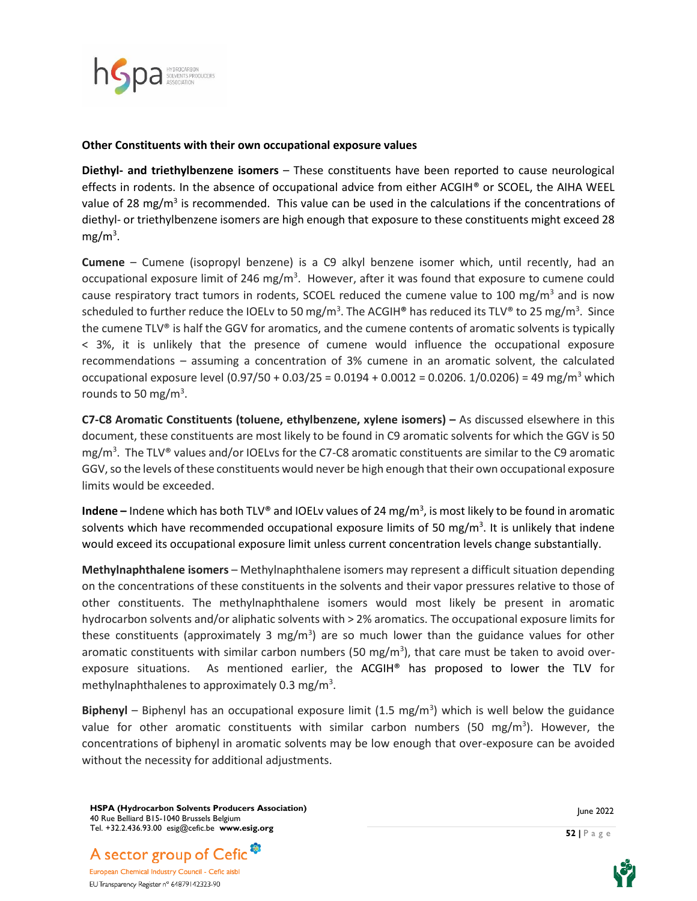**Other Constituents with their own occupational exposure values**

**Diethyl- and triethylbenzene isomers** – These constituents have been reported to cause neurological effects in rodents. In the absence of occupational advice from either ACGIH® or SCOEL, the AIHA WEEL value of 28 mg/m$^3$ is recommended. This value can be used in the calculations if the concentrations of diethyl- or triethylbenzene isomers are high enough that exposure to these constituents might exceed 28 mg/m$^3$.

**Cumene** – Cumene (isopropyl benzene) is a C9 alkyl benzene isomer which, until recently, had an occupational exposure limit of 246 mg/m$^3$. However, after it was found that exposure to cumene could cause respiratory tract tumors in rodents, SCOEL reduced the cumene value to 100 mg/m$^3$ and is now scheduled to further reduce the IOELv to 50 mg/m$^3$. The ACGIH® has reduced its TLV® to 25 mg/m$^3$. Since the cumene TLV® is half the GGV for aromatics, and the cumene contents of aromatic solvents is typically < 3%, it is unlikely that the presence of cumene would influence the occupational exposure recommendations – assuming a concentration of 3% cumene in an aromatic solvent, the calculated occupational exposure level (0.97/50 + 0.03/25 = 0.0194 + 0.0012 = 0.0206. 1/0.0206) = 49 mg/m$^3$ which rounds to 50 mg/m$^3$.

**C7-C8 Aromatic Constituents (toluene, ethylbenzene, xylene isomers) –** As discussed elsewhere in this document, these constituents are most likely to be found in C9 aromatic solvents for which the GGV is 50 mg/m$^3$. The TLV® values and/or IOELvs for the C7-C8 aromatic constituents are similar to the C9 aromatic GGV, so the levels of these constituents would never be high enough that their own occupational exposure limits would be exceeded.

**Indene –** Indene which has both TLV® and IOELv values of 24 mg/m$^3$, is most likely to be found in aromatic solvents which have recommended occupational exposure limits of 50 mg/m$^3$. It is unlikely that indene would exceed its occupational exposure limit unless current concentration levels change substantially.

**Methylnaphthalene isomers** – Methylnaphthalene isomers may represent a difficult situation depending on the concentrations of these constituents in the solvents and their vapor pressures relative to those of other constituents. The methylnaphthalene isomers would most likely be present in aromatic hydrocarbon solvents and/or aliphatic solvents with > 2% aromatics. The occupational exposure limits for these constituents (approximately 3 mg/m$^3$) are so much lower than the guidance values for other aromatic constituents with similar carbon numbers (50 mg/m$^3$), that care must be taken to avoid over-exposure situations. As mentioned earlier, the ACGIH® has proposed to lower the TLV for methylnaphthalenes to approximately 0.3 mg/m$^3$.

**Biphenyl** – Biphenyl has an occupational exposure limit (1.5 mg/m$^3$) which is well below the guidance value for other aromatic constituents with similar carbon numbers (50 mg/m$^3$). However, the concentrations of biphenyl in aromatic solvents may be low enough that over-exposure can be avoided without the necessity for additional adjustments.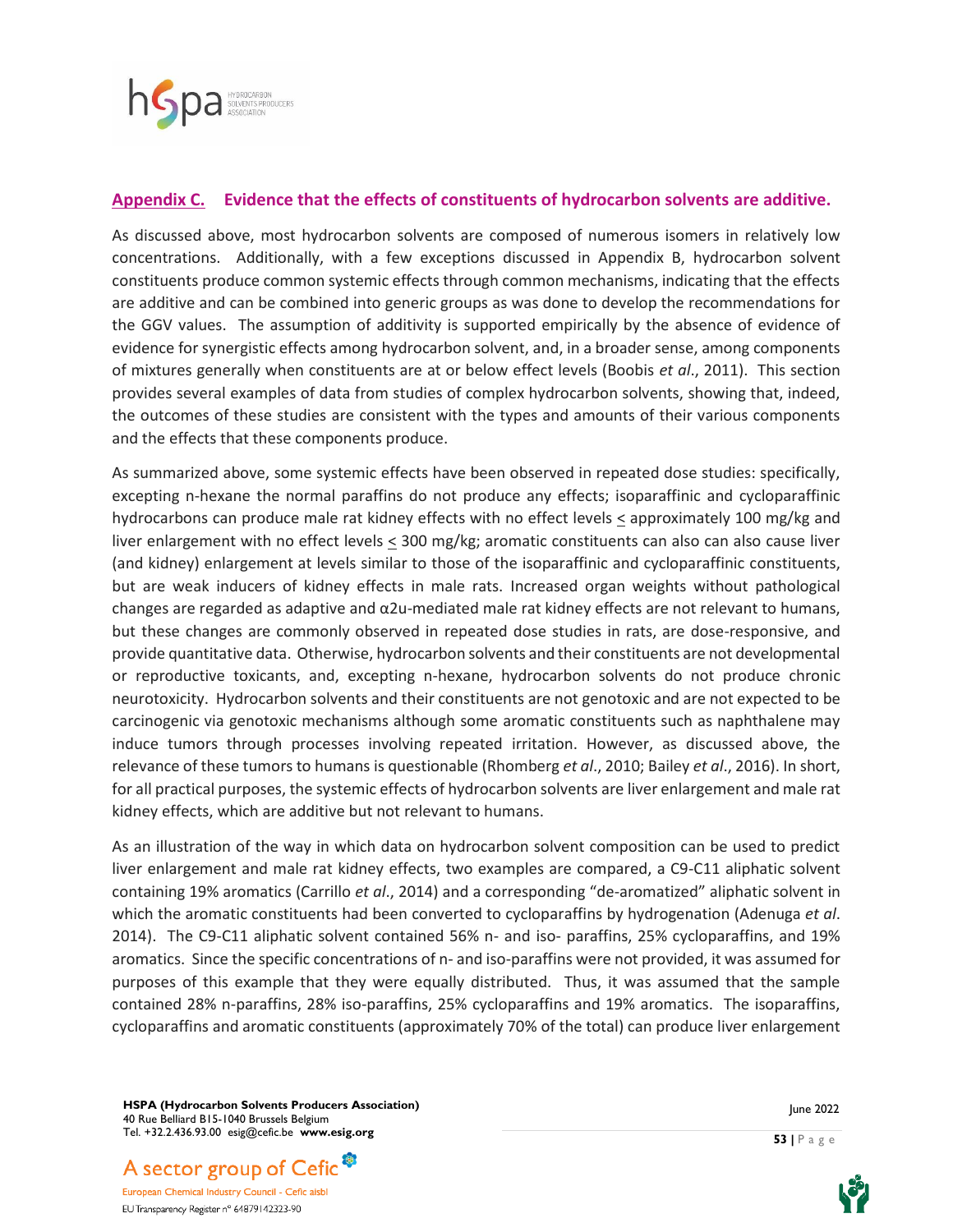## Appendix C. Evidence that the effects of constituents of hydrocarbon solvents are additive.

As discussed above, most hydrocarbon solvents are composed of numerous isomers in relatively low concentrations. Additionally, with a few exceptions discussed in Appendix B, hydrocarbon solvent constituents produce common systemic effects through common mechanisms, indicating that the effects are additive and can be combined into generic groups as was done to develop the recommendations for the GGV values. The assumption of additivity is supported empirically by the absence of evidence of evidence for synergistic effects among hydrocarbon solvent, and, in a broader sense, among components of mixtures generally when constituents are at or below effect levels (Boobis *et al*., 2011). This section provides several examples of data from studies of complex hydrocarbon solvents, showing that, indeed, the outcomes of these studies are consistent with the types and amounts of their various components and the effects that these components produce.

As summarized above, some systemic effects have been observed in repeated dose studies: specifically, excepting n-hexane the normal paraffins do not produce any effects; isoparaffinic and cycloparaffinic hydrocarbons can produce male rat kidney effects with no effect levels ≤ approximately 100 mg/kg and liver enlargement with no effect levels ≤ 300 mg/kg; aromatic constituents can also can also cause liver (and kidney) enlargement at levels similar to those of the isoparaffinic and cycloparaffinic constituents, but are weak inducers of kidney effects in male rats. Increased organ weights without pathological changes are regarded as adaptive and α2u-mediated male rat kidney effects are not relevant to humans, but these changes are commonly observed in repeated dose studies in rats, are dose-responsive, and provide quantitative data. Otherwise, hydrocarbon solvents and their constituents are not developmental or reproductive toxicants, and, excepting n-hexane, hydrocarbon solvents do not produce chronic neurotoxicity. Hydrocarbon solvents and their constituents are not genotoxic and are not expected to be carcinogenic via genotoxic mechanisms although some aromatic constituents such as naphthalene may induce tumors through processes involving repeated irritation. However, as discussed above, the relevance of these tumors to humans is questionable (Rhomberg *et al*., 2010; Bailey *et al*., 2016). In short, for all practical purposes, the systemic effects of hydrocarbon solvents are liver enlargement and male rat kidney effects, which are additive but not relevant to humans.

As an illustration of the way in which data on hydrocarbon solvent composition can be used to predict liver enlargement and male rat kidney effects, two examples are compared, a C9-C11 aliphatic solvent containing 19% aromatics (Carrillo *et al*., 2014) and a corresponding "de-aromatized" aliphatic solvent in which the aromatic constituents had been converted to cycloparaffins by hydrogenation (Adenuga *et al*. 2014). The C9-C11 aliphatic solvent contained 56% n- and iso- paraffins, 25% cycloparaffins, and 19% aromatics. Since the specific concentrations of n- and iso-paraffins were not provided, it was assumed for purposes of this example that they were equally distributed. Thus, it was assumed that the sample contained 28% n-paraffins, 28% iso-paraffins, 25% cycloparaffins and 19% aromatics. The isoparaffins, cycloparaffins and aromatic constituents (approximately 70% of the total) can produce liver enlargement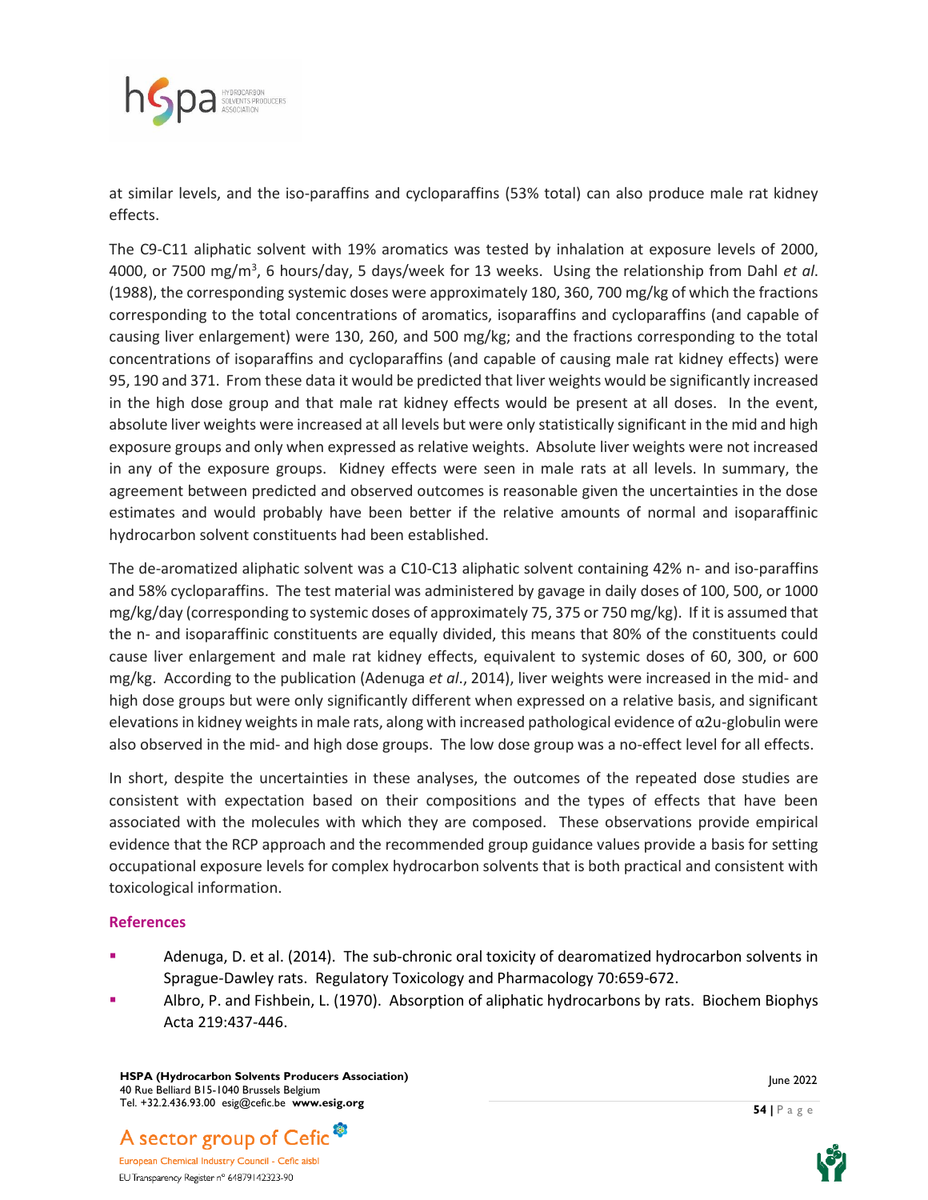at similar levels, and the iso-paraffins and cycloparaffins (53% total) can also produce male rat kidney effects.

The C9-C11 aliphatic solvent with 19% aromatics was tested by inhalation at exposure levels of 2000, 4000, or 7500 mg/m$^3$, 6 hours/day, 5 days/week for 13 weeks. Using the relationship from Dahl *et al*. (1988), the corresponding systemic doses were approximately 180, 360, 700 mg/kg of which the fractions corresponding to the total concentrations of aromatics, isoparaffins and cycloparaffins (and capable of causing liver enlargement) were 130, 260, and 500 mg/kg; and the fractions corresponding to the total concentrations of isoparaffins and cycloparaffins (and capable of causing male rat kidney effects) were 95, 190 and 371. From these data it would be predicted that liver weights would be significantly increased in the high dose group and that male rat kidney effects would be present at all doses. In the event, absolute liver weights were increased at all levels but were only statistically significant in the mid and high exposure groups and only when expressed as relative weights. Absolute liver weights were not increased in any of the exposure groups. Kidney effects were seen in male rats at all levels. In summary, the agreement between predicted and observed outcomes is reasonable given the uncertainties in the dose estimates and would probably have been better if the relative amounts of normal and isoparaffinic hydrocarbon solvent constituents had been established.

The de-aromatized aliphatic solvent was a C10-C13 aliphatic solvent containing 42% n- and iso-paraffins and 58% cycloparaffins. The test material was administered by gavage in daily doses of 100, 500, or 1000 mg/kg/day (corresponding to systemic doses of approximately 75, 375 or 750 mg/kg). If it is assumed that the n- and isoparaffinic constituents are equally divided, this means that 80% of the constituents could cause liver enlargement and male rat kidney effects, equivalent to systemic doses of 60, 300, or 600 mg/kg. According to the publication (Adenuga *et al*., 2014), liver weights were increased in the mid- and high dose groups but were only significantly different when expressed on a relative basis, and significant elevations in kidney weights in male rats, along with increased pathological evidence of α2u-globulin were also observed in the mid- and high dose groups. The low dose group was a no-effect level for all effects.

In short, despite the uncertainties in these analyses, the outcomes of the repeated dose studies are consistent with expectation based on their compositions and the types of effects that have been associated with the molecules with which they are composed. These observations provide empirical evidence that the RCP approach and the recommended group guidance values provide a basis for setting occupational exposure levels for complex hydrocarbon solvents that is both practical and consistent with toxicological information.

## References

- Adenuga, D. et al. (2014). The sub-chronic oral toxicity of dearomatized hydrocarbon solvents in Sprague-Dawley rats. Regulatory Toxicology and Pharmacology 70:659-672.
- Albro, P. and Fishbein, L. (1970). Absorption of aliphatic hydrocarbons by rats. Biochem Biophys Acta 219:437-446.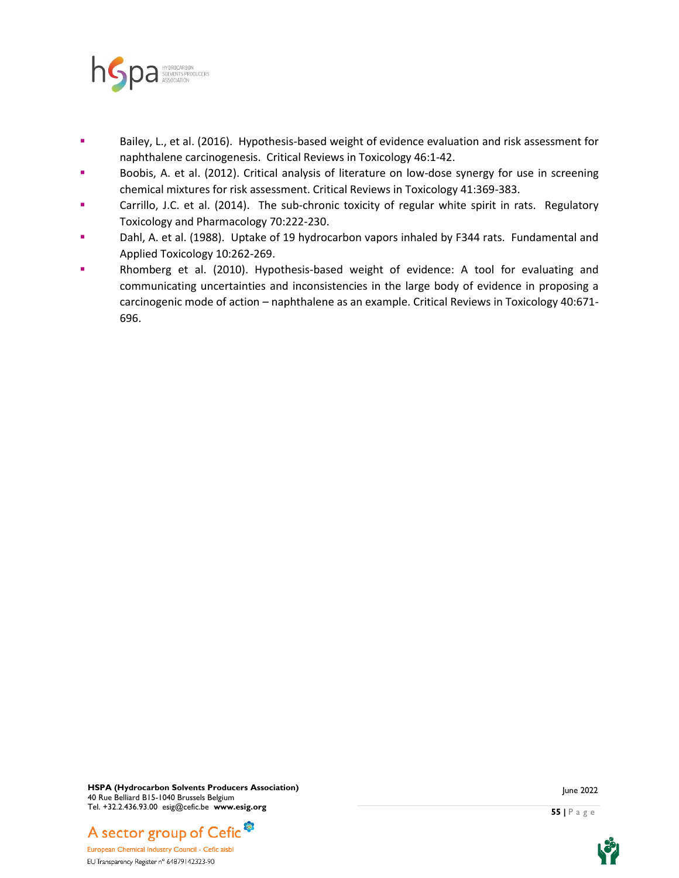- Bailey, L., et al. (2016). Hypothesis-based weight of evidence evaluation and risk assessment for naphthalene carcinogenesis. Critical Reviews in Toxicology 46:1-42.
- Boobis, A. et al. (2012). Critical analysis of literature on low-dose synergy for use in screening chemical mixtures for risk assessment. Critical Reviews in Toxicology 41:369-383.
- Carrillo, J.C. et al. (2014). The sub-chronic toxicity of regular white spirit in rats. Regulatory Toxicology and Pharmacology 70:222-230.
- Dahl, A. et al. (1988). Uptake of 19 hydrocarbon vapors inhaled by F344 rats. Fundamental and Applied Toxicology 10:262-269.
- Rhomberg et al. (2010). Hypothesis-based weight of evidence: A tool for evaluating and communicating uncertainties and inconsistencies in the large body of evidence in proposing a carcinogenic mode of action – naphthalene as an example. Critical Reviews in Toxicology 40:671-696.